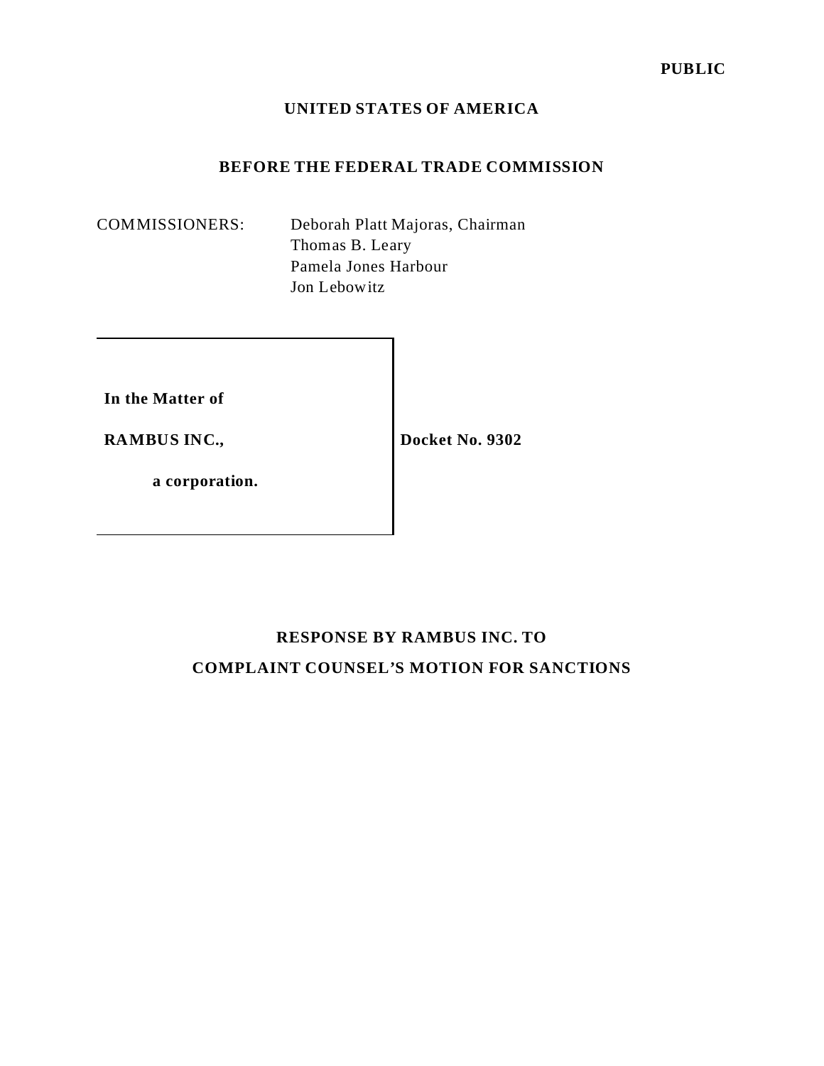**PUBLIC**

**UNITED STATES OF AMERICA**

**BEFORE THE FEDERAL TRADE COMMISSION**

COMMISSIONERS: Deborah Platt Majoras, Chairman
Thomas B. Leary
Pamela Jones Harbour
Jon Leibowitz

| | |
|---|---|
| **In the Matter of**<br><br>**RAMBUS INC.,**<br><br>**a corporation.** | **Docket No. 9302** |

**RESPONSE BY RAMBUS INC. TO**

**COMPLAINT COUNSEL'S MOTION FOR SANCTIONS**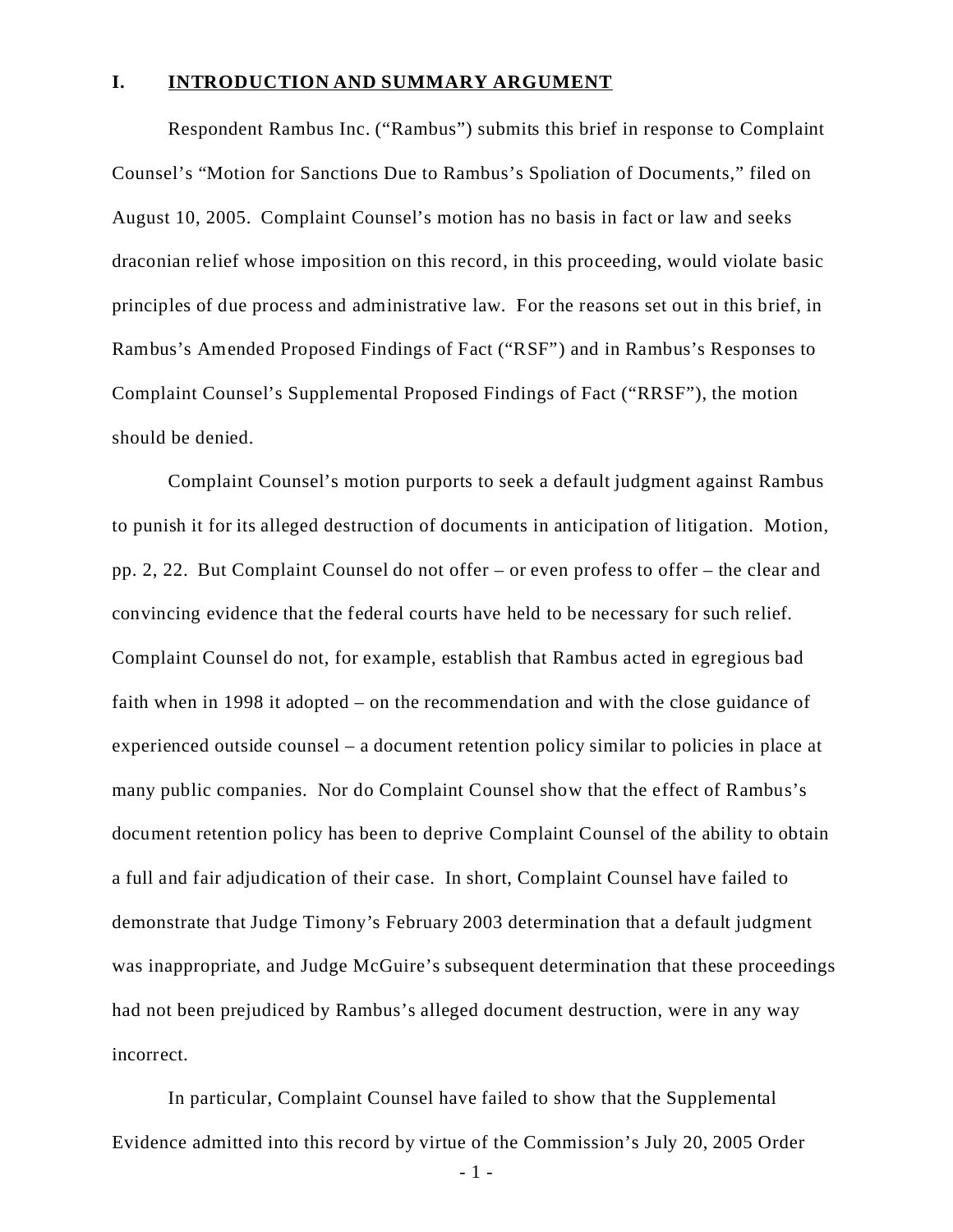## I. INTRODUCTION AND SUMMARY ARGUMENT

Respondent Rambus Inc. ("Rambus") submits this brief in response to Complaint Counsel's "Motion for Sanctions Due to Rambus's Spoliation of Documents," filed on August 10, 2005. Complaint Counsel's motion has no basis in fact or law and seeks draconian relief whose imposition on this record, in this proceeding, would violate basic principles of due process and administrative law. For the reasons set out in this brief, in Rambus's Amended Proposed Findings of Fact ("RSF") and in Rambus's Responses to Complaint Counsel's Supplemental Proposed Findings of Fact ("RRSF"), the motion should be denied.

Complaint Counsel's motion purports to seek a default judgment against Rambus to punish it for its alleged destruction of documents in anticipation of litigation. Motion, pp. 2, 22. But Complaint Counsel do not offer – or even profess to offer – the clear and convincing evidence that the federal courts have held to be necessary for such relief. Complaint Counsel do not, for example, establish that Rambus acted in egregious bad faith when in 1998 it adopted – on the recommendation and with the close guidance of experienced outside counsel – a document retention policy similar to policies in place at many public companies. Nor do Complaint Counsel show that the effect of Rambus's document retention policy has been to deprive Complaint Counsel of the ability to obtain a full and fair adjudication of their case. In short, Complaint Counsel have failed to demonstrate that Judge Timony's February 2003 determination that a default judgment was inappropriate, and Judge McGuire's subsequent determination that these proceedings had not been prejudiced by Rambus's alleged document destruction, were in any way incorrect.

In particular, Complaint Counsel have failed to show that the Supplemental Evidence admitted into this record by virtue of the Commission's July 20, 2005 Order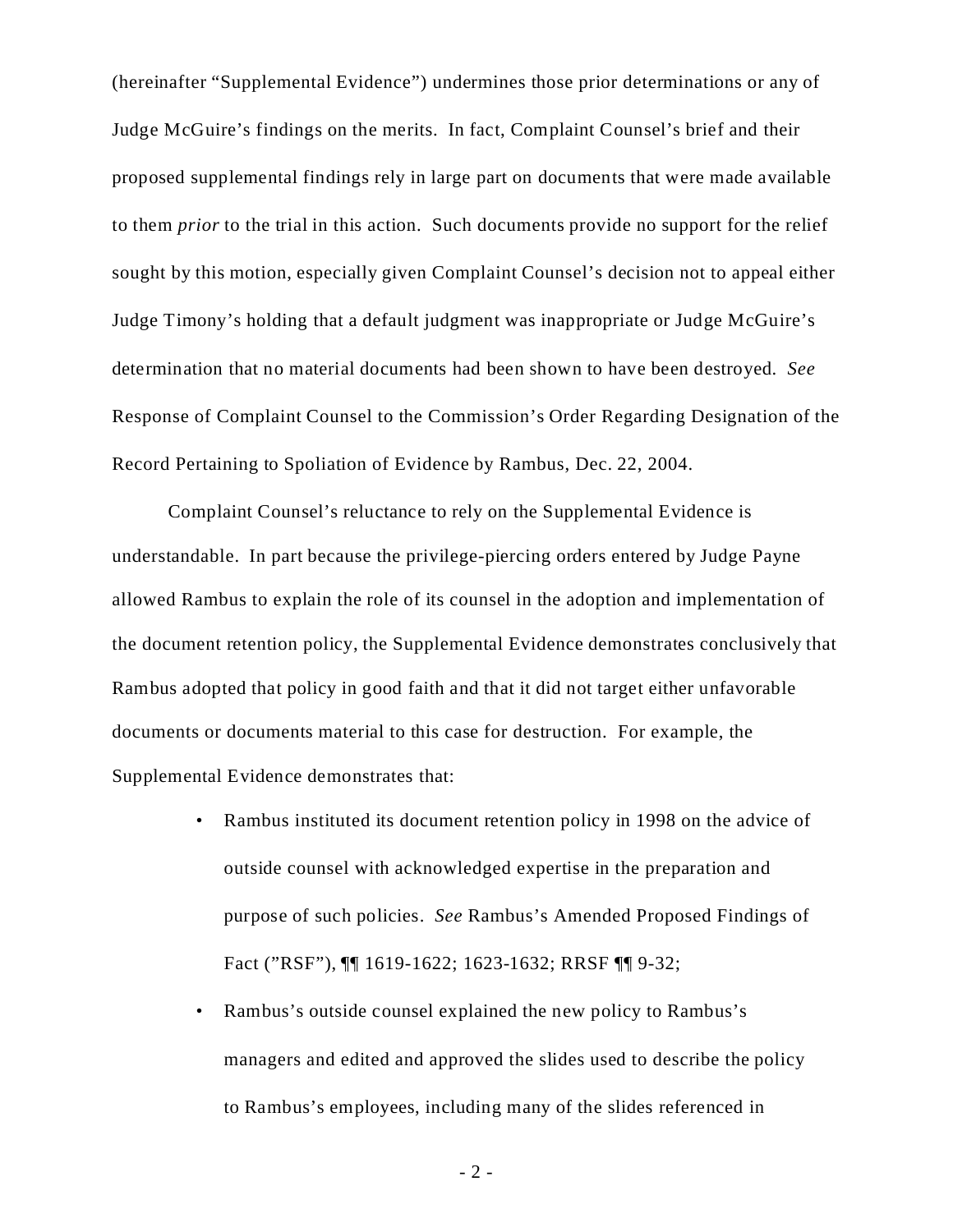(hereinafter "Supplemental Evidence") undermines those prior determinations or any of Judge McGuire's findings on the merits. In fact, Complaint Counsel's brief and their proposed supplemental findings rely in large part on documents that were made available to them *prior* to the trial in this action. Such documents provide no support for the relief sought by this motion, especially given Complaint Counsel's decision not to appeal either Judge Timony's holding that a default judgment was inappropriate or Judge McGuire's determination that no material documents had been shown to have been destroyed. *See* Response of Complaint Counsel to the Commission's Order Regarding Designation of the Record Pertaining to Spoliation of Evidence by Rambus, Dec. 22, 2004.

Complaint Counsel's reluctance to rely on the Supplemental Evidence is understandable. In part because the privilege-piercing orders entered by Judge Payne allowed Rambus to explain the role of its counsel in the adoption and implementation of the document retention policy, the Supplemental Evidence demonstrates conclusively that Rambus adopted that policy in good faith and that it did not target either unfavorable documents or documents material to this case for destruction. For example, the Supplemental Evidence demonstrates that:

- Rambus instituted its document retention policy in 1998 on the advice of outside counsel with acknowledged expertise in the preparation and purpose of such policies. *See* Rambus's Amended Proposed Findings of Fact ("RSF"), ¶¶ 1619-1622; 1623-1632; RRSF ¶¶ 9-32;
- Rambus's outside counsel explained the new policy to Rambus's managers and edited and approved the slides used to describe the policy to Rambus's employees, including many of the slides referenced in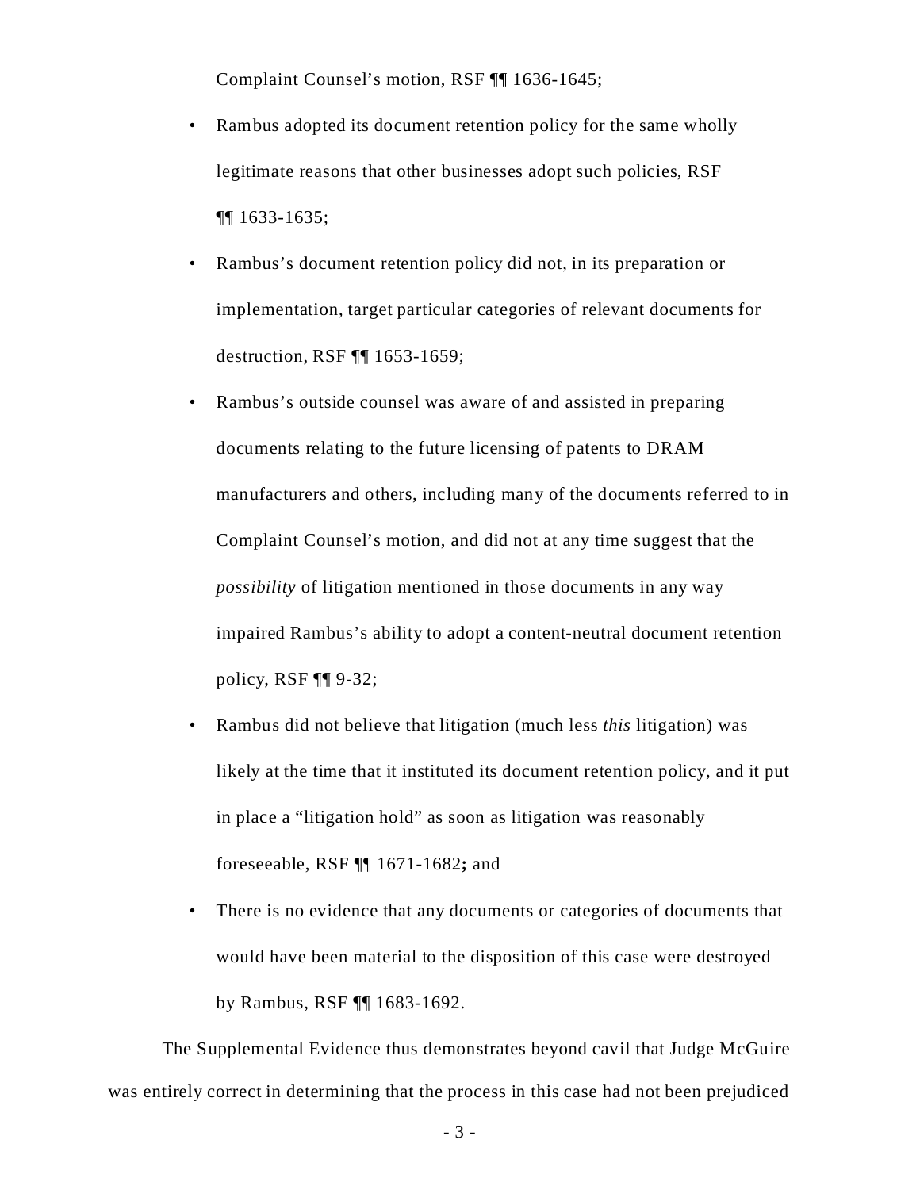Complaint Counsel's motion, RSF ¶¶ 1636-1645;

- Rambus adopted its document retention policy for the same wholly legitimate reasons that other businesses adopt such policies, RSF ¶¶ 1633-1635;
- Rambus's document retention policy did not, in its preparation or implementation, target particular categories of relevant documents for destruction, RSF ¶¶ 1653-1659;
- Rambus's outside counsel was aware of and assisted in preparing documents relating to the future licensing of patents to DRAM manufacturers and others, including many of the documents referred to in Complaint Counsel's motion, and did not at any time suggest that the *possibility* of litigation mentioned in those documents in any way impaired Rambus's ability to adopt a content-neutral document retention policy, RSF ¶¶ 9-32;
- Rambus did not believe that litigation (much less *this* litigation) was likely at the time that it instituted its document retention policy, and it put in place a "litigation hold" as soon as litigation was reasonably foreseeable, RSF ¶¶ 1671-1682**;** and
- There is no evidence that any documents or categories of documents that would have been material to the disposition of this case were destroyed by Rambus, RSF ¶¶ 1683-1692.

The Supplemental Evidence thus demonstrates beyond cavil that Judge McGuire was entirely correct in determining that the process in this case had not been prejudiced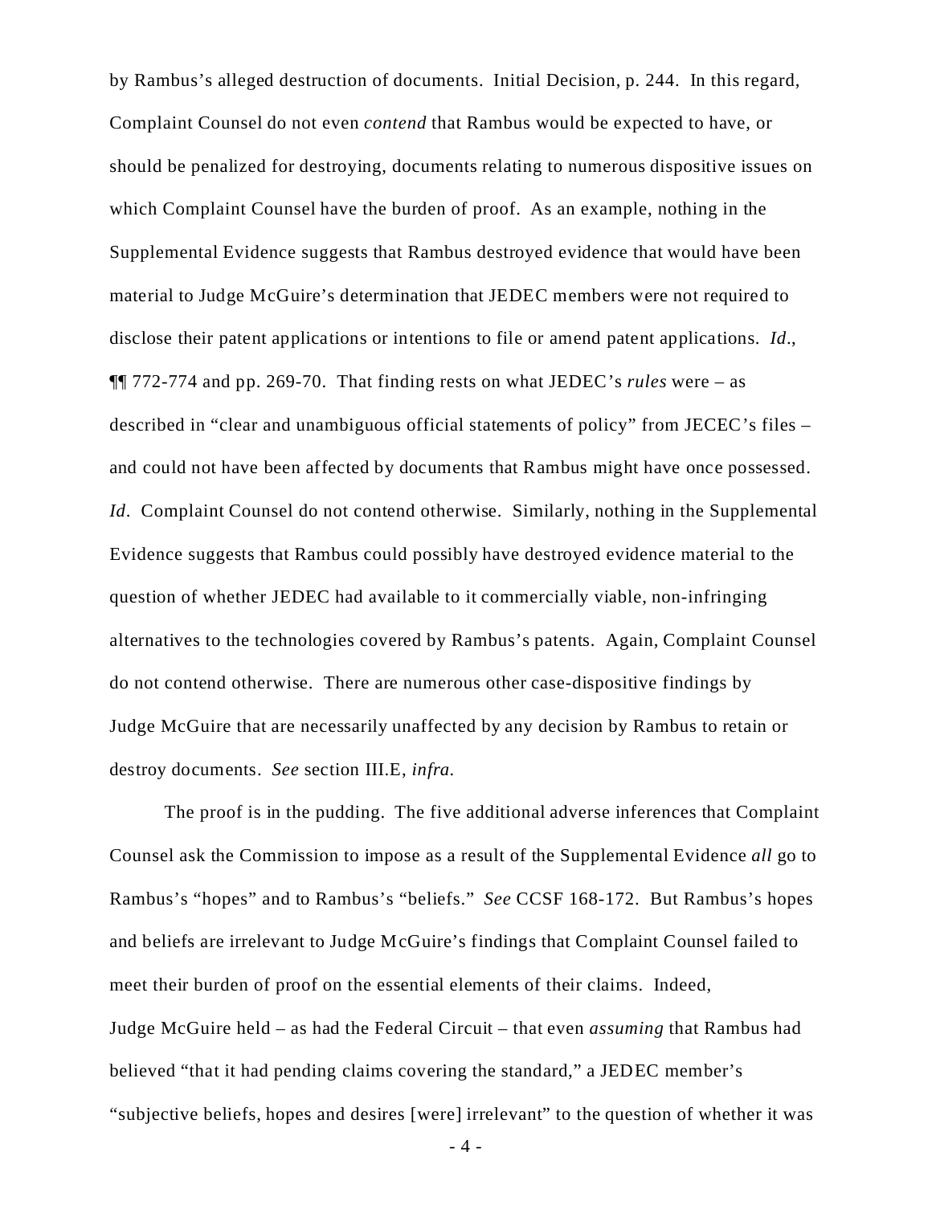by Rambus's alleged destruction of documents. Initial Decision, p. 244. In this regard, Complaint Counsel do not even *contend* that Rambus would be expected to have, or should be penalized for destroying, documents relating to numerous dispositive issues on which Complaint Counsel have the burden of proof. As an example, nothing in the Supplemental Evidence suggests that Rambus destroyed evidence that would have been material to Judge McGuire's determination that JEDEC members were not required to disclose their patent applications or intentions to file or amend patent applications. *Id*., ¶¶ 772-774 and pp. 269-70. That finding rests on what JEDEC's *rules* were – as described in "clear and unambiguous official statements of policy" from JECEC's files – and could not have been affected by documents that Rambus might have once possessed. *Id*. Complaint Counsel do not contend otherwise. Similarly, nothing in the Supplemental Evidence suggests that Rambus could possibly have destroyed evidence material to the question of whether JEDEC had available to it commercially viable, non-infringing alternatives to the technologies covered by Rambus's patents. Again, Complaint Counsel do not contend otherwise. There are numerous other case-dispositive findings by Judge McGuire that are necessarily unaffected by any decision by Rambus to retain or destroy documents. *See* section III.E, *infra*.

The proof is in the pudding. The five additional adverse inferences that Complaint Counsel ask the Commission to impose as a result of the Supplemental Evidence *all* go to Rambus's "hopes" and to Rambus's "beliefs." *See* CCSF 168-172. But Rambus's hopes and beliefs are irrelevant to Judge McGuire's findings that Complaint Counsel failed to meet their burden of proof on the essential elements of their claims. Indeed, Judge McGuire held – as had the Federal Circuit – that even *assuming* that Rambus had believed "that it had pending claims covering the standard," a JEDEC member's "subjective beliefs, hopes and desires [were] irrelevant" to the question of whether it was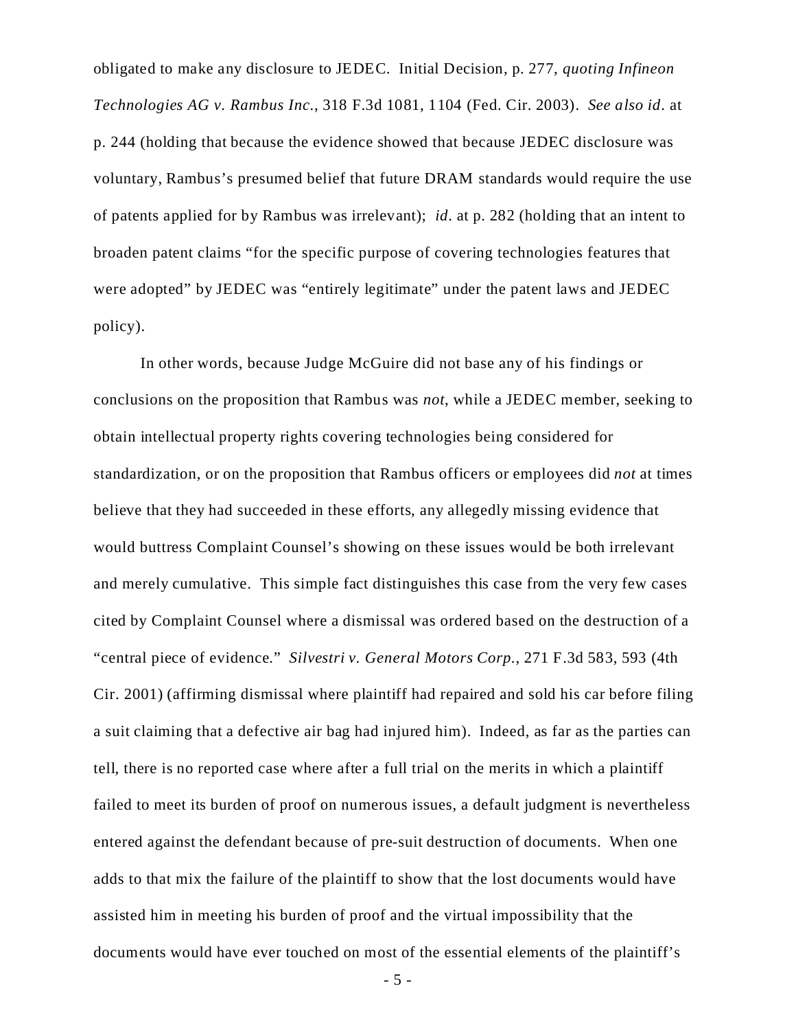obligated to make any disclosure to JEDEC. Initial Decision, p. 277, *quoting Infineon Technologies AG v. Rambus Inc.*, 318 F.3d 1081, 1104 (Fed. Cir. 2003). *See also id.* at p. 244 (holding that because the evidence showed that because JEDEC disclosure was voluntary, Rambus's presumed belief that future DRAM standards would require the use of patents applied for by Rambus was irrelevant); *id.* at p. 282 (holding that an intent to broaden patent claims "for the specific purpose of covering technologies features that were adopted" by JEDEC was "entirely legitimate" under the patent laws and JEDEC policy).

In other words, because Judge McGuire did not base any of his findings or conclusions on the proposition that Rambus was *not*, while a JEDEC member, seeking to obtain intellectual property rights covering technologies being considered for standardization, or on the proposition that Rambus officers or employees did *not* at times believe that they had succeeded in these efforts, any allegedly missing evidence that would buttress Complaint Counsel's showing on these issues would be both irrelevant and merely cumulative. This simple fact distinguishes this case from the very few cases cited by Complaint Counsel where a dismissal was ordered based on the destruction of a "central piece of evidence." *Silvestri v. General Motors Corp.*, 271 F.3d 583, 593 (4th Cir. 2001) (affirming dismissal where plaintiff had repaired and sold his car before filing a suit claiming that a defective air bag had injured him). Indeed, as far as the parties can tell, there is no reported case where after a full trial on the merits in which a plaintiff failed to meet its burden of proof on numerous issues, a default judgment is nevertheless entered against the defendant because of pre-suit destruction of documents. When one adds to that mix the failure of the plaintiff to show that the lost documents would have assisted him in meeting his burden of proof and the virtual impossibility that the documents would have ever touched on most of the essential elements of the plaintiff's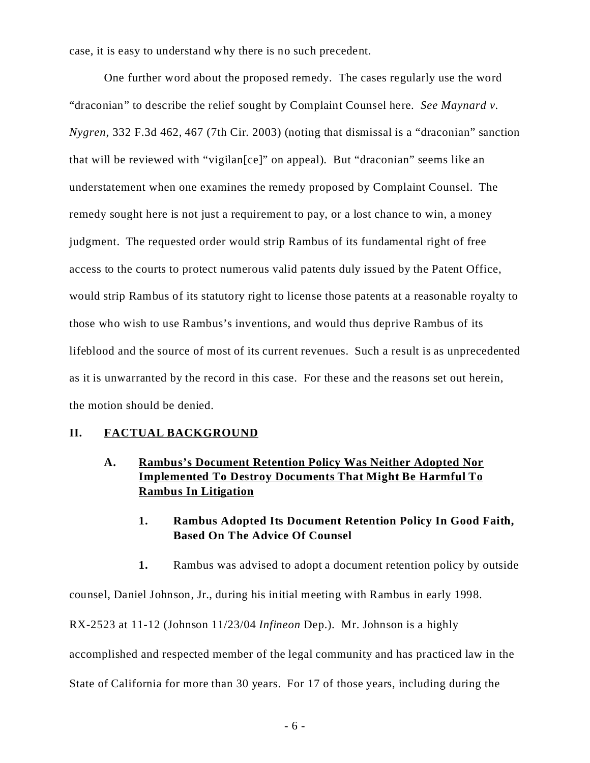case, it is easy to understand why there is no such precedent.

One further word about the proposed remedy. The cases regularly use the word "draconian" to describe the relief sought by Complaint Counsel here. *See Maynard v. Nygren*, 332 F.3d 462, 467 (7th Cir. 2003) (noting that dismissal is a "draconian" sanction that will be reviewed with "vigilan[ce]" on appeal). But "draconian" seems like an understatement when one examines the remedy proposed by Complaint Counsel. The remedy sought here is not just a requirement to pay, or a lost chance to win, a money judgment. The requested order would strip Rambus of its fundamental right of free access to the courts to protect numerous valid patents duly issued by the Patent Office, would strip Rambus of its statutory right to license those patents at a reasonable royalty to those who wish to use Rambus's inventions, and would thus deprive Rambus of its lifeblood and the source of most of its current revenues. Such a result is as unprecedented as it is unwarranted by the record in this case. For these and the reasons set out herein, the motion should be denied.

## II. FACTUAL BACKGROUND

### A. Rambus's Document Retention Policy Was Neither Adopted Nor Implemented To Destroy Documents That Might Be Harmful To Rambus In Litigation

#### 1. Rambus Adopted Its Document Retention Policy In Good Faith, Based On The Advice Of Counsel

**1.** Rambus was advised to adopt a document retention policy by outside counsel, Daniel Johnson, Jr., during his initial meeting with Rambus in early 1998. RX-2523 at 11-12 (Johnson 11/23/04 *Infineon* Dep.). Mr. Johnson is a highly accomplished and respected member of the legal community and has practiced law in the State of California for more than 30 years. For 17 of those years, including during the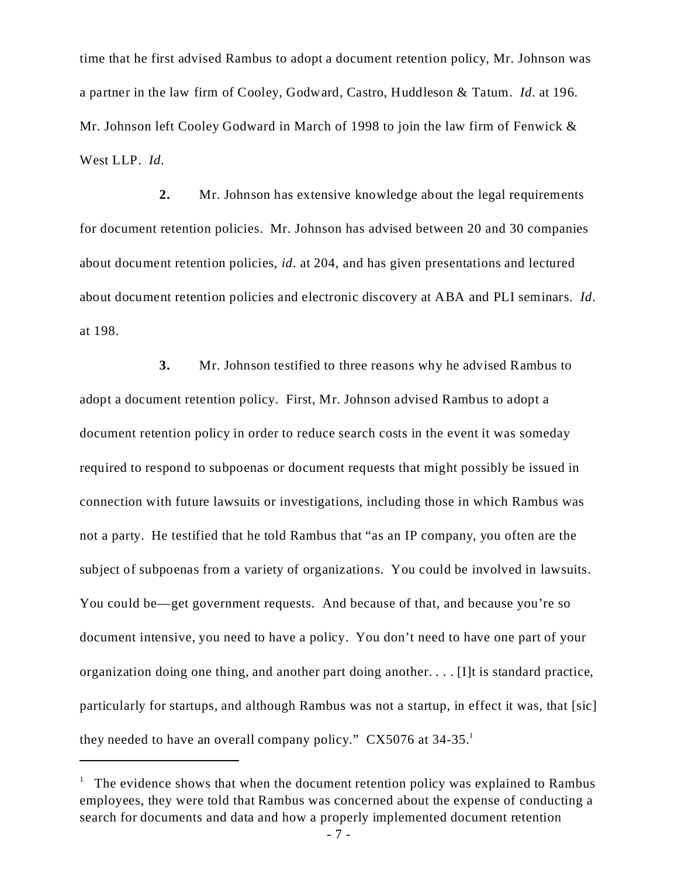time that he first advised Rambus to adopt a document retention policy, Mr. Johnson was a partner in the law firm of Cooley, Godward, Castro, Huddleson & Tatum. *Id.* at 196. Mr. Johnson left Cooley Godward in March of 1998 to join the law firm of Fenwick & West LLP. *Id.*

**2.** Mr. Johnson has extensive knowledge about the legal requirements for document retention policies. Mr. Johnson has advised between 20 and 30 companies about document retention policies, *id.* at 204, and has given presentations and lectured about document retention policies and electronic discovery at ABA and PLI seminars. *Id.* at 198.

**3.** Mr. Johnson testified to three reasons why he advised Rambus to adopt a document retention policy. First, Mr. Johnson advised Rambus to adopt a document retention policy in order to reduce search costs in the event it was someday required to respond to subpoenas or document requests that might possibly be issued in connection with future lawsuits or investigations, including those in which Rambus was not a party. He testified that he told Rambus that "as an IP company, you often are the subject of subpoenas from a variety of organizations. You could be involved in lawsuits. You could be—get government requests. And because of that, and because you're so document intensive, you need to have a policy. You don't need to have one part of your organization doing one thing, and another part doing another. . . . [I]t is standard practice, particularly for startups, and although Rambus was not a startup, in effect it was, that [sic] they needed to have an overall company policy." CX5076 at 34-35.[1]

[1] The evidence shows that when the document retention policy was explained to Rambus employees, they were told that Rambus was concerned about the expense of conducting a search for documents and data and how a properly implemented document retention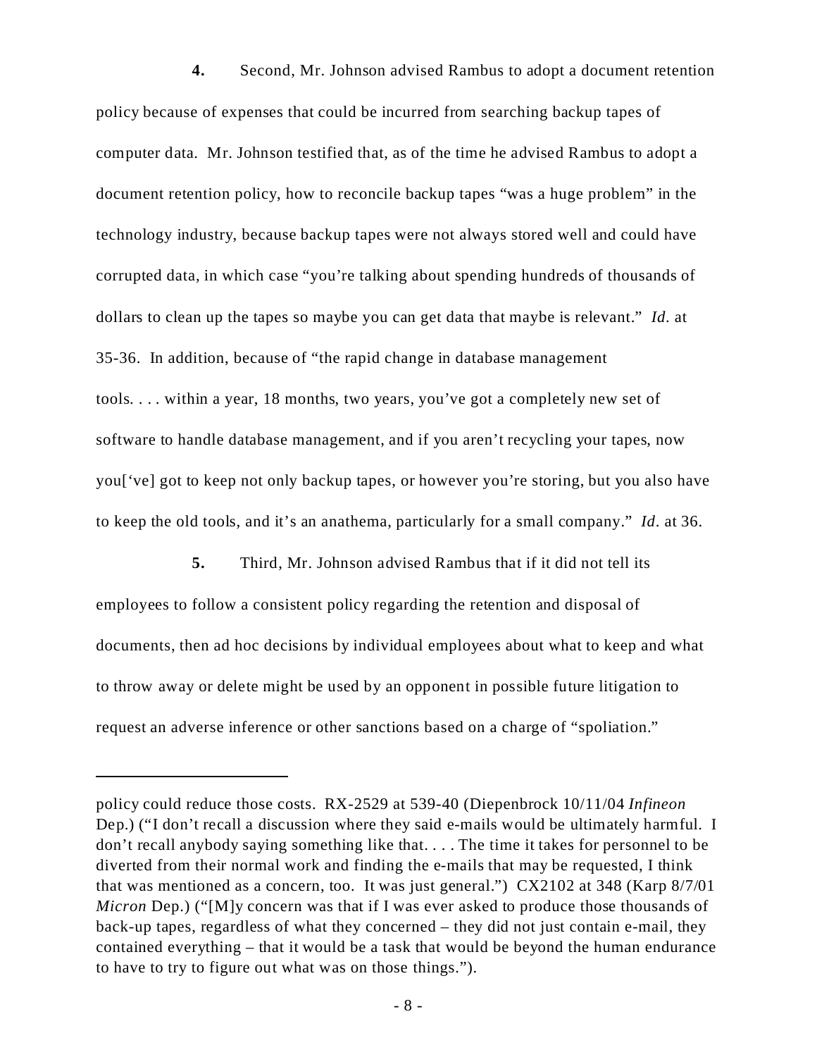**4.** Second, Mr. Johnson advised Rambus to adopt a document retention policy because of expenses that could be incurred from searching backup tapes of computer data. Mr. Johnson testified that, as of the time he advised Rambus to adopt a document retention policy, how to reconcile backup tapes "was a huge problem" in the technology industry, because backup tapes were not always stored well and could have corrupted data, in which case "you're talking about spending hundreds of thousands of dollars to clean up the tapes so maybe you can get data that maybe is relevant." *Id.* at 35-36. In addition, because of "the rapid change in database management tools. . . . within a year, 18 months, two years, you've got a completely new set of software to handle database management, and if you aren't recycling your tapes, now you['ve] got to keep not only backup tapes, or however you're storing, but you also have to keep the old tools, and it's an anathema, particularly for a small company." *Id.* at 36.

**5.** Third, Mr. Johnson advised Rambus that if it did not tell its employees to follow a consistent policy regarding the retention and disposal of documents, then ad hoc decisions by individual employees about what to keep and what to throw away or delete might be used by an opponent in possible future litigation to request an adverse inference or other sanctions based on a charge of "spoliation."

---

policy could reduce those costs. RX-2529 at 539-40 (Diepenbrock 10/11/04 *Infineon* Dep.) ("I don't recall a discussion where they said e-mails would be ultimately harmful. I don't recall anybody saying something like that. . . . The time it takes for personnel to be diverted from their normal work and finding the e-mails that may be requested, I think that was mentioned as a concern, too. It was just general.") CX2102 at 348 (Karp 8/7/01 *Micron* Dep.) ("[M]y concern was that if I was ever asked to produce those thousands of back-up tapes, regardless of what they concerned – they did not just contain e-mail, they contained everything – that it would be a task that would be beyond the human endurance to have to try to figure out what was on those things.").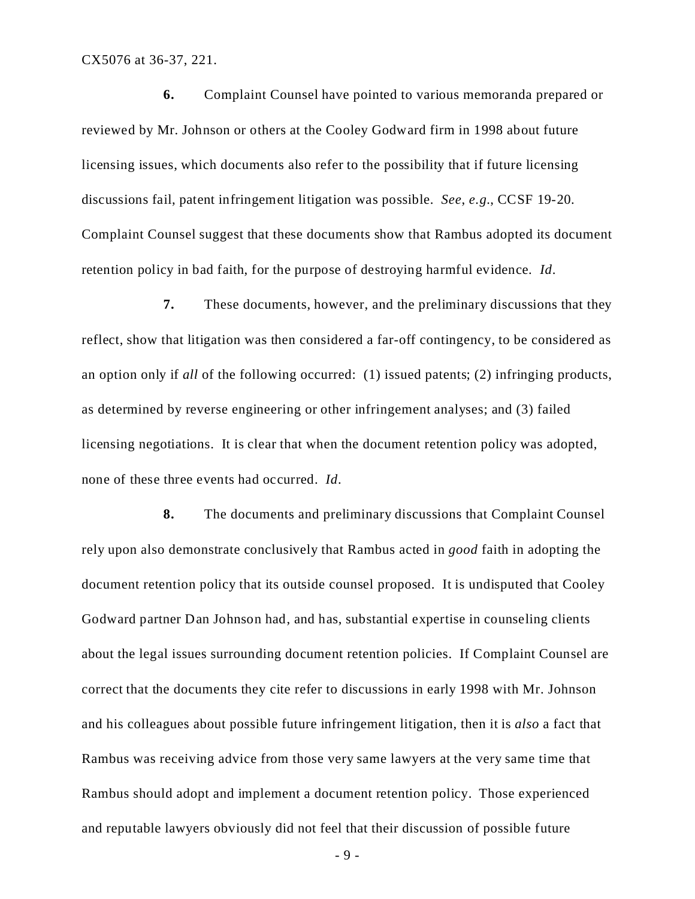CX5076 at 36-37, 221.

**6.** Complaint Counsel have pointed to various memoranda prepared or reviewed by Mr. Johnson or others at the Cooley Godward firm in 1998 about future licensing issues, which documents also refer to the possibility that if future licensing discussions fail, patent infringement litigation was possible. *See*, *e.g.*, CCSF 19-20. Complaint Counsel suggest that these documents show that Rambus adopted its document retention policy in bad faith, for the purpose of destroying harmful evidence. *Id*.

**7.** These documents, however, and the preliminary discussions that they reflect, show that litigation was then considered a far-off contingency, to be considered as an option only if *all* of the following occurred: (1) issued patents; (2) infringing products, as determined by reverse engineering or other infringement analyses; and (3) failed licensing negotiations. It is clear that when the document retention policy was adopted, none of these three events had occurred. *Id*.

**8.** The documents and preliminary discussions that Complaint Counsel rely upon also demonstrate conclusively that Rambus acted in *good* faith in adopting the document retention policy that its outside counsel proposed. It is undisputed that Cooley Godward partner Dan Johnson had, and has, substantial expertise in counseling clients about the legal issues surrounding document retention policies. If Complaint Counsel are correct that the documents they cite refer to discussions in early 1998 with Mr. Johnson and his colleagues about possible future infringement litigation, then it is *also* a fact that Rambus was receiving advice from those very same lawyers at the very same time that Rambus should adopt and implement a document retention policy. Those experienced and reputable lawyers obviously did not feel that their discussion of possible future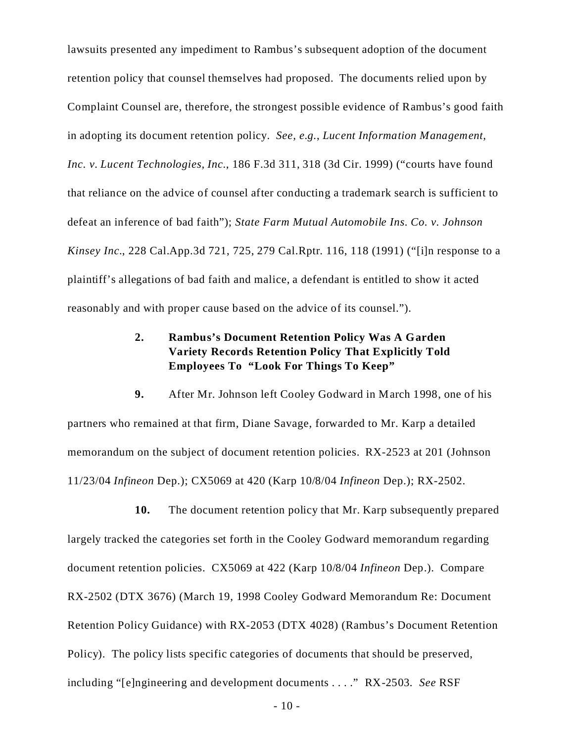lawsuits presented any impediment to Rambus's subsequent adoption of the document retention policy that counsel themselves had proposed. The documents relied upon by Complaint Counsel are, therefore, the strongest possible evidence of Rambus's good faith in adopting its document retention policy. *See, e.g.*, *Lucent Information Management, Inc. v. Lucent Technologies, Inc.*, 186 F.3d 311, 318 (3d Cir. 1999) ("courts have found that reliance on the advice of counsel after conducting a trademark search is sufficient to defeat an inference of bad faith"); *State Farm Mutual Automobile Ins. Co. v. Johnson Kinsey Inc.*, 228 Cal.App.3d 721, 725, 279 Cal.Rptr. 116, 118 (1991) ("[i]n response to a plaintiff's allegations of bad faith and malice, a defendant is entitled to show it acted reasonably and with proper cause based on the advice of its counsel.").

### 2. Rambus's Document Retention Policy Was A Garden Variety Records Retention Policy That Explicitly Told Employees To "Look For Things To Keep"

**9.** After Mr. Johnson left Cooley Godward in March 1998, one of his partners who remained at that firm, Diane Savage, forwarded to Mr. Karp a detailed memorandum on the subject of document retention policies. RX-2523 at 201 (Johnson 11/23/04 *Infineon* Dep.); CX5069 at 420 (Karp 10/8/04 *Infineon* Dep.); RX-2502.

**10.** The document retention policy that Mr. Karp subsequently prepared largely tracked the categories set forth in the Cooley Godward memorandum regarding document retention policies. CX5069 at 422 (Karp 10/8/04 *Infineon* Dep.). Compare RX-2502 (DTX 3676) (March 19, 1998 Cooley Godward Memorandum Re: Document Retention Policy Guidance) with RX-2053 (DTX 4028) (Rambus's Document Retention Policy). The policy lists specific categories of documents that should be preserved, including "[e]ngineering and development documents . . . ." RX-2503. *See* RSF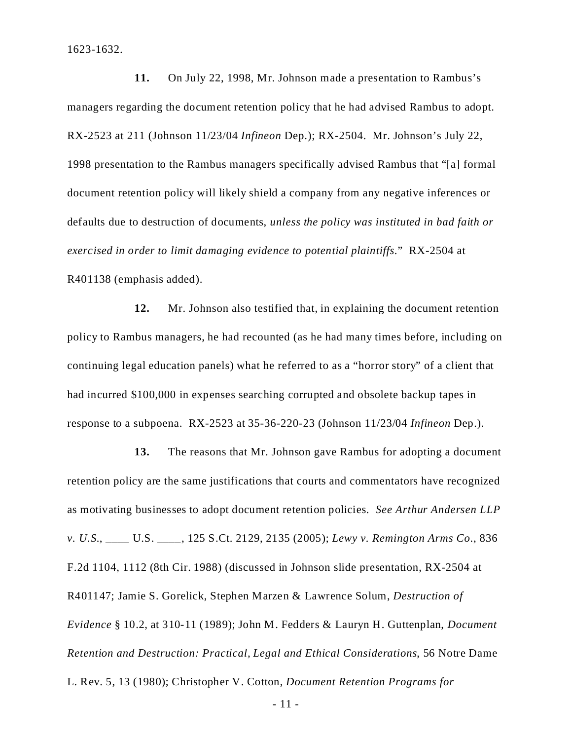1623-1632.

**11.** On July 22, 1998, Mr. Johnson made a presentation to Rambus's managers regarding the document retention policy that he had advised Rambus to adopt. RX-2523 at 211 (Johnson 11/23/04 *Infineon* Dep.); RX-2504. Mr. Johnson's July 22, 1998 presentation to the Rambus managers specifically advised Rambus that "[a] formal document retention policy will likely shield a company from any negative inferences or defaults due to destruction of documents, *unless the policy was instituted in bad faith or exercised in order to limit damaging evidence to potential plaintiffs.*" RX-2504 at R401138 (emphasis added).

**12.** Mr. Johnson also testified that, in explaining the document retention policy to Rambus managers, he had recounted (as he had many times before, including on continuing legal education panels) what he referred to as a "horror story" of a client that had incurred $100,000 in expenses searching corrupted and obsolete backup tapes in response to a subpoena. RX-2523 at 35-36-220-23 (Johnson 11/23/04 *Infineon* Dep.).

**13.** The reasons that Mr. Johnson gave Rambus for adopting a document retention policy are the same justifications that courts and commentators have recognized as motivating businesses to adopt document retention policies. *See Arthur Andersen LLP v. U.S.*, ____ U.S. ____, 125 S.Ct. 2129, 2135 (2005); *Lewy v. Remington Arms Co.*, 836 F.2d 1104, 1112 (8th Cir. 1988) (discussed in Johnson slide presentation, RX-2504 at R401147; Jamie S. Gorelick, Stephen Marzen & Lawrence Solum, *Destruction of Evidence* § 10.2, at 310-11 (1989); John M. Fedders & Lauryn H. Guttenplan, *Document Retention and Destruction: Practical, Legal and Ethical Considerations*, 56 Notre Dame L. Rev. 5, 13 (1980); Christopher V. Cotton, *Document Retention Programs for*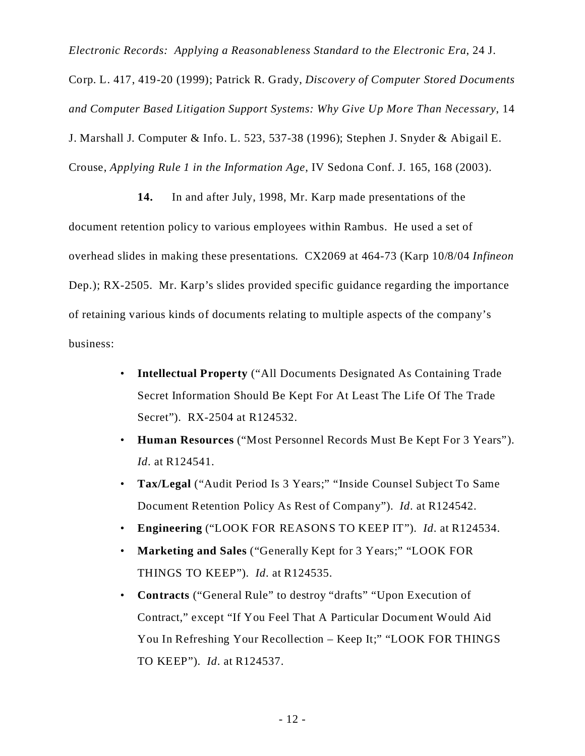*Electronic Records: Applying a Reasonableness Standard to the Electronic Era*, 24 J. Corp. L. 417, 419-20 (1999); Patrick R. Grady, *Discovery of Computer Stored Documents and Computer Based Litigation Support Systems: Why Give Up More Than Necessary*, 14 J. Marshall J. Computer & Info. L. 523, 537-38 (1996); Stephen J. Snyder & Abigail E. Crouse, *Applying Rule 1 in the Information Age*, IV Sedona Conf. J. 165, 168 (2003).

**14.** In and after July, 1998, Mr. Karp made presentations of the document retention policy to various employees within Rambus. He used a set of overhead slides in making these presentations. CX2069 at 464-73 (Karp 10/8/04 *Infineon* Dep.); RX-2505. Mr. Karp's slides provided specific guidance regarding the importance of retaining various kinds of documents relating to multiple aspects of the company's business:

- **Intellectual Property** ("All Documents Designated As Containing Trade Secret Information Should Be Kept For At Least The Life Of The Trade Secret"). RX-2504 at R124532.
- **Human Resources** ("Most Personnel Records Must Be Kept For 3 Years"). *Id*. at R124541.
- **Tax/Legal** ("Audit Period Is 3 Years;" "Inside Counsel Subject To Same Document Retention Policy As Rest of Company"). *Id*. at R124542.
- **Engineering** ("LOOK FOR REASONS TO KEEP IT"). *Id*. at R124534.
- **Marketing and Sales** ("Generally Kept for 3 Years;" "LOOK FOR THINGS TO KEEP"). *Id*. at R124535.
- **Contracts** ("General Rule" to destroy "drafts" "Upon Execution of Contract," except "If You Feel That A Particular Document Would Aid You In Refreshing Your Recollection – Keep It;" "LOOK FOR THINGS TO KEEP"). *Id*. at R124537.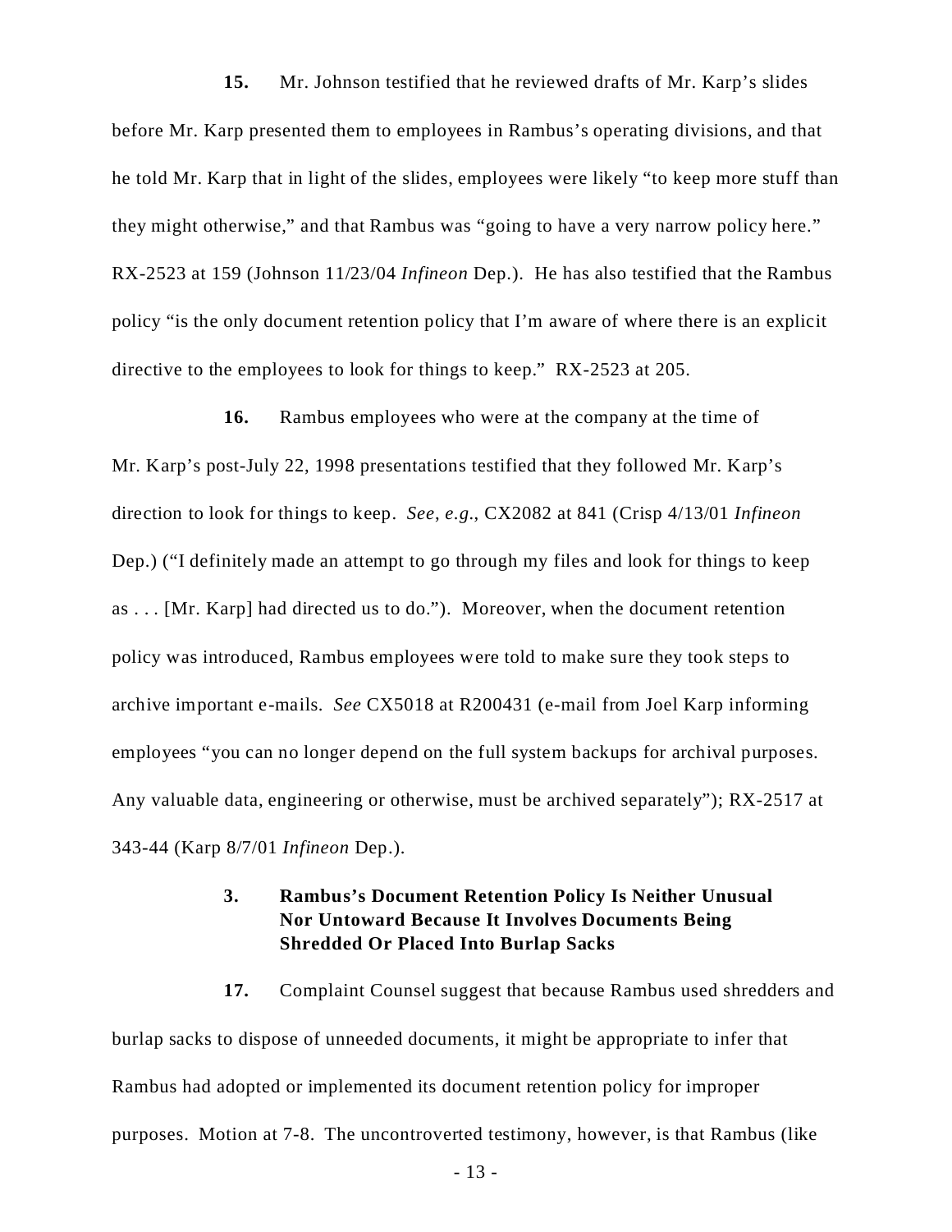**15.** Mr. Johnson testified that he reviewed drafts of Mr. Karp's slides before Mr. Karp presented them to employees in Rambus's operating divisions, and that he told Mr. Karp that in light of the slides, employees were likely "to keep more stuff than they might otherwise," and that Rambus was "going to have a very narrow policy here." RX-2523 at 159 (Johnson 11/23/04 *Infineon* Dep.). He has also testified that the Rambus policy "is the only document retention policy that I'm aware of where there is an explicit directive to the employees to look for things to keep." RX-2523 at 205.

**16.** Rambus employees who were at the company at the time of Mr. Karp's post-July 22, 1998 presentations testified that they followed Mr. Karp's direction to look for things to keep. *See, e.g.*, CX2082 at 841 (Crisp 4/13/01 *Infineon* Dep.) ("I definitely made an attempt to go through my files and look for things to keep as . . . [Mr. Karp] had directed us to do."). Moreover, when the document retention policy was introduced, Rambus employees were told to make sure they took steps to archive important e-mails. *See* CX5018 at R200431 (e-mail from Joel Karp informing employees "you can no longer depend on the full system backups for archival purposes. Any valuable data, engineering or otherwise, must be archived separately"); RX-2517 at 343-44 (Karp 8/7/01 *Infineon* Dep.).

### 3. Rambus's Document Retention Policy Is Neither Unusual Nor Untoward Because It Involves Documents Being Shredded Or Placed Into Burlap Sacks

**17.** Complaint Counsel suggest that because Rambus used shredders and burlap sacks to dispose of unneeded documents, it might be appropriate to infer that Rambus had adopted or implemented its document retention policy for improper purposes. Motion at 7-8. The uncontroverted testimony, however, is that Rambus (like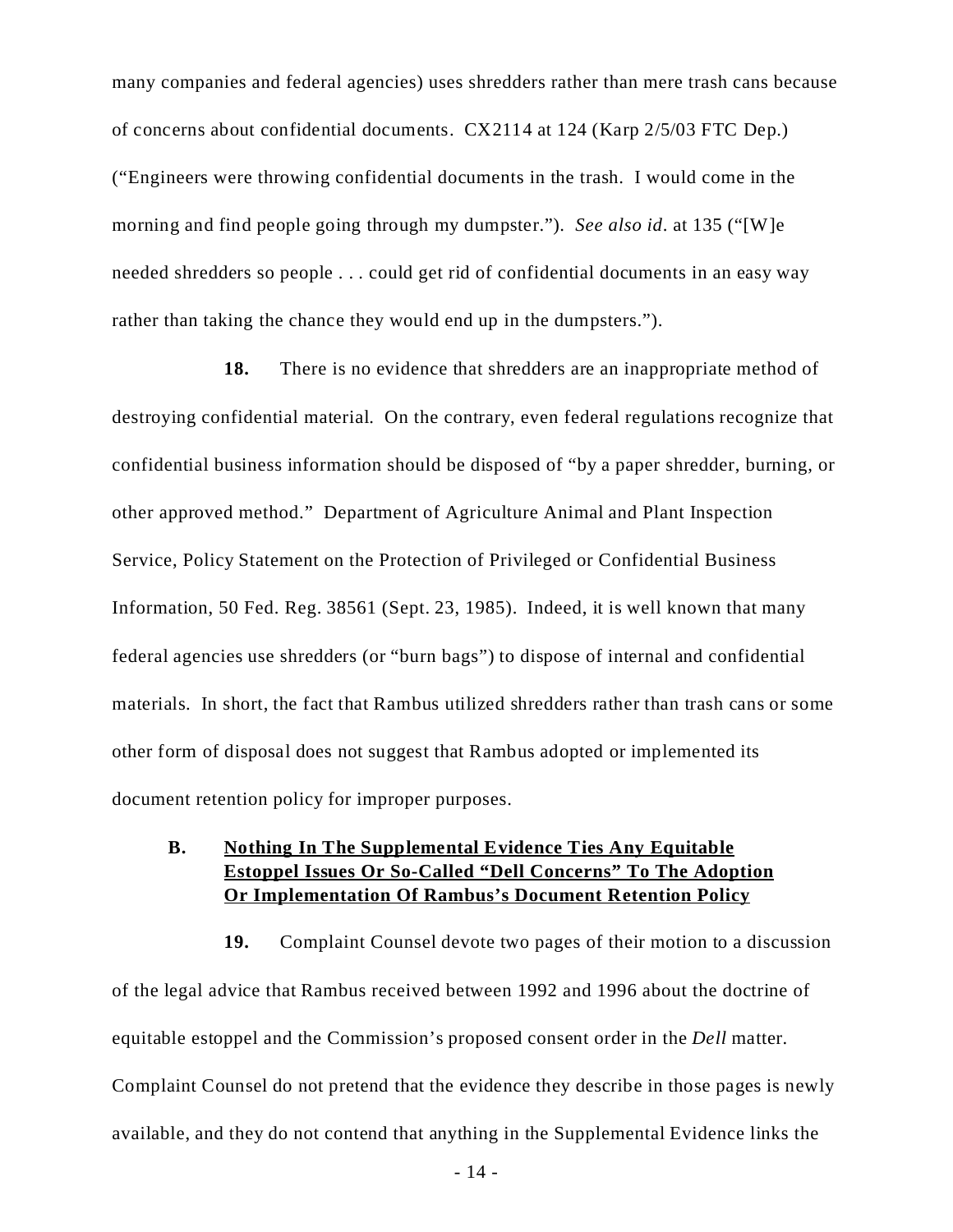many companies and federal agencies) uses shredders rather than mere trash cans because of concerns about confidential documents. CX2114 at 124 (Karp 2/5/03 FTC Dep.) ("Engineers were throwing confidential documents in the trash. I would come in the morning and find people going through my dumpster."). *See also id*. at 135 ("[W]e needed shredders so people . . . could get rid of confidential documents in an easy way rather than taking the chance they would end up in the dumpsters.").

**18.** There is no evidence that shredders are an inappropriate method of destroying confidential material. On the contrary, even federal regulations recognize that confidential business information should be disposed of "by a paper shredder, burning, or other approved method." Department of Agriculture Animal and Plant Inspection Service, Policy Statement on the Protection of Privileged or Confidential Business Information, 50 Fed. Reg. 38561 (Sept. 23, 1985). Indeed, it is well known that many federal agencies use shredders (or "burn bags") to dispose of internal and confidential materials. In short, the fact that Rambus utilized shredders rather than trash cans or some other form of disposal does not suggest that Rambus adopted or implemented its document retention policy for improper purposes.

### B. Nothing In The Supplemental Evidence Ties Any Equitable Estoppel Issues Or So-Called "Dell Concerns" To The Adoption Or Implementation Of Rambus's Document Retention Policy

**19.** Complaint Counsel devote two pages of their motion to a discussion of the legal advice that Rambus received between 1992 and 1996 about the doctrine of equitable estoppel and the Commission's proposed consent order in the *Dell* matter. Complaint Counsel do not pretend that the evidence they describe in those pages is newly available, and they do not contend that anything in the Supplemental Evidence links the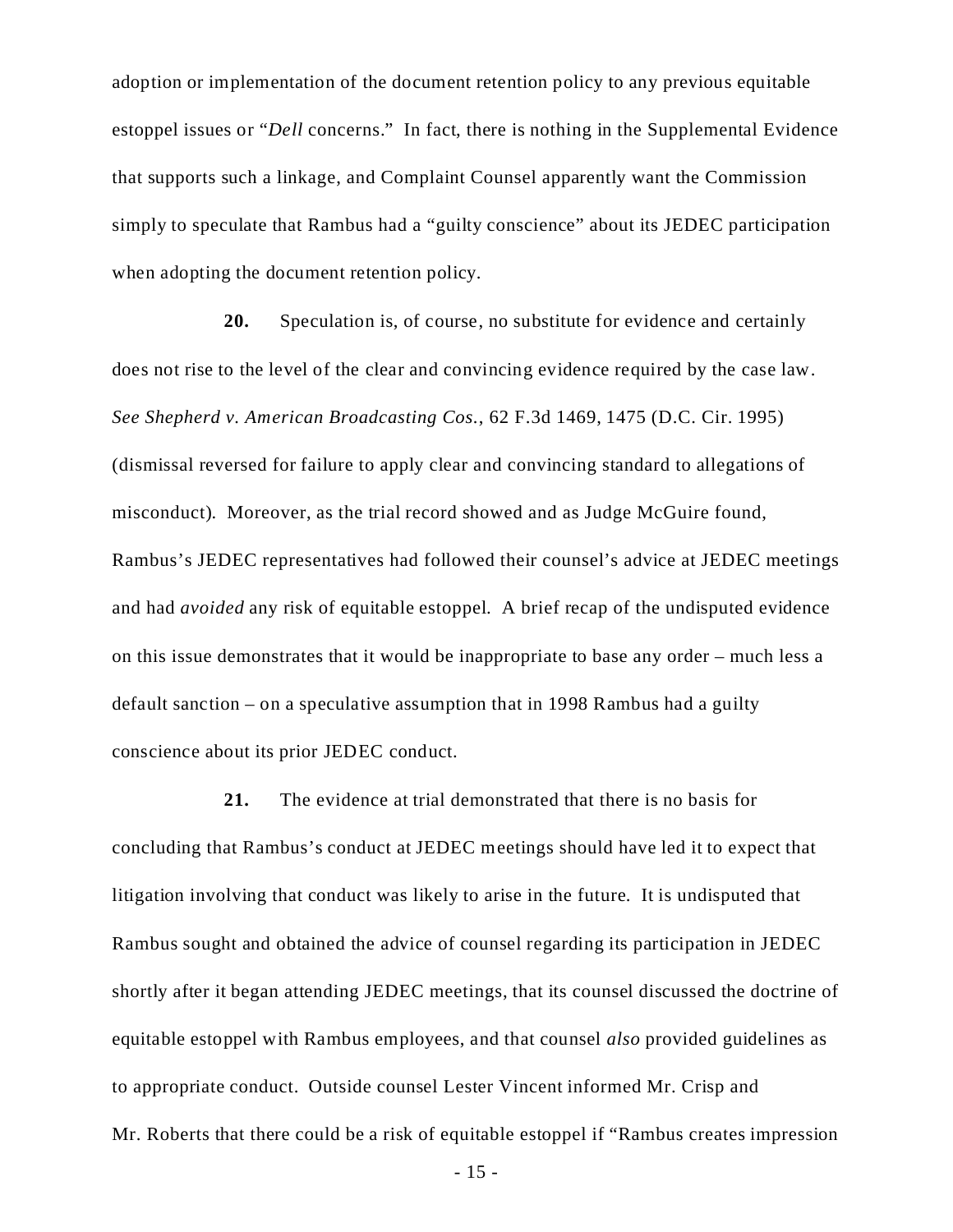adoption or implementation of the document retention policy to any previous equitable estoppel issues or "*Dell* concerns." In fact, there is nothing in the Supplemental Evidence that supports such a linkage, and Complaint Counsel apparently want the Commission simply to speculate that Rambus had a "guilty conscience" about its JEDEC participation when adopting the document retention policy.

**20.** Speculation is, of course, no substitute for evidence and certainly does not rise to the level of the clear and convincing evidence required by the case law. *See Shepherd v. American Broadcasting Cos.*, 62 F.3d 1469, 1475 (D.C. Cir. 1995) (dismissal reversed for failure to apply clear and convincing standard to allegations of misconduct). Moreover, as the trial record showed and as Judge McGuire found, Rambus's JEDEC representatives had followed their counsel's advice at JEDEC meetings and had *avoided* any risk of equitable estoppel. A brief recap of the undisputed evidence on this issue demonstrates that it would be inappropriate to base any order – much less a default sanction – on a speculative assumption that in 1998 Rambus had a guilty conscience about its prior JEDEC conduct.

**21.** The evidence at trial demonstrated that there is no basis for concluding that Rambus's conduct at JEDEC meetings should have led it to expect that litigation involving that conduct was likely to arise in the future. It is undisputed that Rambus sought and obtained the advice of counsel regarding its participation in JEDEC shortly after it began attending JEDEC meetings, that its counsel discussed the doctrine of equitable estoppel with Rambus employees, and that counsel *also* provided guidelines as to appropriate conduct. Outside counsel Lester Vincent informed Mr. Crisp and Mr. Roberts that there could be a risk of equitable estoppel if "Rambus creates impression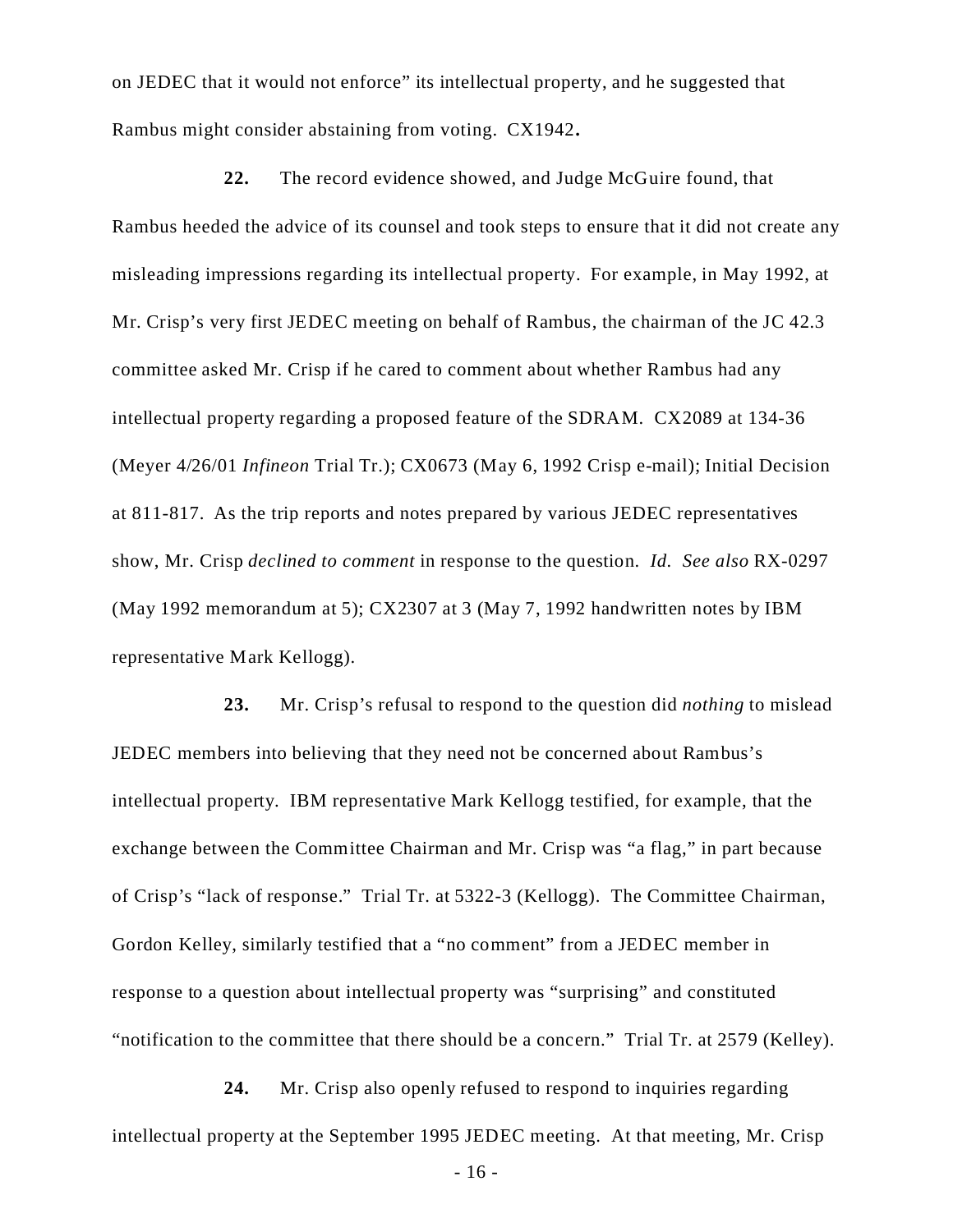on JEDEC that it would not enforce" its intellectual property, and he suggested that Rambus might consider abstaining from voting. CX1942**.**

**22.** The record evidence showed, and Judge McGuire found, that Rambus heeded the advice of its counsel and took steps to ensure that it did not create any misleading impressions regarding its intellectual property. For example, in May 1992, at Mr. Crisp's very first JEDEC meeting on behalf of Rambus, the chairman of the JC 42.3 committee asked Mr. Crisp if he cared to comment about whether Rambus had any intellectual property regarding a proposed feature of the SDRAM. CX2089 at 134-36 (Meyer 4/26/01 *Infineon* Trial Tr.); CX0673 (May 6, 1992 Crisp e-mail); Initial Decision at 811-817. As the trip reports and notes prepared by various JEDEC representatives show, Mr. Crisp *declined to comment* in response to the question. *Id. See also* RX-0297 (May 1992 memorandum at 5); CX2307 at 3 (May 7, 1992 handwritten notes by IBM representative Mark Kellogg).

**23.** Mr. Crisp's refusal to respond to the question did *nothing* to mislead JEDEC members into believing that they need not be concerned about Rambus's intellectual property. IBM representative Mark Kellogg testified, for example, that the exchange between the Committee Chairman and Mr. Crisp was "a flag," in part because of Crisp's "lack of response." Trial Tr. at 5322-3 (Kellogg). The Committee Chairman, Gordon Kelley, similarly testified that a "no comment" from a JEDEC member in response to a question about intellectual property was "surprising" and constituted "notification to the committee that there should be a concern." Trial Tr. at 2579 (Kelley).

**24.** Mr. Crisp also openly refused to respond to inquiries regarding intellectual property at the September 1995 JEDEC meeting. At that meeting, Mr. Crisp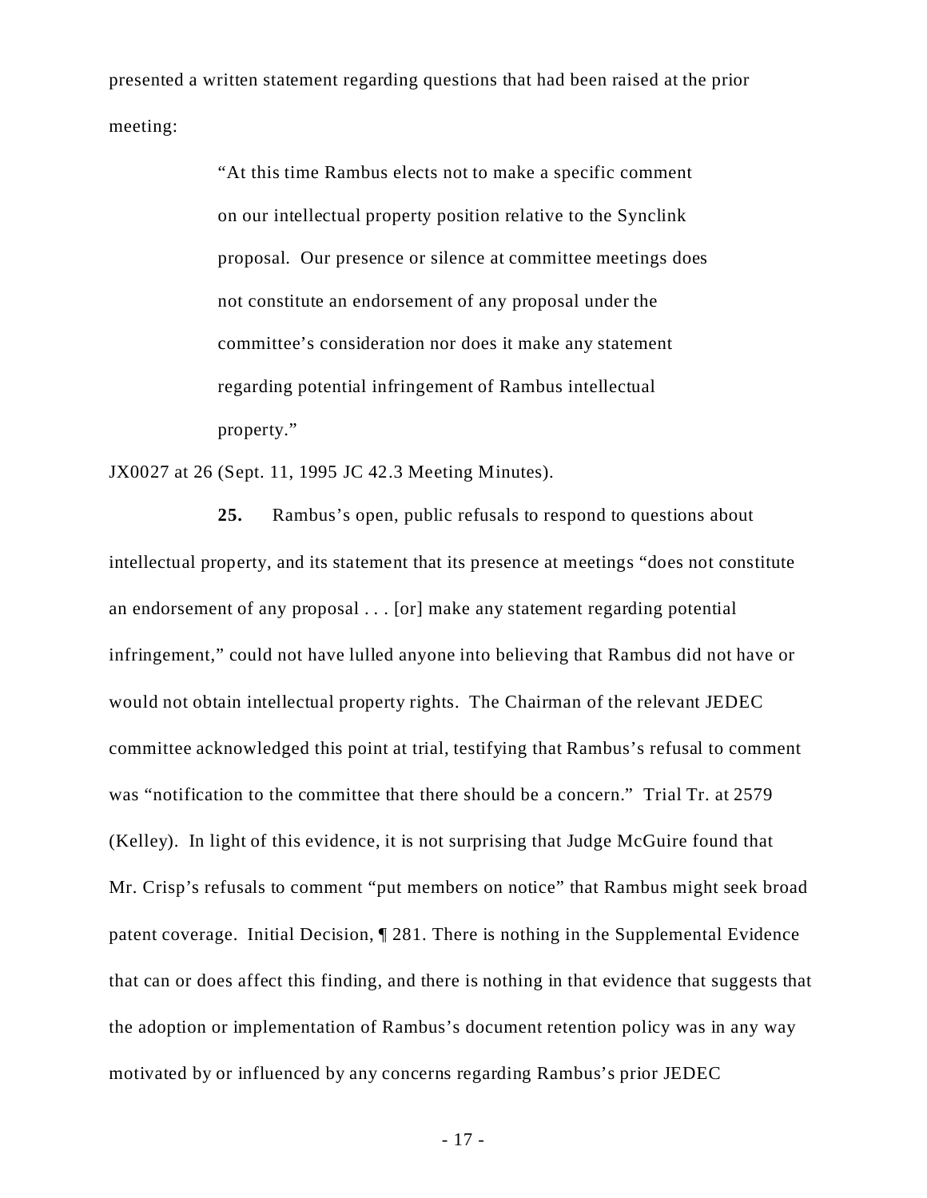presented a written statement regarding questions that had been raised at the prior meeting:

> "At this time Rambus elects not to make a specific comment on our intellectual property position relative to the Synclink proposal. Our presence or silence at committee meetings does not constitute an endorsement of any proposal under the committee's consideration nor does it make any statement regarding potential infringement of Rambus intellectual property."

JX0027 at 26 (Sept. 11, 1995 JC 42.3 Meeting Minutes).

**25.** Rambus's open, public refusals to respond to questions about intellectual property, and its statement that its presence at meetings "does not constitute an endorsement of any proposal . . . [or] make any statement regarding potential infringement," could not have lulled anyone into believing that Rambus did not have or would not obtain intellectual property rights. The Chairman of the relevant JEDEC committee acknowledged this point at trial, testifying that Rambus's refusal to comment was "notification to the committee that there should be a concern." Trial Tr. at 2579 (Kelley). In light of this evidence, it is not surprising that Judge McGuire found that Mr. Crisp's refusals to comment "put members on notice" that Rambus might seek broad patent coverage. Initial Decision, ¶ 281. There is nothing in the Supplemental Evidence that can or does affect this finding, and there is nothing in that evidence that suggests that the adoption or implementation of Rambus's document retention policy was in any way motivated by or influenced by any concerns regarding Rambus's prior JEDEC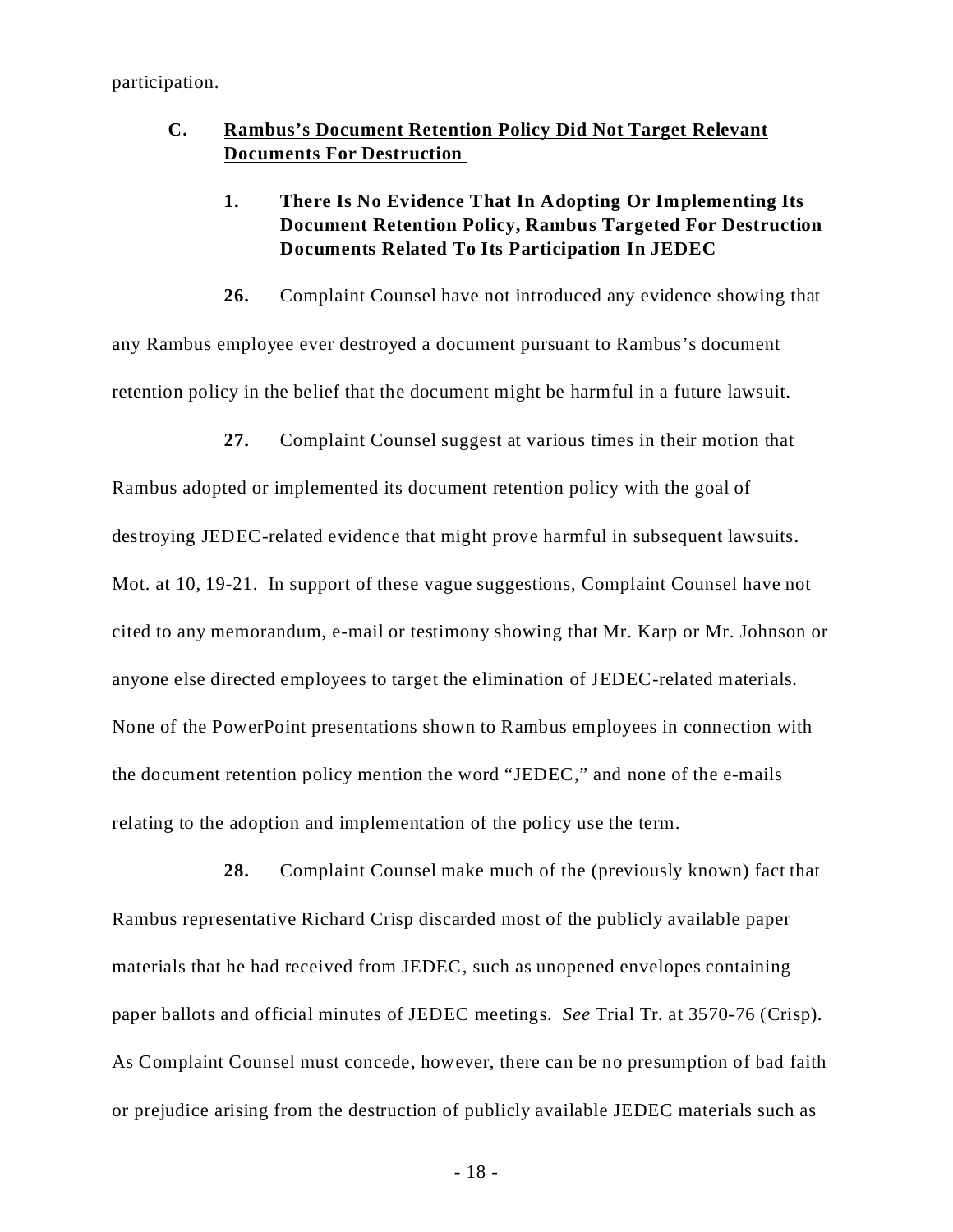participation.

## C. Rambus's Document Retention Policy Did Not Target Relevant Documents For Destruction

### 1. There Is No Evidence That In Adopting Or Implementing Its Document Retention Policy, Rambus Targeted For Destruction Documents Related To Its Participation In JEDEC

**26.** Complaint Counsel have not introduced any evidence showing that any Rambus employee ever destroyed a document pursuant to Rambus's document retention policy in the belief that the document might be harmful in a future lawsuit.

**27.** Complaint Counsel suggest at various times in their motion that Rambus adopted or implemented its document retention policy with the goal of destroying JEDEC-related evidence that might prove harmful in subsequent lawsuits. Mot. at 10, 19-21. In support of these vague suggestions, Complaint Counsel have not cited to any memorandum, e-mail or testimony showing that Mr. Karp or Mr. Johnson or anyone else directed employees to target the elimination of JEDEC-related materials. None of the PowerPoint presentations shown to Rambus employees in connection with the document retention policy mention the word "JEDEC," and none of the e-mails relating to the adoption and implementation of the policy use the term.

**28.** Complaint Counsel make much of the (previously known) fact that Rambus representative Richard Crisp discarded most of the publicly available paper materials that he had received from JEDEC, such as unopened envelopes containing paper ballots and official minutes of JEDEC meetings. *See* Trial Tr. at 3570-76 (Crisp). As Complaint Counsel must concede, however, there can be no presumption of bad faith or prejudice arising from the destruction of publicly available JEDEC materials such as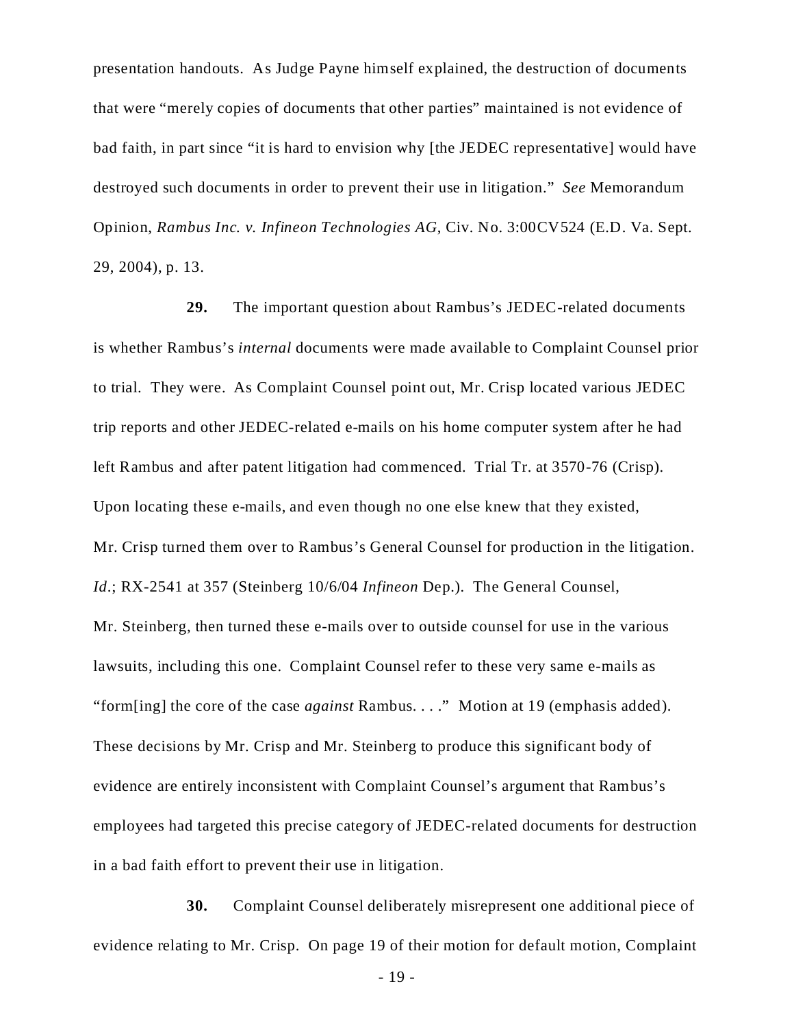presentation handouts. As Judge Payne himself explained, the destruction of documents that were "merely copies of documents that other parties" maintained is not evidence of bad faith, in part since "it is hard to envision why [the JEDEC representative] would have destroyed such documents in order to prevent their use in litigation." *See* Memorandum Opinion, *Rambus Inc. v. Infineon Technologies AG*, Civ. No. 3:00CV524 (E.D. Va. Sept. 29, 2004), p. 13.

**29.** The important question about Rambus's JEDEC-related documents is whether Rambus's *internal* documents were made available to Complaint Counsel prior to trial. They were. As Complaint Counsel point out, Mr. Crisp located various JEDEC trip reports and other JEDEC-related e-mails on his home computer system after he had left Rambus and after patent litigation had commenced. Trial Tr. at 3570-76 (Crisp). Upon locating these e-mails, and even though no one else knew that they existed, Mr. Crisp turned them over to Rambus's General Counsel for production in the litigation. *Id.*; RX-2541 at 357 (Steinberg 10/6/04 *Infineon* Dep.). The General Counsel, Mr. Steinberg, then turned these e-mails over to outside counsel for use in the various lawsuits, including this one. Complaint Counsel refer to these very same e-mails as "form[ing] the core of the case *against* Rambus. . . ." Motion at 19 (emphasis added). These decisions by Mr. Crisp and Mr. Steinberg to produce this significant body of evidence are entirely inconsistent with Complaint Counsel's argument that Rambus's employees had targeted this precise category of JEDEC-related documents for destruction in a bad faith effort to prevent their use in litigation.

**30.** Complaint Counsel deliberately misrepresent one additional piece of evidence relating to Mr. Crisp. On page 19 of their motion for default motion, Complaint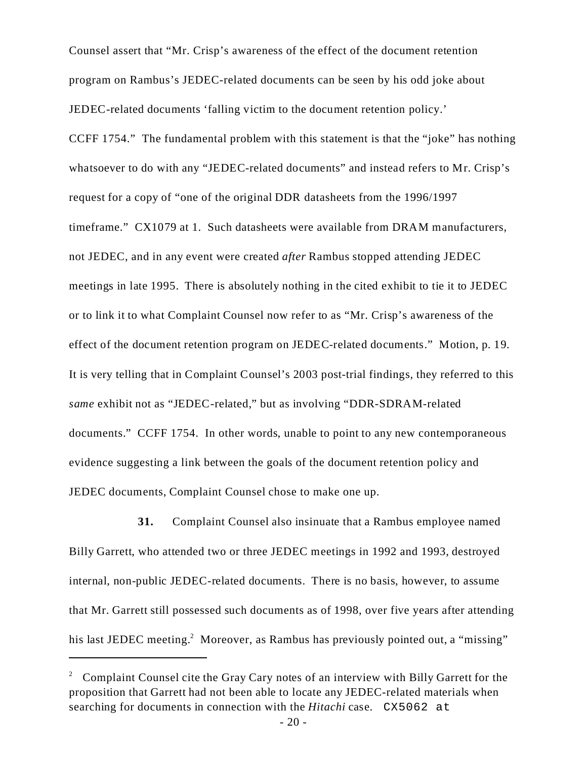Counsel assert that "Mr. Crisp's awareness of the effect of the document retention program on Rambus's JEDEC-related documents can be seen by his odd joke about JEDEC-related documents 'falling victim to the document retention policy.' CCFF 1754." The fundamental problem with this statement is that the "joke" has nothing whatsoever to do with any "JEDEC-related documents" and instead refers to Mr. Crisp's request for a copy of "one of the original DDR datasheets from the 1996/1997 timeframe." CX1079 at 1. Such datasheets were available from DRAM manufacturers, not JEDEC, and in any event were created *after* Rambus stopped attending JEDEC meetings in late 1995. There is absolutely nothing in the cited exhibit to tie it to JEDEC or to link it to what Complaint Counsel now refer to as "Mr. Crisp's awareness of the effect of the document retention program on JEDEC-related documents." Motion, p. 19. It is very telling that in Complaint Counsel's 2003 post-trial findings, they referred to this *same* exhibit not as "JEDEC-related," but as involving "DDR-SDRAM-related documents." CCFF 1754. In other words, unable to point to any new contemporaneous evidence suggesting a link between the goals of the document retention policy and JEDEC documents, Complaint Counsel chose to make one up.

**31.** Complaint Counsel also insinuate that a Rambus employee named Billy Garrett, who attended two or three JEDEC meetings in 1992 and 1993, destroyed internal, non-public JEDEC-related documents. There is no basis, however, to assume that Mr. Garrett still possessed such documents as of 1998, over five years after attending his last JEDEC meeting.[2] Moreover, as Rambus has previously pointed out, a "missing"

---

[2] Complaint Counsel cite the Gray Cary notes of an interview with Billy Garrett for the proposition that Garrett had not been able to locate any JEDEC-related materials when searching for documents in connection with the *Hitachi* case. CX5062 at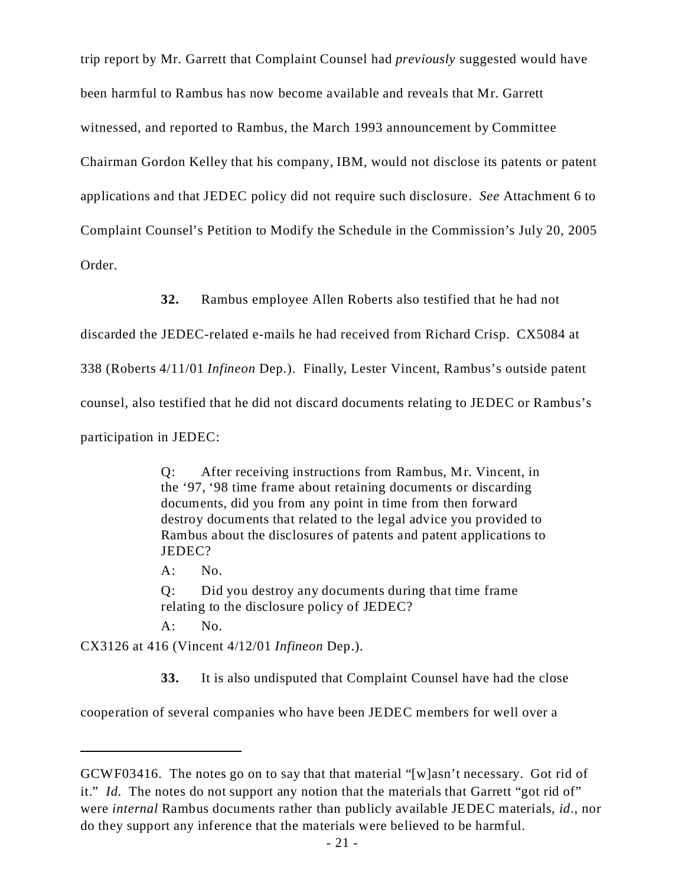trip report by Mr. Garrett that Complaint Counsel had *previously* suggested would have been harmful to Rambus has now become available and reveals that Mr. Garrett witnessed, and reported to Rambus, the March 1993 announcement by Committee Chairman Gordon Kelley that his company, IBM, would not disclose its patents or patent applications and that JEDEC policy did not require such disclosure. *See* Attachment 6 to Complaint Counsel's Petition to Modify the Schedule in the Commission's July 20, 2005 Order.

**32.** Rambus employee Allen Roberts also testified that he had not discarded the JEDEC-related e-mails he had received from Richard Crisp. CX5084 at 338 (Roberts 4/11/01 *Infineon* Dep.). Finally, Lester Vincent, Rambus's outside patent counsel, also testified that he did not discard documents relating to JEDEC or Rambus's participation in JEDEC:

> Q: After receiving instructions from Rambus, Mr. Vincent, in the '97, '98 time frame about retaining documents or discarding documents, did you from any point in time from then forward destroy documents that related to the legal advice you provided to Rambus about the disclosures of patents and patent applications to JEDEC?
>
> A: No.
>
> Q: Did you destroy any documents during that time frame relating to the disclosure policy of JEDEC?
>
> A: No.

CX3126 at 416 (Vincent 4/12/01 *Infineon* Dep.).

**33.** It is also undisputed that Complaint Counsel have had the close cooperation of several companies who have been JEDEC members for well over a

---

GCWF03416. The notes go on to say that that material "[w]asn't necessary. Got rid of it." *Id.* The notes do not support any notion that the materials that Garrett "got rid of" were *internal* Rambus documents rather than publicly available JEDEC materials, *id.*, nor do they support any inference that the materials were believed to be harmful.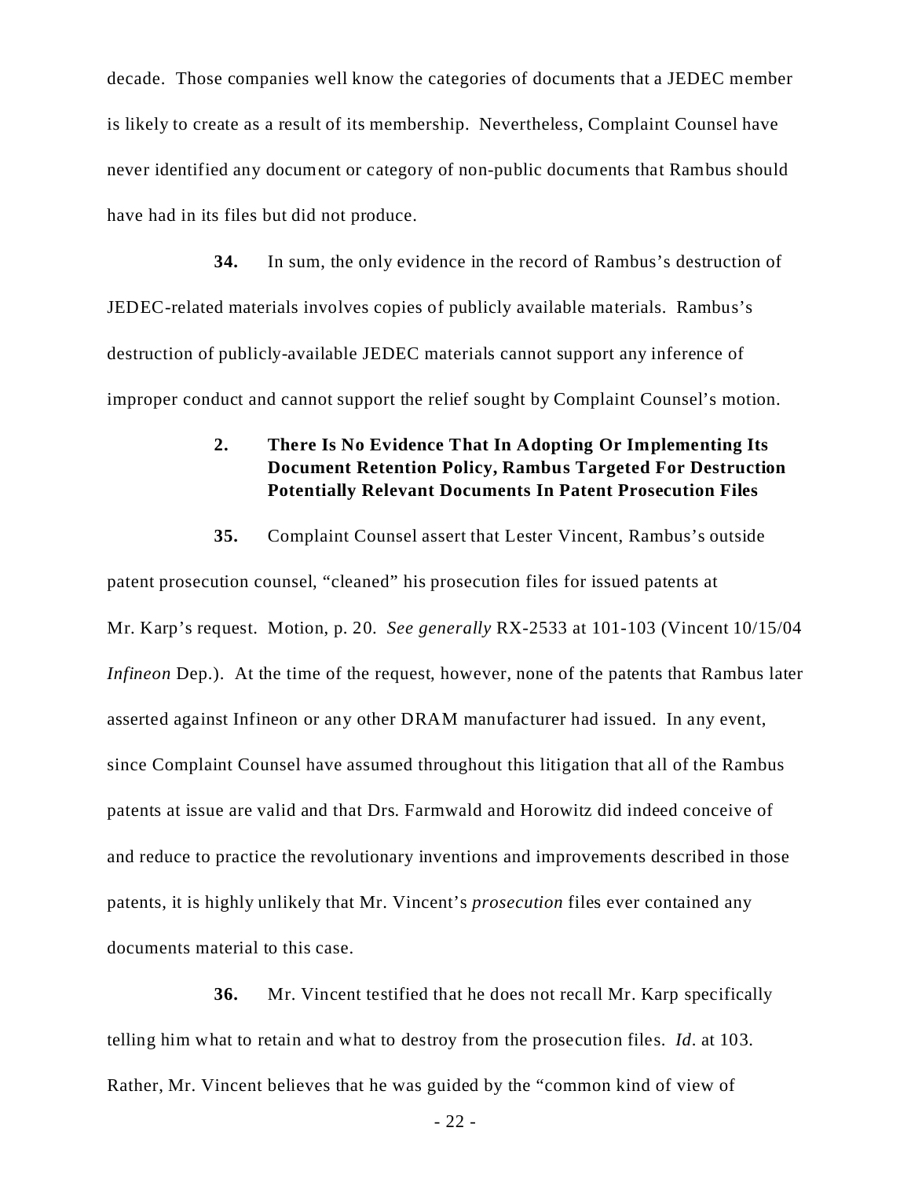decade. Those companies well know the categories of documents that a JEDEC member is likely to create as a result of its membership. Nevertheless, Complaint Counsel have never identified any document or category of non-public documents that Rambus should have had in its files but did not produce.

**34.** In sum, the only evidence in the record of Rambus's destruction of JEDEC-related materials involves copies of publicly available materials. Rambus's destruction of publicly-available JEDEC materials cannot support any inference of improper conduct and cannot support the relief sought by Complaint Counsel's motion.

**2. There Is No Evidence That In Adopting Or Implementing Its Document Retention Policy, Rambus Targeted For Destruction Potentially Relevant Documents In Patent Prosecution Files**

**35.** Complaint Counsel assert that Lester Vincent, Rambus's outside patent prosecution counsel, "cleaned" his prosecution files for issued patents at Mr. Karp's request. Motion, p. 20. *See generally* RX-2533 at 101-103 (Vincent 10/15/04 *Infineon* Dep.). At the time of the request, however, none of the patents that Rambus later asserted against Infineon or any other DRAM manufacturer had issued. In any event, since Complaint Counsel have assumed throughout this litigation that all of the Rambus patents at issue are valid and that Drs. Farmwald and Horowitz did indeed conceive of and reduce to practice the revolutionary inventions and improvements described in those patents, it is highly unlikely that Mr. Vincent's *prosecution* files ever contained any documents material to this case.

**36.** Mr. Vincent testified that he does not recall Mr. Karp specifically telling him what to retain and what to destroy from the prosecution files. *Id.* at 103. Rather, Mr. Vincent believes that he was guided by the "common kind of view of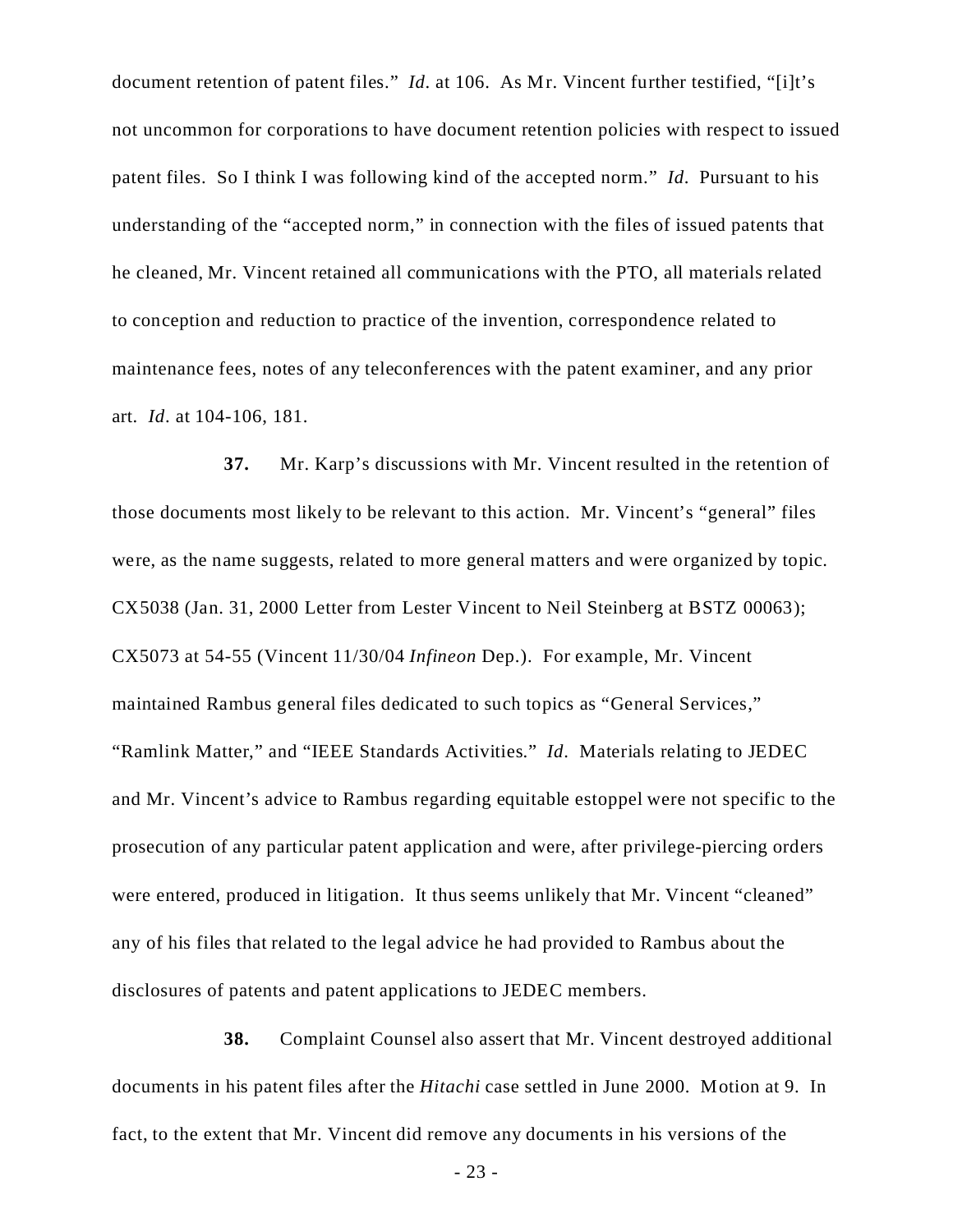document retention of patent files." *Id*. at 106. As Mr. Vincent further testified, "[i]t's not uncommon for corporations to have document retention policies with respect to issued patent files. So I think I was following kind of the accepted norm." *Id*. Pursuant to his understanding of the "accepted norm," in connection with the files of issued patents that he cleaned, Mr. Vincent retained all communications with the PTO, all materials related to conception and reduction to practice of the invention, correspondence related to maintenance fees, notes of any teleconferences with the patent examiner, and any prior art. *Id*. at 104-106, 181.

**37.** Mr. Karp's discussions with Mr. Vincent resulted in the retention of those documents most likely to be relevant to this action. Mr. Vincent's "general" files were, as the name suggests, related to more general matters and were organized by topic. CX5038 (Jan. 31, 2000 Letter from Lester Vincent to Neil Steinberg at BSTZ 00063); CX5073 at 54-55 (Vincent 11/30/04 *Infineon* Dep.). For example, Mr. Vincent maintained Rambus general files dedicated to such topics as "General Services," "Ramlink Matter," and "IEEE Standards Activities." *Id*. Materials relating to JEDEC and Mr. Vincent's advice to Rambus regarding equitable estoppel were not specific to the prosecution of any particular patent application and were, after privilege-piercing orders were entered, produced in litigation. It thus seems unlikely that Mr. Vincent "cleaned" any of his files that related to the legal advice he had provided to Rambus about the disclosures of patents and patent applications to JEDEC members.

**38.** Complaint Counsel also assert that Mr. Vincent destroyed additional documents in his patent files after the *Hitachi* case settled in June 2000. Motion at 9. In fact, to the extent that Mr. Vincent did remove any documents in his versions of the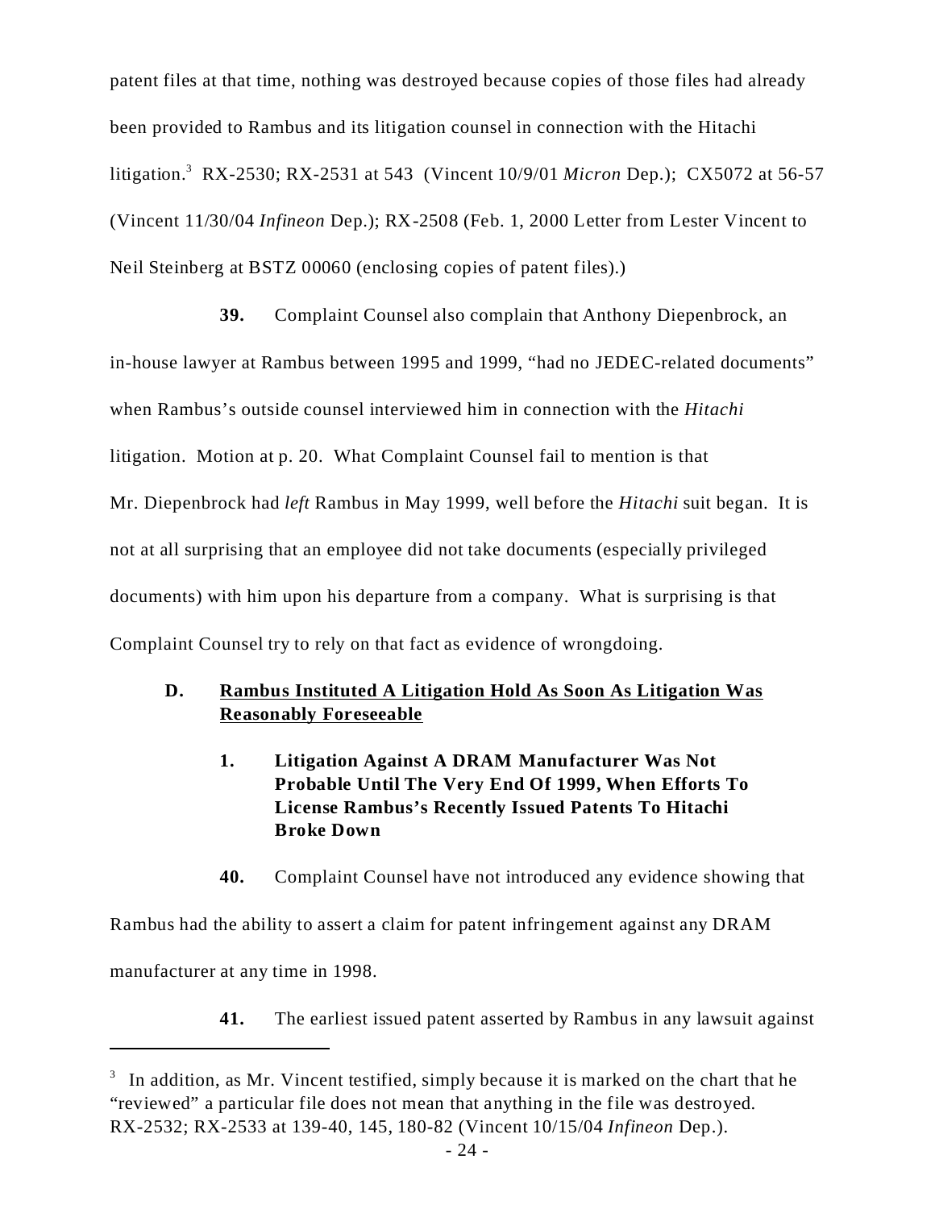patent files at that time, nothing was destroyed because copies of those files had already been provided to Rambus and its litigation counsel in connection with the Hitachi litigation.[3] RX-2530; RX-2531 at 543 (Vincent 10/9/01 *Micron* Dep.); CX5072 at 56-57 (Vincent 11/30/04 *Infineon* Dep.); RX-2508 (Feb. 1, 2000 Letter from Lester Vincent to Neil Steinberg at BSTZ 00060 (enclosing copies of patent files).)

**39.** Complaint Counsel also complain that Anthony Diepenbrock, an in-house lawyer at Rambus between 1995 and 1999, "had no JEDEC-related documents" when Rambus's outside counsel interviewed him in connection with the *Hitachi* litigation. Motion at p. 20. What Complaint Counsel fail to mention is that Mr. Diepenbrock had *left* Rambus in May 1999, well before the *Hitachi* suit began. It is not at all surprising that an employee did not take documents (especially privileged documents) with him upon his departure from a company. What is surprising is that Complaint Counsel try to rely on that fact as evidence of wrongdoing.

## D. Rambus Instituted A Litigation Hold As Soon As Litigation Was Reasonably Foreseeable

### 1. Litigation Against A DRAM Manufacturer Was Not Probable Until The Very End Of 1999, When Efforts To License Rambus's Recently Issued Patents To Hitachi Broke Down

**40.** Complaint Counsel have not introduced any evidence showing that Rambus had the ability to assert a claim for patent infringement against any DRAM manufacturer at any time in 1998.

**41.** The earliest issued patent asserted by Rambus in any lawsuit against

---

[3] In addition, as Mr. Vincent testified, simply because it is marked on the chart that he "reviewed" a particular file does not mean that anything in the file was destroyed. RX-2532; RX-2533 at 139-40, 145, 180-82 (Vincent 10/15/04 *Infineon* Dep.).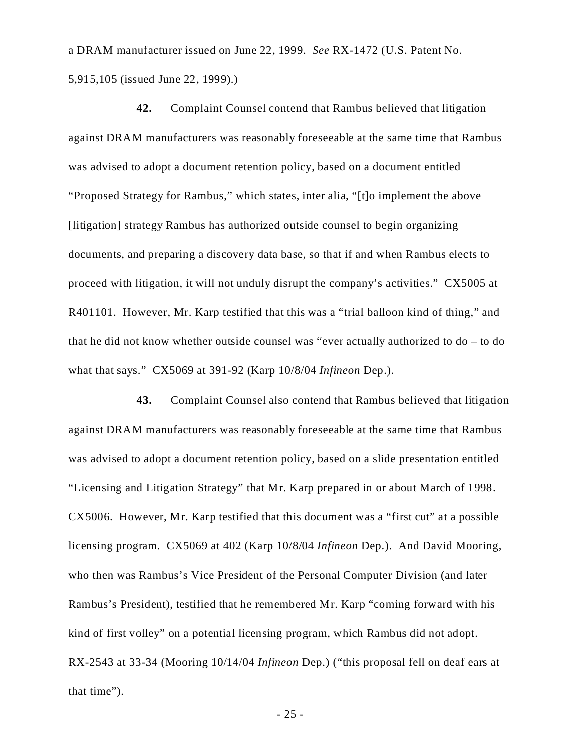a DRAM manufacturer issued on June 22, 1999. *See* RX-1472 (U.S. Patent No. 5,915,105 (issued June 22, 1999).)

**42.** Complaint Counsel contend that Rambus believed that litigation against DRAM manufacturers was reasonably foreseeable at the same time that Rambus was advised to adopt a document retention policy, based on a document entitled "Proposed Strategy for Rambus," which states, inter alia, "[t]o implement the above [litigation] strategy Rambus has authorized outside counsel to begin organizing documents, and preparing a discovery data base, so that if and when Rambus elects to proceed with litigation, it will not unduly disrupt the company's activities." CX5005 at R401101. However, Mr. Karp testified that this was a "trial balloon kind of thing," and that he did not know whether outside counsel was "ever actually authorized to do – to do what that says." CX5069 at 391-92 (Karp 10/8/04 *Infineon* Dep.).

**43.** Complaint Counsel also contend that Rambus believed that litigation against DRAM manufacturers was reasonably foreseeable at the same time that Rambus was advised to adopt a document retention policy, based on a slide presentation entitled "Licensing and Litigation Strategy" that Mr. Karp prepared in or about March of 1998. CX5006. However, Mr. Karp testified that this document was a "first cut" at a possible licensing program. CX5069 at 402 (Karp 10/8/04 *Infineon* Dep.). And David Mooring, who then was Rambus's Vice President of the Personal Computer Division (and later Rambus's President), testified that he remembered Mr. Karp "coming forward with his kind of first volley" on a potential licensing program, which Rambus did not adopt. RX-2543 at 33-34 (Mooring 10/14/04 *Infineon* Dep.) ("this proposal fell on deaf ears at that time").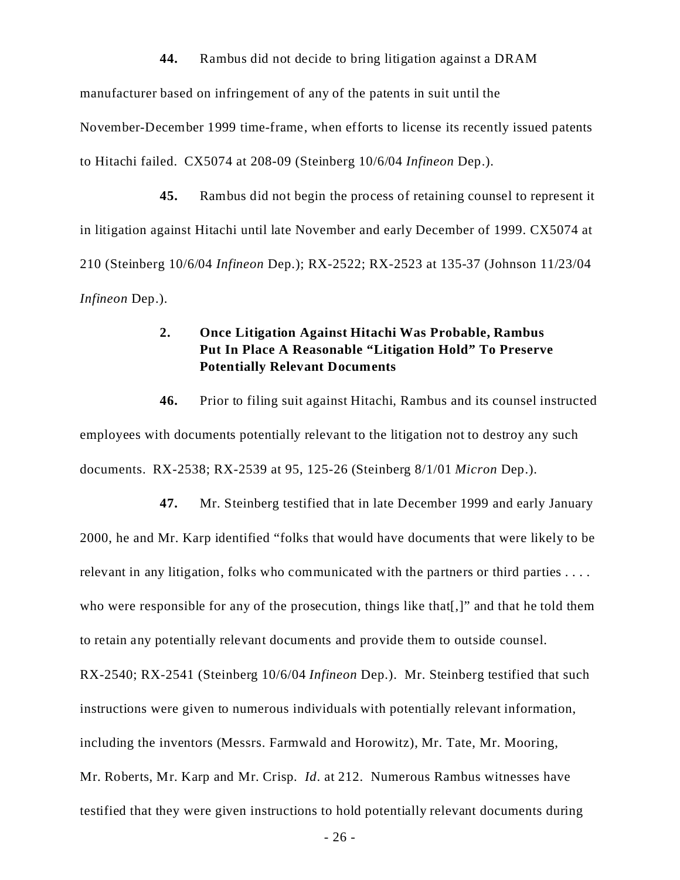**44.** Rambus did not decide to bring litigation against a DRAM manufacturer based on infringement of any of the patents in suit until the November-December 1999 time-frame, when efforts to license its recently issued patents to Hitachi failed. CX5074 at 208-09 (Steinberg 10/6/04 *Infineon* Dep.).

**45.** Rambus did not begin the process of retaining counsel to represent it in litigation against Hitachi until late November and early December of 1999. CX5074 at 210 (Steinberg 10/6/04 *Infineon* Dep.); RX-2522; RX-2523 at 135-37 (Johnson 11/23/04 *Infineon* Dep.).

### 2. Once Litigation Against Hitachi Was Probable, Rambus Put In Place A Reasonable "Litigation Hold" To Preserve Potentially Relevant Documents

**46.** Prior to filing suit against Hitachi, Rambus and its counsel instructed employees with documents potentially relevant to the litigation not to destroy any such documents. RX-2538; RX-2539 at 95, 125-26 (Steinberg 8/1/01 *Micron* Dep.).

**47.** Mr. Steinberg testified that in late December 1999 and early January 2000, he and Mr. Karp identified "folks that would have documents that were likely to be relevant in any litigation, folks who communicated with the partners or third parties . . . . who were responsible for any of the prosecution, things like that[,]" and that he told them to retain any potentially relevant documents and provide them to outside counsel. RX-2540; RX-2541 (Steinberg 10/6/04 *Infineon* Dep.). Mr. Steinberg testified that such instructions were given to numerous individuals with potentially relevant information, including the inventors (Messrs. Farmwald and Horowitz), Mr. Tate, Mr. Mooring, Mr. Roberts, Mr. Karp and Mr. Crisp. *Id*. at 212. Numerous Rambus witnesses have testified that they were given instructions to hold potentially relevant documents during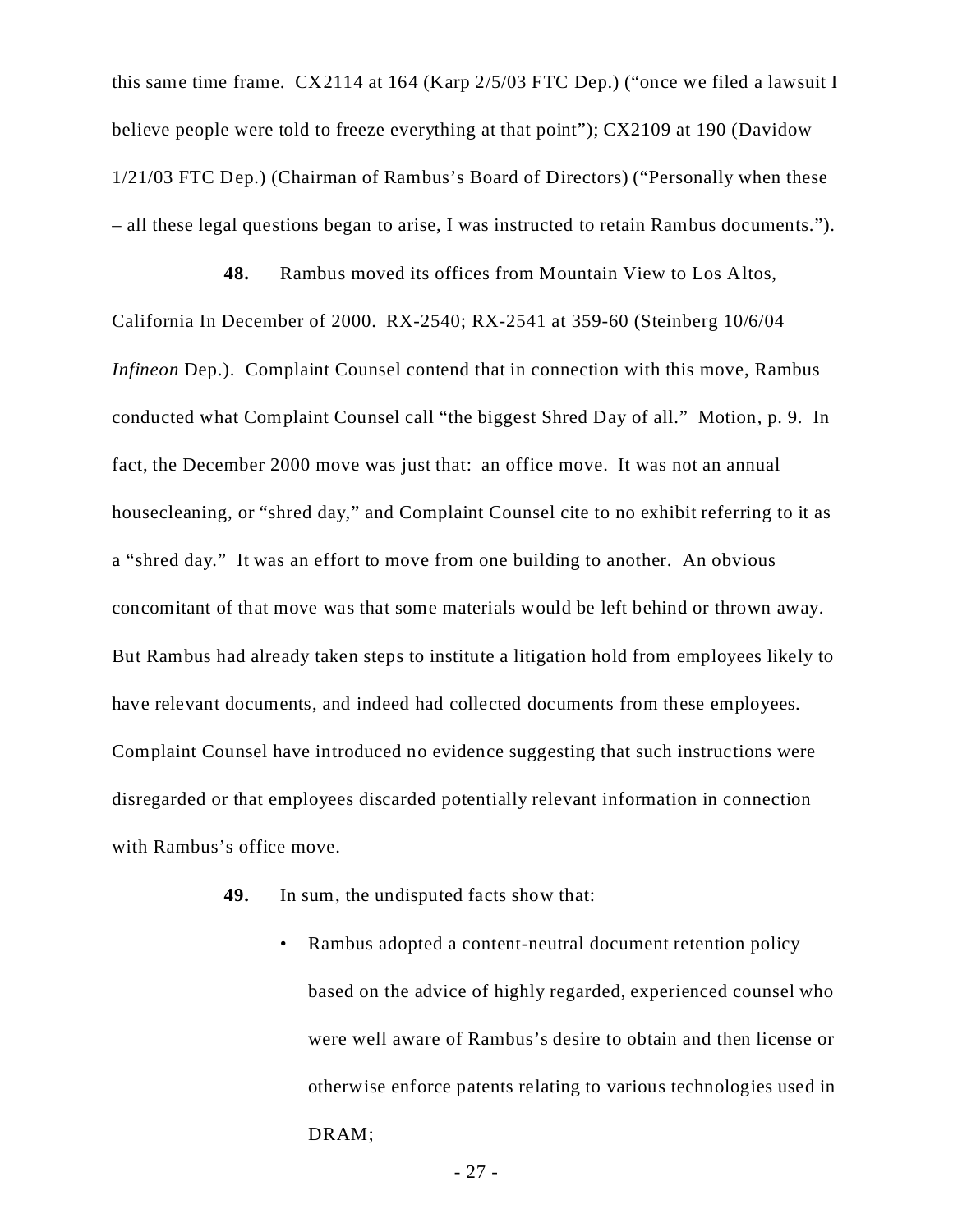this same time frame. CX2114 at 164 (Karp 2/5/03 FTC Dep.) ("once we filed a lawsuit I believe people were told to freeze everything at that point"); CX2109 at 190 (Davidow 1/21/03 FTC Dep.) (Chairman of Rambus's Board of Directors) ("Personally when these – all these legal questions began to arise, I was instructed to retain Rambus documents.").

**48.** Rambus moved its offices from Mountain View to Los Altos, California In December of 2000. RX-2540; RX-2541 at 359-60 (Steinberg 10/6/04 *Infineon* Dep.). Complaint Counsel contend that in connection with this move, Rambus conducted what Complaint Counsel call "the biggest Shred Day of all." Motion, p. 9. In fact, the December 2000 move was just that: an office move. It was not an annual housecleaning, or "shred day," and Complaint Counsel cite to no exhibit referring to it as a "shred day." It was an effort to move from one building to another. An obvious concomitant of that move was that some materials would be left behind or thrown away. But Rambus had already taken steps to institute a litigation hold from employees likely to have relevant documents, and indeed had collected documents from these employees. Complaint Counsel have introduced no evidence suggesting that such instructions were disregarded or that employees discarded potentially relevant information in connection with Rambus's office move.

**49.** In sum, the undisputed facts show that:

- Rambus adopted a content-neutral document retention policy based on the advice of highly regarded, experienced counsel who were well aware of Rambus's desire to obtain and then license or otherwise enforce patents relating to various technologies used in DRAM;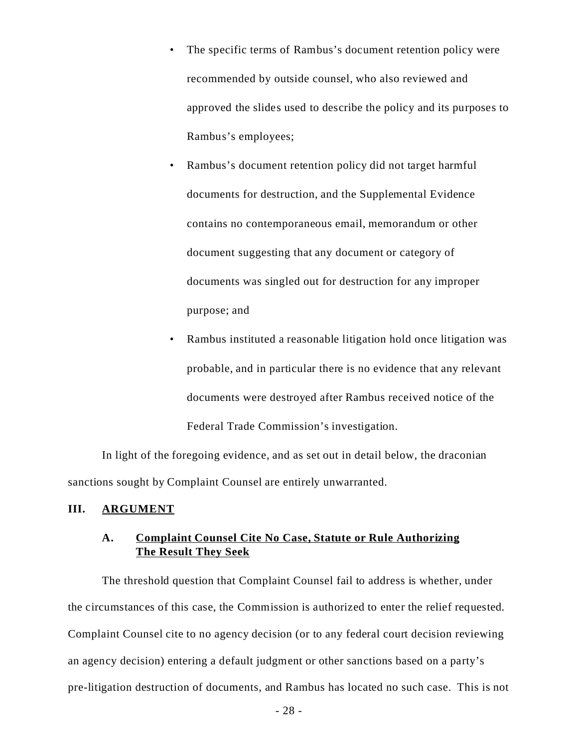- The specific terms of Rambus's document retention policy were recommended by outside counsel, who also reviewed and approved the slides used to describe the policy and its purposes to Rambus's employees;
- Rambus's document retention policy did not target harmful documents for destruction, and the Supplemental Evidence contains no contemporaneous email, memorandum or other document suggesting that any document or category of documents was singled out for destruction for any improper purpose; and
- Rambus instituted a reasonable litigation hold once litigation was probable, and in particular there is no evidence that any relevant documents were destroyed after Rambus received notice of the Federal Trade Commission's investigation.

In light of the foregoing evidence, and as set out in detail below, the draconian sanctions sought by Complaint Counsel are entirely unwarranted.

## III. ARGUMENT

### A. Complaint Counsel Cite No Case, Statute or Rule Authorizing The Result They Seek

The threshold question that Complaint Counsel fail to address is whether, under the circumstances of this case, the Commission is authorized to enter the relief requested. Complaint Counsel cite to no agency decision (or to any federal court decision reviewing an agency decision) entering a default judgment or other sanctions based on a party's pre-litigation destruction of documents, and Rambus has located no such case. This is not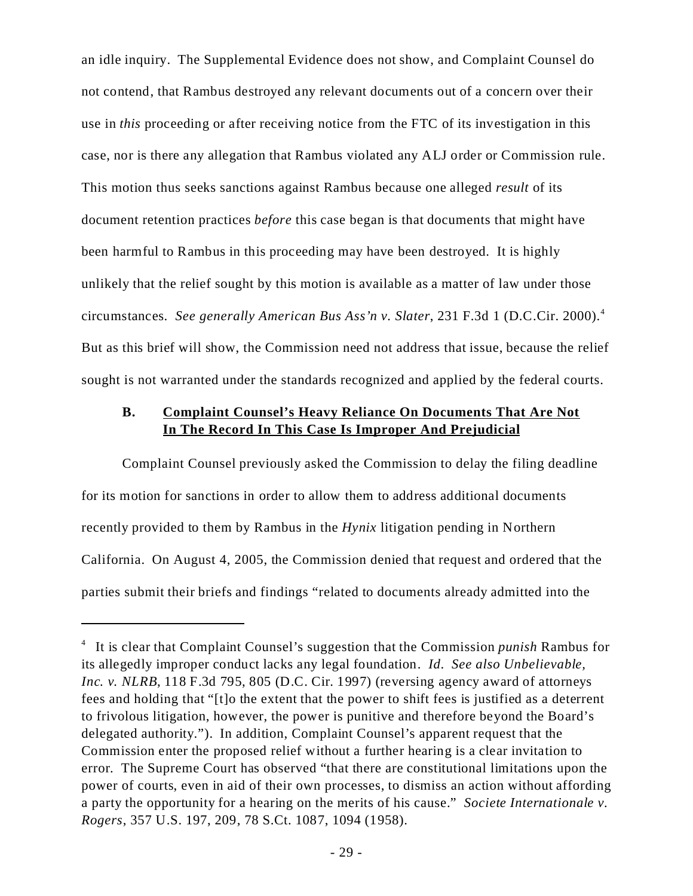an idle inquiry. The Supplemental Evidence does not show, and Complaint Counsel do not contend, that Rambus destroyed any relevant documents out of a concern over their use in *this* proceeding or after receiving notice from the FTC of its investigation in this case, nor is there any allegation that Rambus violated any ALJ order or Commission rule. This motion thus seeks sanctions against Rambus because one alleged *result* of its document retention practices *before* this case began is that documents that might have been harmful to Rambus in this proceeding may have been destroyed. It is highly unlikely that the relief sought by this motion is available as a matter of law under those circumstances. *See generally American Bus Ass'n v. Slater*, 231 F.3d 1 (D.C.Cir. 2000).[4] But as this brief will show, the Commission need not address that issue, because the relief sought is not warranted under the standards recognized and applied by the federal courts.

### B. Complaint Counsel's Heavy Reliance On Documents That Are Not In The Record In This Case Is Improper And Prejudicial

Complaint Counsel previously asked the Commission to delay the filing deadline for its motion for sanctions in order to allow them to address additional documents recently provided to them by Rambus in the *Hynix* litigation pending in Northern California. On August 4, 2005, the Commission denied that request and ordered that the parties submit their briefs and findings "related to documents already admitted into the

---

[4] It is clear that Complaint Counsel's suggestion that the Commission *punish* Rambus for its allegedly improper conduct lacks any legal foundation. *Id. See also Unbelievable, Inc. v. NLRB*, 118 F.3d 795, 805 (D.C. Cir. 1997) (reversing agency award of attorneys fees and holding that "[t]o the extent that the power to shift fees is justified as a deterrent to frivolous litigation, however, the power is punitive and therefore beyond the Board's delegated authority."). In addition, Complaint Counsel's apparent request that the Commission enter the proposed relief without a further hearing is a clear invitation to error. The Supreme Court has observed "that there are constitutional limitations upon the power of courts, even in aid of their own processes, to dismiss an action without affording a party the opportunity for a hearing on the merits of his cause." *Societe Internationale v. Rogers*, 357 U.S. 197, 209, 78 S.Ct. 1087, 1094 (1958).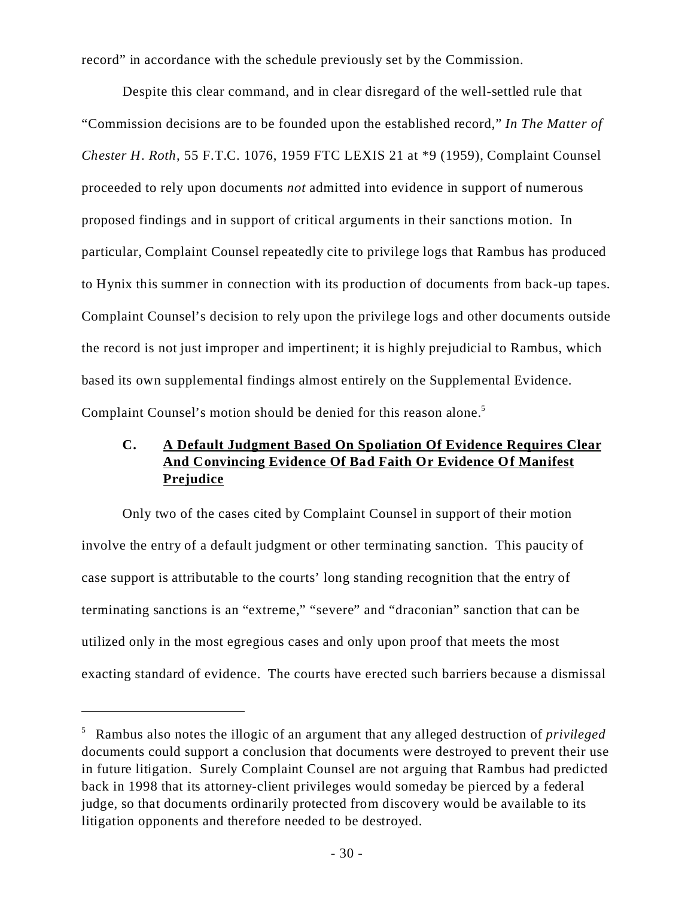record" in accordance with the schedule previously set by the Commission.

Despite this clear command, and in clear disregard of the well-settled rule that "Commission decisions are to be founded upon the established record," *In The Matter of Chester H. Roth*, 55 F.T.C. 1076, 1959 FTC LEXIS 21 at *9 (1959), Complaint Counsel proceeded to rely upon documents *not* admitted into evidence in support of numerous proposed findings and in support of critical arguments in their sanctions motion. In particular, Complaint Counsel repeatedly cite to privilege logs that Rambus has produced to Hynix this summer in connection with its production of documents from back-up tapes. Complaint Counsel's decision to rely upon the privilege logs and other documents outside the record is not just improper and impertinent; it is highly prejudicial to Rambus, which based its own supplemental findings almost entirely on the Supplemental Evidence. Complaint Counsel's motion should be denied for this reason alone.[5]

### C. <u>A Default Judgment Based On Spoliation Of Evidence Requires Clear And Convincing Evidence Of Bad Faith Or Evidence Of Manifest Prejudice</u>

Only two of the cases cited by Complaint Counsel in support of their motion involve the entry of a default judgment or other terminating sanction. This paucity of case support is attributable to the courts' long standing recognition that the entry of terminating sanctions is an "extreme," "severe" and "draconian" sanction that can be utilized only in the most egregious cases and only upon proof that meets the most exacting standard of evidence. The courts have erected such barriers because a dismissal

---

[5] Rambus also notes the illogic of an argument that any alleged destruction of *privileged* documents could support a conclusion that documents were destroyed to prevent their use in future litigation. Surely Complaint Counsel are not arguing that Rambus had predicted back in 1998 that its attorney-client privileges would someday be pierced by a federal judge, so that documents ordinarily protected from discovery would be available to its litigation opponents and therefore needed to be destroyed.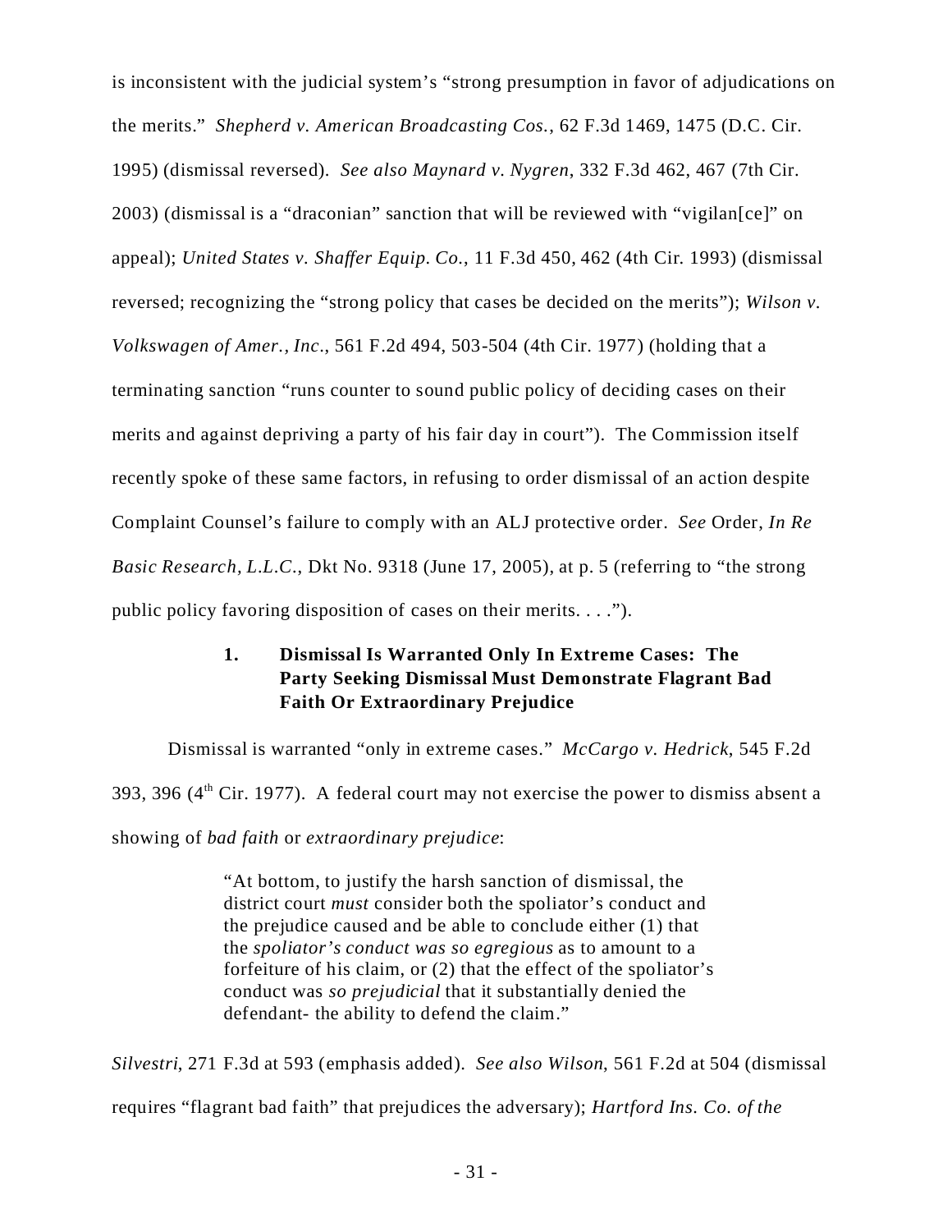is inconsistent with the judicial system's "strong presumption in favor of adjudications on the merits." *Shepherd v. American Broadcasting Cos.*, 62 F.3d 1469, 1475 (D.C. Cir. 1995) (dismissal reversed). *See also Maynard v. Nygren*, 332 F.3d 462, 467 (7th Cir. 2003) (dismissal is a "draconian" sanction that will be reviewed with "vigilan[ce]" on appeal); *United States v. Shaffer Equip. Co.*, 11 F.3d 450, 462 (4th Cir. 1993) (dismissal reversed; recognizing the "strong policy that cases be decided on the merits"); *Wilson v. Volkswagen of Amer., Inc.*, 561 F.2d 494, 503-504 (4th Cir. 1977) (holding that a terminating sanction "runs counter to sound public policy of deciding cases on their merits and against depriving a party of his fair day in court"). The Commission itself recently spoke of these same factors, in refusing to order dismissal of an action despite Complaint Counsel's failure to comply with an ALJ protective order. *See* Order, *In Re Basic Research, L.L.C.*, Dkt No. 9318 (June 17, 2005), at p. 5 (referring to "the strong public policy favoring disposition of cases on their merits. . . .").

### 1. Dismissal Is Warranted Only In Extreme Cases: The Party Seeking Dismissal Must Demonstrate Flagrant Bad Faith Or Extraordinary Prejudice

Dismissal is warranted "only in extreme cases." *McCargo v. Hedrick*, 545 F.2d 393, 396 (4th Cir. 1977). A federal court may not exercise the power to dismiss absent a showing of *bad faith* or *extraordinary prejudice*:

> "At bottom, to justify the harsh sanction of dismissal, the district court *must* consider both the spoliator's conduct and the prejudice caused and be able to conclude either (1) that the *spoliator's conduct was so egregious* as to amount to a forfeiture of his claim, or (2) that the effect of the spoliator's conduct was *so prejudicial* that it substantially denied the defendant- the ability to defend the claim."

*Silvestri*, 271 F.3d at 593 (emphasis added). *See also Wilson*, 561 F.2d at 504 (dismissal requires "flagrant bad faith" that prejudices the adversary); *Hartford Ins. Co. of the*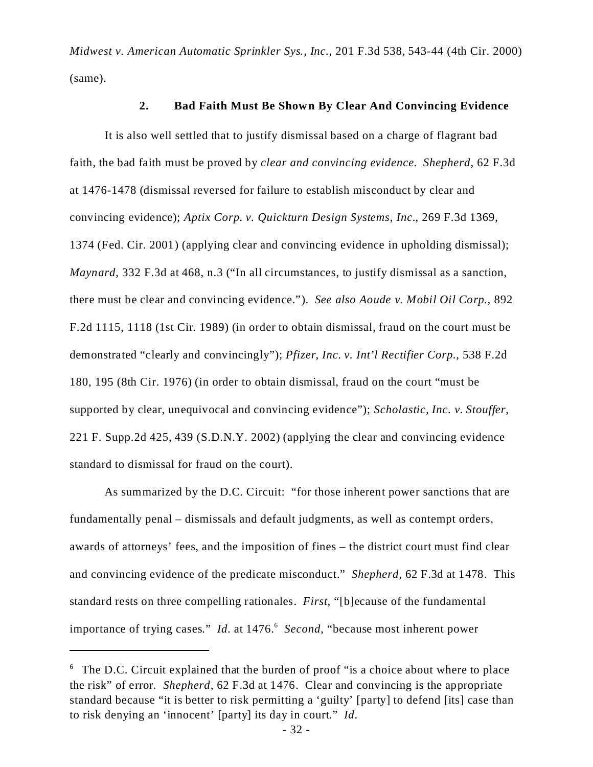*Midwest v. American Automatic Sprinkler Sys., Inc.*, 201 F.3d 538, 543-44 (4th Cir. 2000) (same).

### 2. Bad Faith Must Be Shown By Clear And Convincing Evidence

It is also well settled that to justify dismissal based on a charge of flagrant bad faith, the bad faith must be proved by *clear and convincing evidence. Shepherd*, 62 F.3d at 1476-1478 (dismissal reversed for failure to establish misconduct by clear and convincing evidence); *Aptix Corp. v. Quickturn Design Systems, Inc.*, 269 F.3d 1369, 1374 (Fed. Cir. 2001) (applying clear and convincing evidence in upholding dismissal); *Maynard*, 332 F.3d at 468, n.3 ("In all circumstances, to justify dismissal as a sanction, there must be clear and convincing evidence."). *See also Aoude v. Mobil Oil Corp.*, 892 F.2d 1115, 1118 (1st Cir. 1989) (in order to obtain dismissal, fraud on the court must be demonstrated "clearly and convincingly"); *Pfizer, Inc. v. Int'l Rectifier Corp.*, 538 F.2d 180, 195 (8th Cir. 1976) (in order to obtain dismissal, fraud on the court "must be supported by clear, unequivocal and convincing evidence"); *Scholastic, Inc. v. Stouffer*, 221 F. Supp.2d 425, 439 (S.D.N.Y. 2002) (applying the clear and convincing evidence standard to dismissal for fraud on the court).

As summarized by the D.C. Circuit: "for those inherent power sanctions that are fundamentally penal – dismissals and default judgments, as well as contempt orders, awards of attorneys' fees, and the imposition of fines – the district court must find clear and convincing evidence of the predicate misconduct." *Shepherd*, 62 F.3d at 1478. This standard rests on three compelling rationales. *First*, "[b]ecause of the fundamental importance of trying cases." *Id.* at 1476.[6] *Second*, "because most inherent power

---

[6] The D.C. Circuit explained that the burden of proof "is a choice about where to place the risk" of error. *Shepherd*, 62 F.3d at 1476. Clear and convincing is the appropriate standard because "it is better to risk permitting a 'guilty' [party] to defend [its] case than to risk denying an 'innocent' [party] its day in court." *Id.*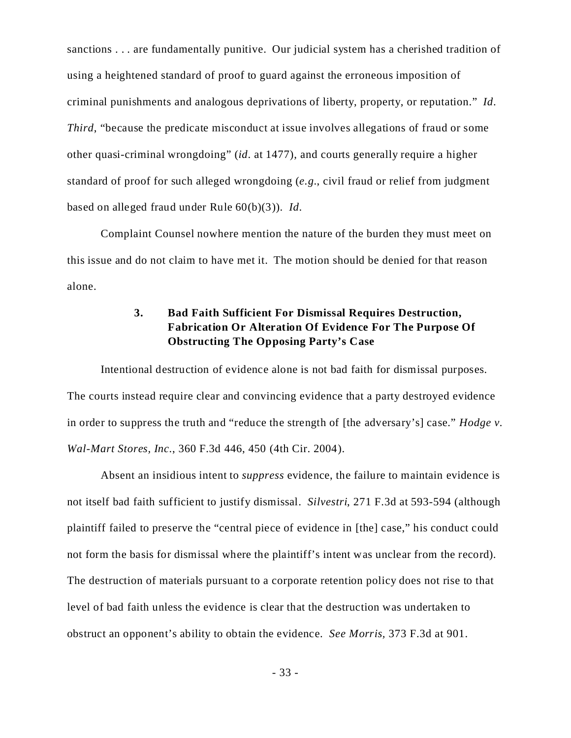sanctions . . . are fundamentally punitive. Our judicial system has a cherished tradition of using a heightened standard of proof to guard against the erroneous imposition of criminal punishments and analogous deprivations of liberty, property, or reputation." *Id*. *Third*, "because the predicate misconduct at issue involves allegations of fraud or some other quasi-criminal wrongdoing" (*id*. at 1477), and courts generally require a higher standard of proof for such alleged wrongdoing (*e.g*., civil fraud or relief from judgment based on alleged fraud under Rule 60(b)(3)). *Id*.

Complaint Counsel nowhere mention the nature of the burden they must meet on this issue and do not claim to have met it. The motion should be denied for that reason alone.

### 3. Bad Faith Sufficient For Dismissal Requires Destruction, Fabrication Or Alteration Of Evidence For The Purpose Of Obstructing The Opposing Party's Case

Intentional destruction of evidence alone is not bad faith for dismissal purposes. The courts instead require clear and convincing evidence that a party destroyed evidence in order to suppress the truth and "reduce the strength of [the adversary's] case." *Hodge v. Wal-Mart Stores, Inc.*, 360 F.3d 446, 450 (4th Cir. 2004).

Absent an insidious intent to *suppress* evidence, the failure to maintain evidence is not itself bad faith sufficient to justify dismissal. *Silvestri*, 271 F.3d at 593-594 (although plaintiff failed to preserve the "central piece of evidence in [the] case," his conduct could not form the basis for dismissal where the plaintiff's intent was unclear from the record). The destruction of materials pursuant to a corporate retention policy does not rise to that level of bad faith unless the evidence is clear that the destruction was undertaken to obstruct an opponent's ability to obtain the evidence. *See Morris*, 373 F.3d at 901.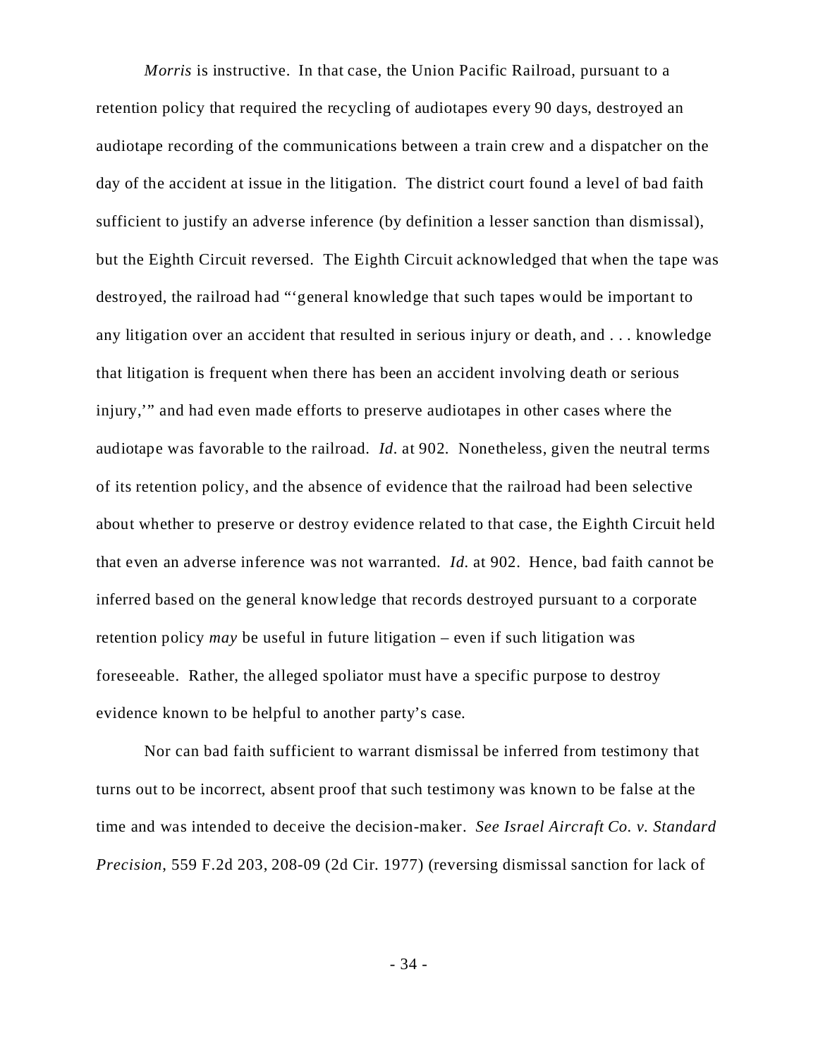*Morris* is instructive. In that case, the Union Pacific Railroad, pursuant to a retention policy that required the recycling of audiotapes every 90 days, destroyed an audiotape recording of the communications between a train crew and a dispatcher on the day of the accident at issue in the litigation. The district court found a level of bad faith sufficient to justify an adverse inference (by definition a lesser sanction than dismissal), but the Eighth Circuit reversed. The Eighth Circuit acknowledged that when the tape was destroyed, the railroad had "'general knowledge that such tapes would be important to any litigation over an accident that resulted in serious injury or death, and . . . knowledge that litigation is frequent when there has been an accident involving death or serious injury,'" and had even made efforts to preserve audiotapes in other cases where the audiotape was favorable to the railroad. *Id.* at 902. Nonetheless, given the neutral terms of its retention policy, and the absence of evidence that the railroad had been selective about whether to preserve or destroy evidence related to that case, the Eighth Circuit held that even an adverse inference was not warranted. *Id.* at 902. Hence, bad faith cannot be inferred based on the general knowledge that records destroyed pursuant to a corporate retention policy *may* be useful in future litigation – even if such litigation was foreseeable. Rather, the alleged spoliator must have a specific purpose to destroy evidence known to be helpful to another party's case.

Nor can bad faith sufficient to warrant dismissal be inferred from testimony that turns out to be incorrect, absent proof that such testimony was known to be false at the time and was intended to deceive the decision-maker. *See Israel Aircraft Co. v. Standard Precision*, 559 F.2d 203, 208-09 (2d Cir. 1977) (reversing dismissal sanction for lack of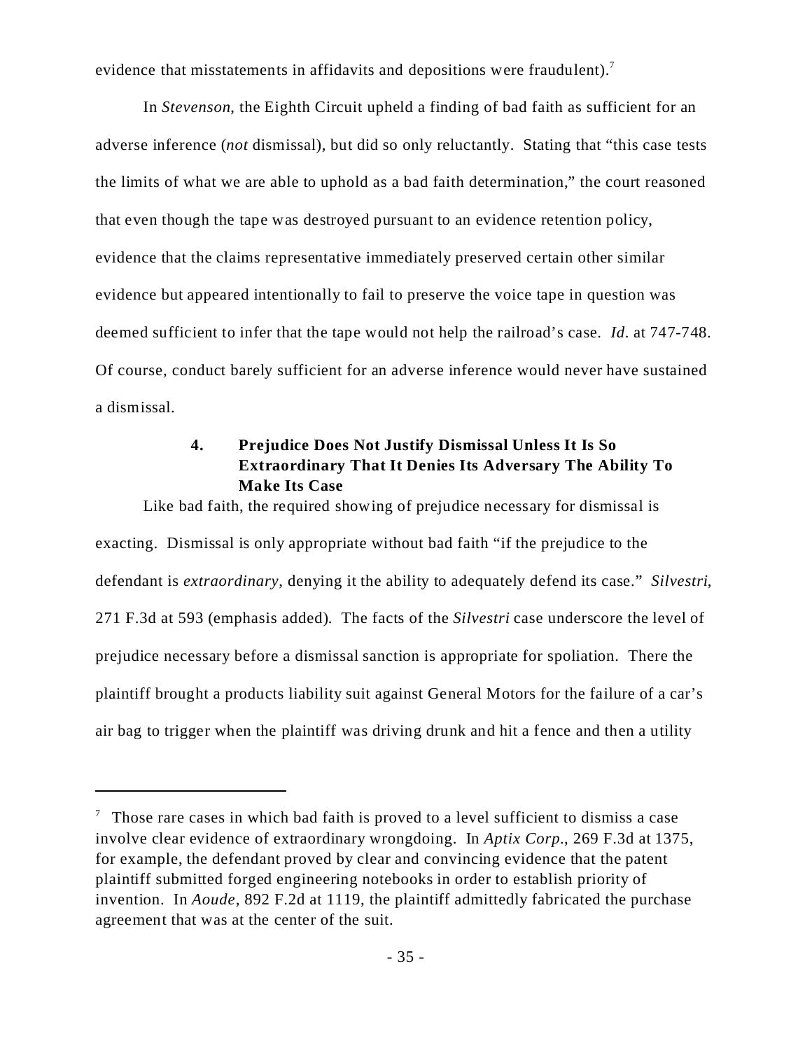evidence that misstatements in affidavits and depositions were fraudulent).[7]

In *Stevenson*, the Eighth Circuit upheld a finding of bad faith as sufficient for an adverse inference (*not* dismissal), but did so only reluctantly. Stating that "this case tests the limits of what we are able to uphold as a bad faith determination," the court reasoned that even though the tape was destroyed pursuant to an evidence retention policy, evidence that the claims representative immediately preserved certain other similar evidence but appeared intentionally to fail to preserve the voice tape in question was deemed sufficient to infer that the tape would not help the railroad's case. *Id.* at 747-748. Of course, conduct barely sufficient for an adverse inference would never have sustained a dismissal.

#### 4. Prejudice Does Not Justify Dismissal Unless It Is So Extraordinary That It Denies Its Adversary The Ability To Make Its Case

Like bad faith, the required showing of prejudice necessary for dismissal is exacting. Dismissal is only appropriate without bad faith "if the prejudice to the defendant is *extraordinary*, denying it the ability to adequately defend its case." *Silvestri*, 271 F.3d at 593 (emphasis added). The facts of the *Silvestri* case underscore the level of prejudice necessary before a dismissal sanction is appropriate for spoliation. There the plaintiff brought a products liability suit against General Motors for the failure of a car's air bag to trigger when the plaintiff was driving drunk and hit a fence and then a utility

---

[7] Those rare cases in which bad faith is proved to a level sufficient to dismiss a case involve clear evidence of extraordinary wrongdoing. In *Aptix Corp.*, 269 F.3d at 1375, for example, the defendant proved by clear and convincing evidence that the patent plaintiff submitted forged engineering notebooks in order to establish priority of invention. In *Aoude*, 892 F.2d at 1119, the plaintiff admittedly fabricated the purchase agreement that was at the center of the suit.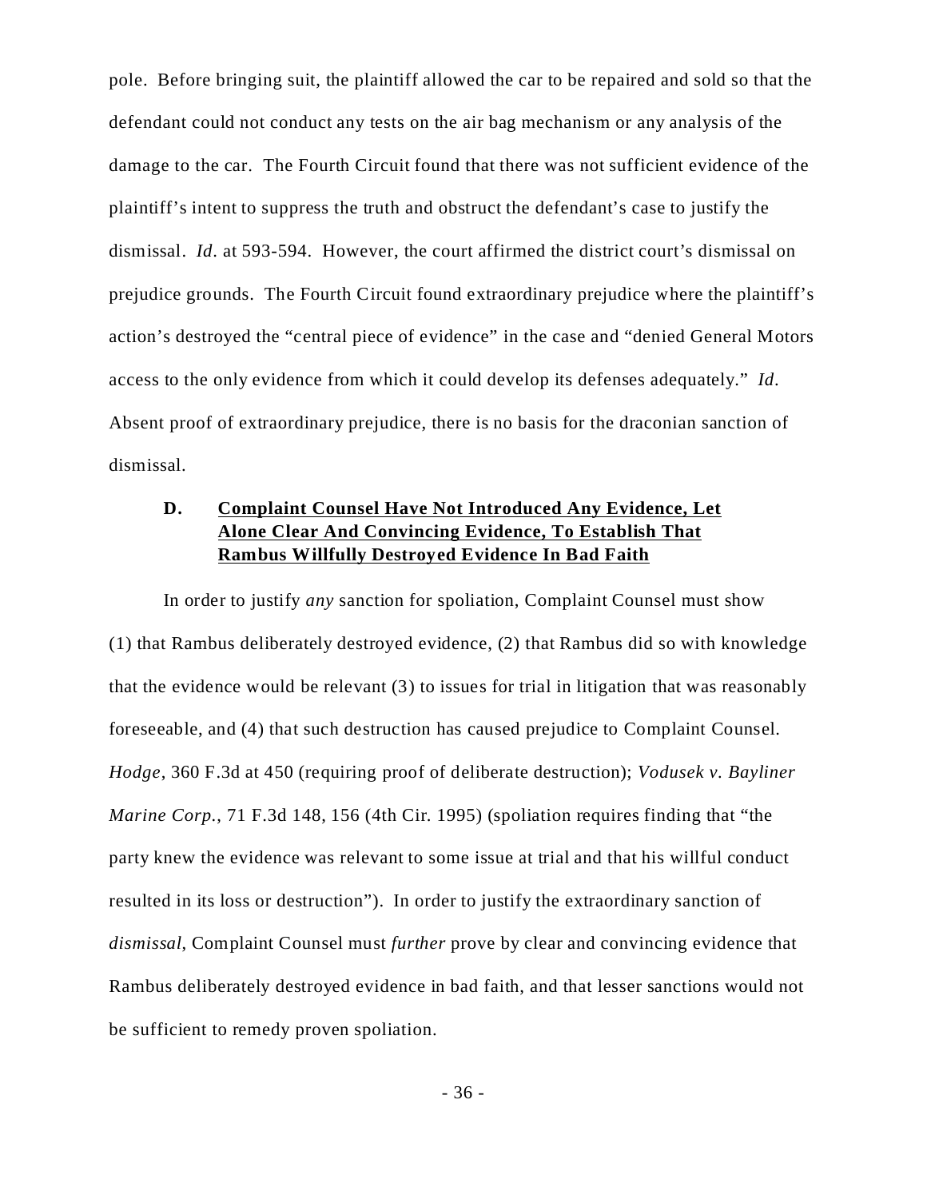pole. Before bringing suit, the plaintiff allowed the car to be repaired and sold so that the defendant could not conduct any tests on the air bag mechanism or any analysis of the damage to the car. The Fourth Circuit found that there was not sufficient evidence of the plaintiff's intent to suppress the truth and obstruct the defendant's case to justify the dismissal. *Id.* at 593-594. However, the court affirmed the district court's dismissal on prejudice grounds. The Fourth Circuit found extraordinary prejudice where the plaintiff's action's destroyed the "central piece of evidence" in the case and "denied General Motors access to the only evidence from which it could develop its defenses adequately." *Id.* Absent proof of extraordinary prejudice, there is no basis for the draconian sanction of dismissal.

### D. <u>Complaint Counsel Have Not Introduced Any Evidence, Let Alone Clear And Convincing Evidence, To Establish That Rambus Willfully Destroyed Evidence In Bad Faith</u>

In order to justify *any* sanction for spoliation, Complaint Counsel must show (1) that Rambus deliberately destroyed evidence, (2) that Rambus did so with knowledge that the evidence would be relevant (3) to issues for trial in litigation that was reasonably foreseeable, and (4) that such destruction has caused prejudice to Complaint Counsel. *Hodge*, 360 F.3d at 450 (requiring proof of deliberate destruction); *Vodusek v. Bayliner Marine Corp.*, 71 F.3d 148, 156 (4th Cir. 1995) (spoliation requires finding that "the party knew the evidence was relevant to some issue at trial and that his willful conduct resulted in its loss or destruction"). In order to justify the extraordinary sanction of *dismissal*, Complaint Counsel must *further* prove by clear and convincing evidence that Rambus deliberately destroyed evidence in bad faith, and that lesser sanctions would not be sufficient to remedy proven spoliation.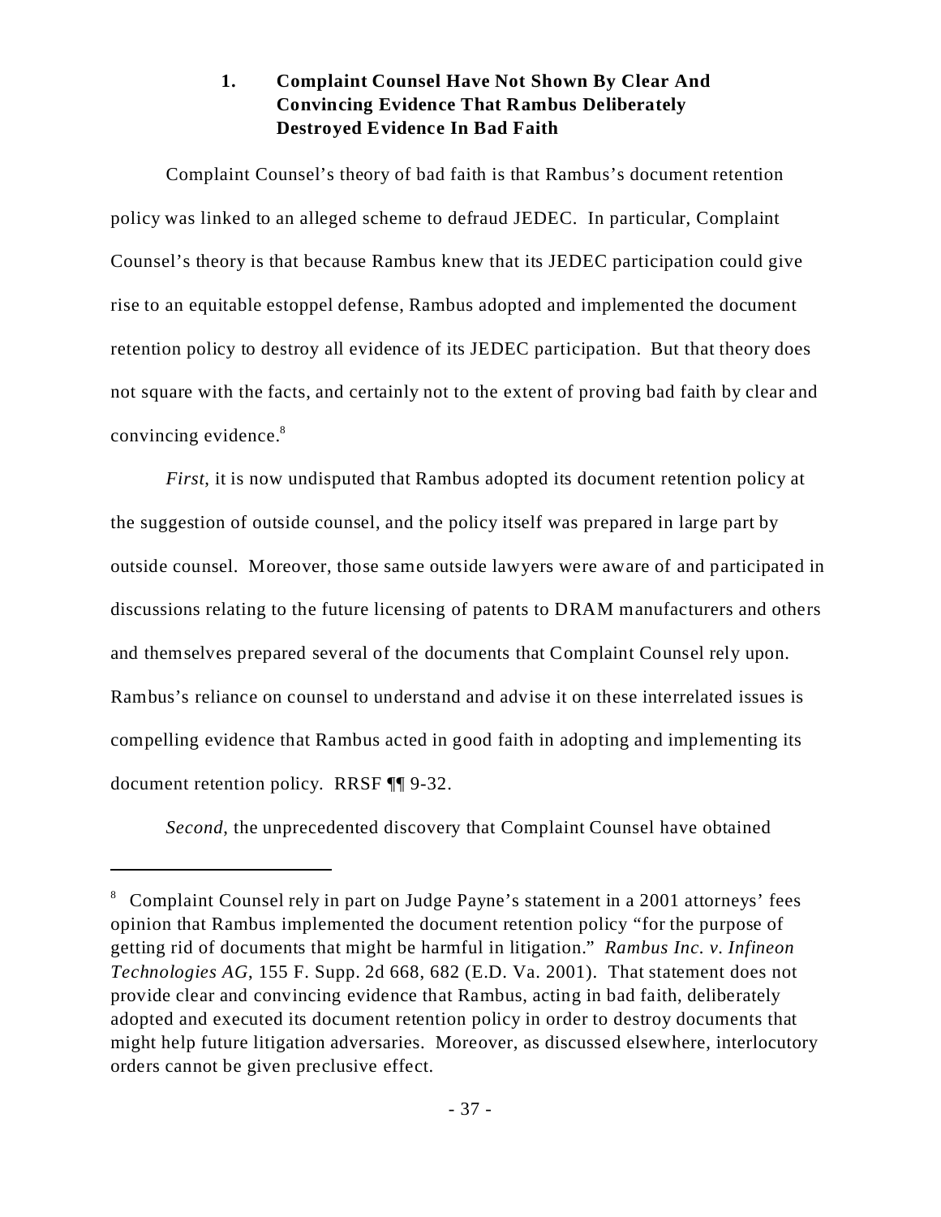### 1. Complaint Counsel Have Not Shown By Clear And Convincing Evidence That Rambus Deliberately Destroyed Evidence In Bad Faith

Complaint Counsel's theory of bad faith is that Rambus's document retention policy was linked to an alleged scheme to defraud JEDEC. In particular, Complaint Counsel's theory is that because Rambus knew that its JEDEC participation could give rise to an equitable estoppel defense, Rambus adopted and implemented the document retention policy to destroy all evidence of its JEDEC participation. But that theory does not square with the facts, and certainly not to the extent of proving bad faith by clear and convincing evidence.[8]

*First*, it is now undisputed that Rambus adopted its document retention policy at the suggestion of outside counsel, and the policy itself was prepared in large part by outside counsel. Moreover, those same outside lawyers were aware of and participated in discussions relating to the future licensing of patents to DRAM manufacturers and others and themselves prepared several of the documents that Complaint Counsel rely upon. Rambus's reliance on counsel to understand and advise it on these interrelated issues is compelling evidence that Rambus acted in good faith in adopting and implementing its document retention policy. RRSF ¶¶ 9-32.

*Second*, the unprecedented discovery that Complaint Counsel have obtained

---

[8] Complaint Counsel rely in part on Judge Payne's statement in a 2001 attorneys' fees opinion that Rambus implemented the document retention policy "for the purpose of getting rid of documents that might be harmful in litigation." *Rambus Inc. v. Infineon Technologies AG*, 155 F. Supp. 2d 668, 682 (E.D. Va. 2001). That statement does not provide clear and convincing evidence that Rambus, acting in bad faith, deliberately adopted and executed its document retention policy in order to destroy documents that might help future litigation adversaries. Moreover, as discussed elsewhere, interlocutory orders cannot be given preclusive effect.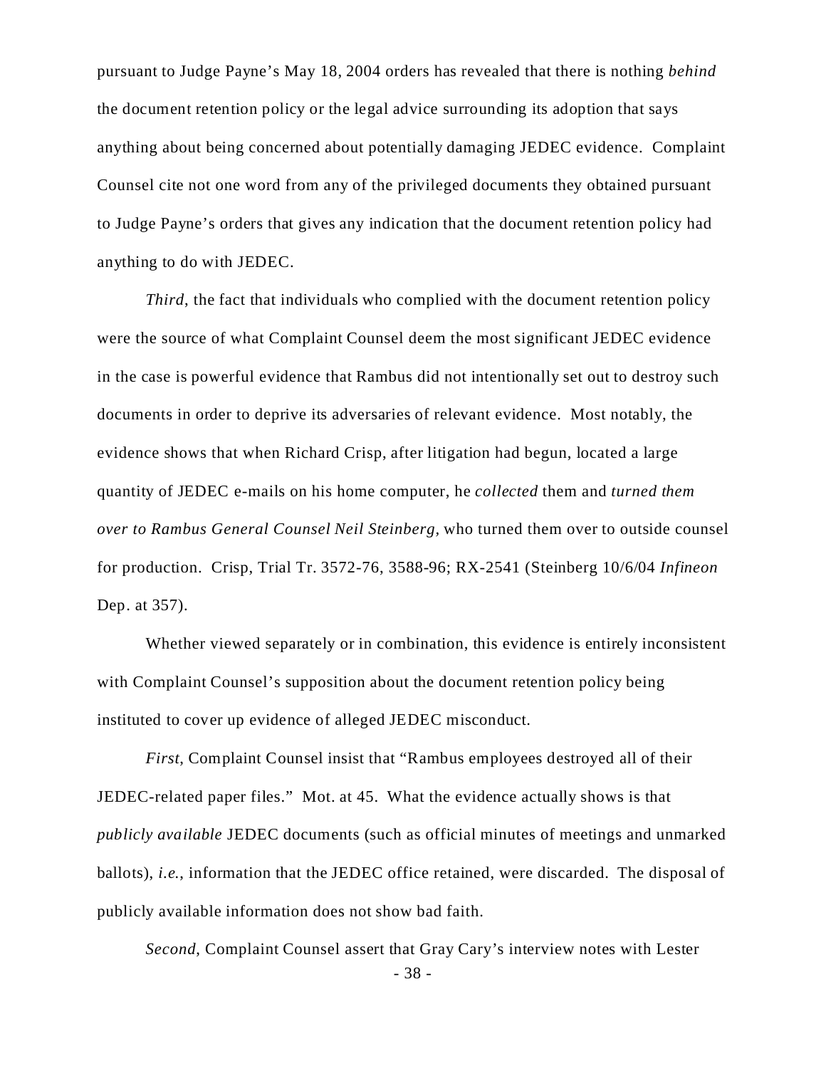pursuant to Judge Payne's May 18, 2004 orders has revealed that there is nothing *behind* the document retention policy or the legal advice surrounding its adoption that says anything about being concerned about potentially damaging JEDEC evidence. Complaint Counsel cite not one word from any of the privileged documents they obtained pursuant to Judge Payne's orders that gives any indication that the document retention policy had anything to do with JEDEC.

*Third*, the fact that individuals who complied with the document retention policy were the source of what Complaint Counsel deem the most significant JEDEC evidence in the case is powerful evidence that Rambus did not intentionally set out to destroy such documents in order to deprive its adversaries of relevant evidence. Most notably, the evidence shows that when Richard Crisp, after litigation had begun, located a large quantity of JEDEC e-mails on his home computer, he *collected* them and *turned them over to Rambus General Counsel Neil Steinberg*, who turned them over to outside counsel for production. Crisp, Trial Tr. 3572-76, 3588-96; RX-2541 (Steinberg 10/6/04 *Infineon* Dep. at 357).

Whether viewed separately or in combination, this evidence is entirely inconsistent with Complaint Counsel's supposition about the document retention policy being instituted to cover up evidence of alleged JEDEC misconduct.

*First*, Complaint Counsel insist that "Rambus employees destroyed all of their JEDEC-related paper files." Mot. at 45. What the evidence actually shows is that *publicly available* JEDEC documents (such as official minutes of meetings and unmarked ballots), *i.e.*, information that the JEDEC office retained, were discarded. The disposal of publicly available information does not show bad faith.

*Second*, Complaint Counsel assert that Gray Cary's interview notes with Lester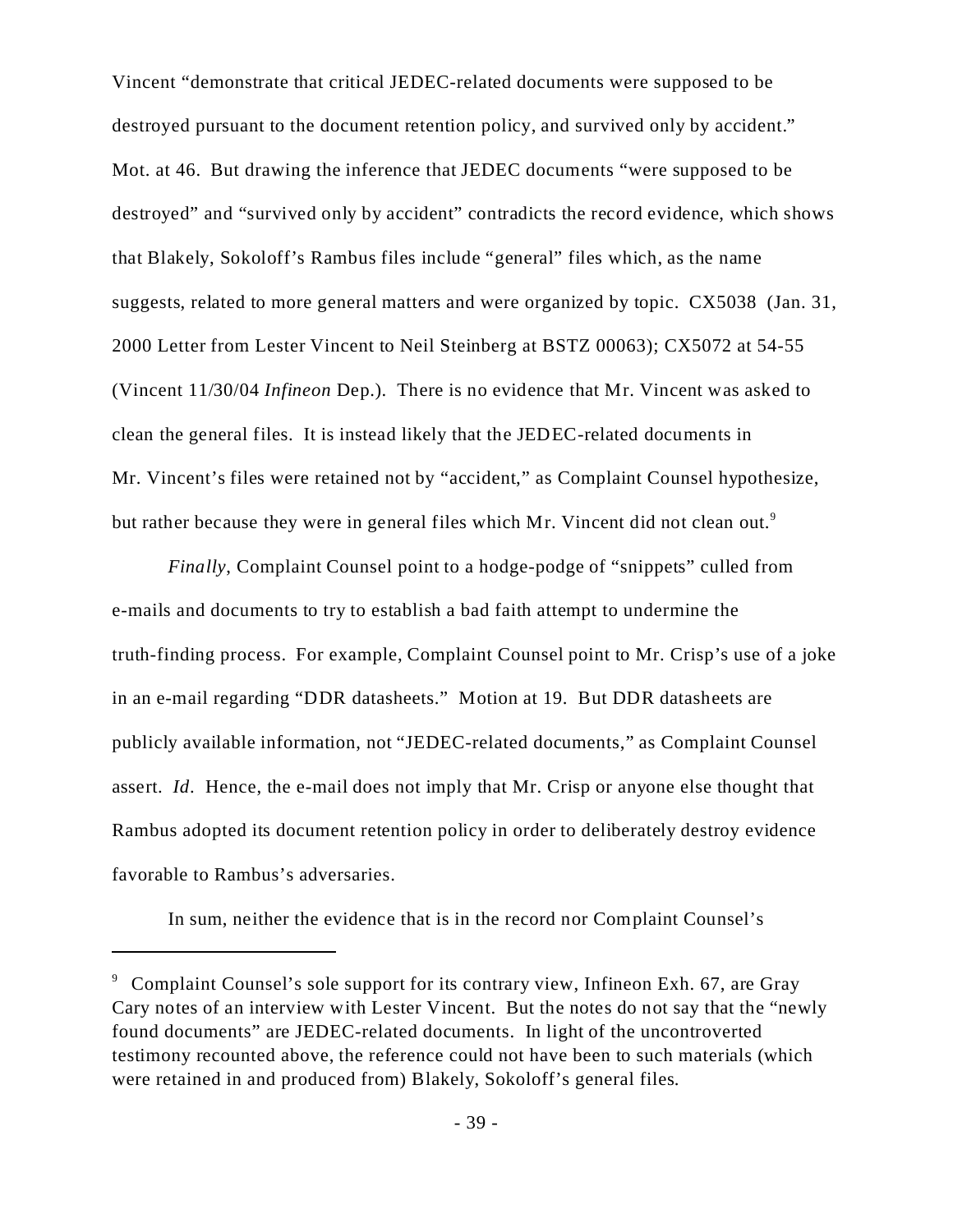Vincent "demonstrate that critical JEDEC-related documents were supposed to be destroyed pursuant to the document retention policy, and survived only by accident." Mot. at 46. But drawing the inference that JEDEC documents "were supposed to be destroyed" and "survived only by accident" contradicts the record evidence, which shows that Blakely, Sokoloff's Rambus files include "general" files which, as the name suggests, related to more general matters and were organized by topic. CX5038 (Jan. 31, 2000 Letter from Lester Vincent to Neil Steinberg at BSTZ 00063); CX5072 at 54-55 (Vincent 11/30/04 *Infineon* Dep.). There is no evidence that Mr. Vincent was asked to clean the general files. It is instead likely that the JEDEC-related documents in Mr. Vincent's files were retained not by "accident," as Complaint Counsel hypothesize, but rather because they were in general files which Mr. Vincent did not clean out.[9]

*Finally*, Complaint Counsel point to a hodge-podge of "snippets" culled from e-mails and documents to try to establish a bad faith attempt to undermine the truth-finding process. For example, Complaint Counsel point to Mr. Crisp's use of a joke in an e-mail regarding "DDR datasheets." Motion at 19. But DDR datasheets are publicly available information, not "JEDEC-related documents," as Complaint Counsel assert. *Id*. Hence, the e-mail does not imply that Mr. Crisp or anyone else thought that Rambus adopted its document retention policy in order to deliberately destroy evidence favorable to Rambus's adversaries.

In sum, neither the evidence that is in the record nor Complaint Counsel's

---

[9] Complaint Counsel's sole support for its contrary view, Infineon Exh. 67, are Gray Cary notes of an interview with Lester Vincent. But the notes do not say that the "newly found documents" are JEDEC-related documents. In light of the uncontroverted testimony recounted above, the reference could not have been to such materials (which were retained in and produced from) Blakely, Sokoloff's general files.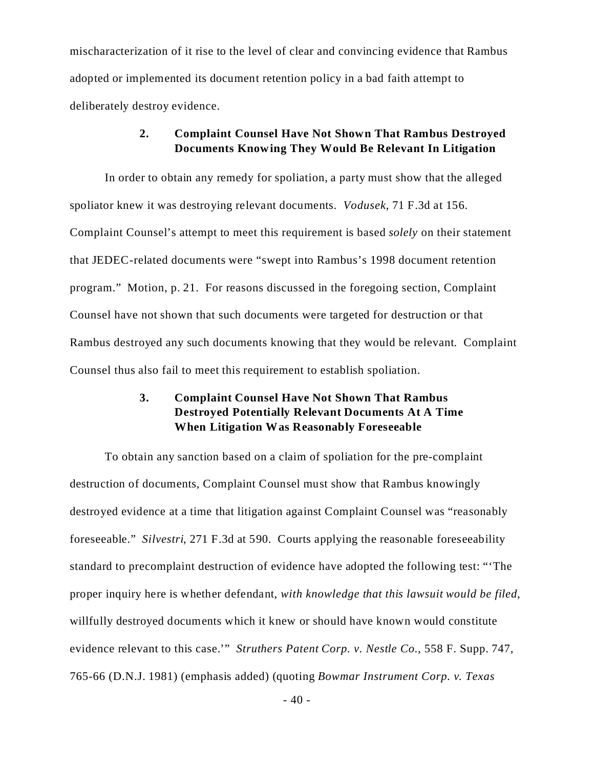mischaracterization of it rise to the level of clear and convincing evidence that Rambus adopted or implemented its document retention policy in a bad faith attempt to deliberately destroy evidence.

### 2. Complaint Counsel Have Not Shown That Rambus Destroyed Documents Knowing They Would Be Relevant In Litigation

In order to obtain any remedy for spoliation, a party must show that the alleged spoliator knew it was destroying relevant documents. *Vodusek*, 71 F.3d at 156. Complaint Counsel's attempt to meet this requirement is based *solely* on their statement that JEDEC-related documents were "swept into Rambus's 1998 document retention program." Motion, p. 21. For reasons discussed in the foregoing section, Complaint Counsel have not shown that such documents were targeted for destruction or that Rambus destroyed any such documents knowing that they would be relevant. Complaint Counsel thus also fail to meet this requirement to establish spoliation.

### 3. Complaint Counsel Have Not Shown That Rambus Destroyed Potentially Relevant Documents At A Time When Litigation Was Reasonably Foreseeable

To obtain any sanction based on a claim of spoliation for the pre-complaint destruction of documents, Complaint Counsel must show that Rambus knowingly destroyed evidence at a time that litigation against Complaint Counsel was "reasonably foreseeable." *Silvestri*, 271 F.3d at 590. Courts applying the reasonable foreseeability standard to precomplaint destruction of evidence have adopted the following test: "'The proper inquiry here is whether defendant, *with knowledge that this lawsuit would be filed*, willfully destroyed documents which it knew or should have known would constitute evidence relevant to this case.'" *Struthers Patent Corp. v. Nestle Co.*, 558 F. Supp. 747, 765-66 (D.N.J. 1981) (emphasis added) (quoting *Bowmar Instrument Corp. v. Texas*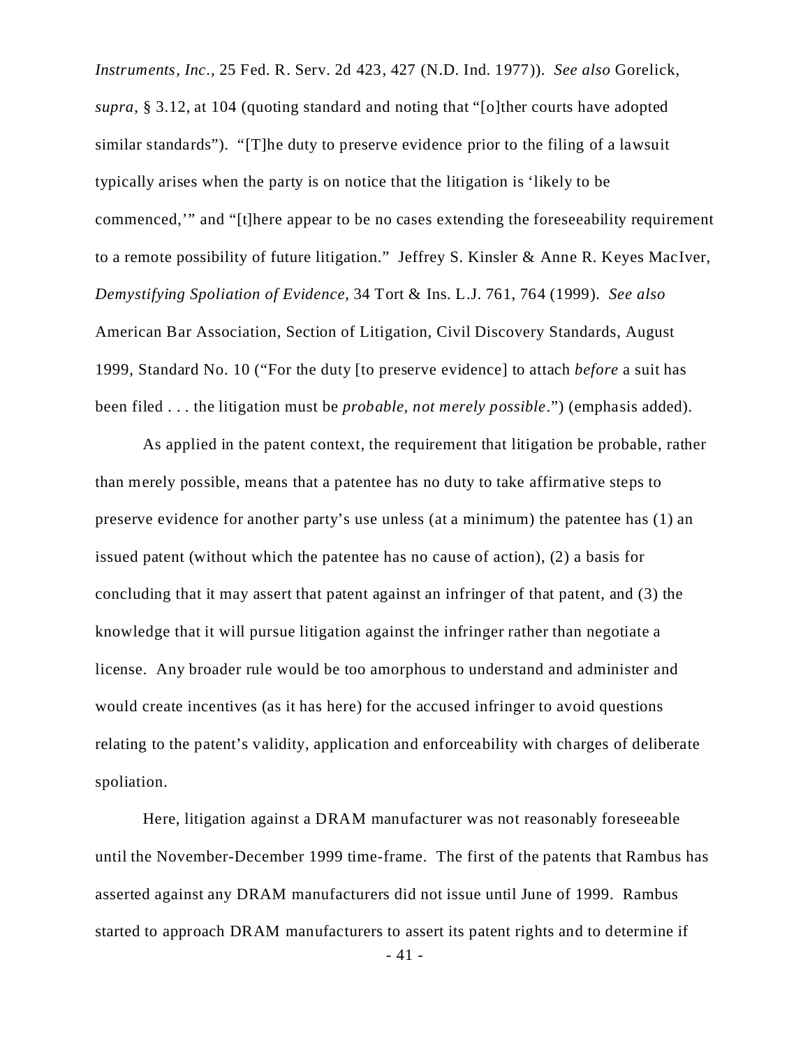*Instruments, Inc.*, 25 Fed. R. Serv. 2d 423, 427 (N.D. Ind. 1977)). *See also* Gorelick, *supra,* § 3.12, at 104 (quoting standard and noting that "[o]ther courts have adopted similar standards"). "[T]he duty to preserve evidence prior to the filing of a lawsuit typically arises when the party is on notice that the litigation is 'likely to be commenced,'" and "[t]here appear to be no cases extending the foreseeability requirement to a remote possibility of future litigation." Jeffrey S. Kinsler & Anne R. Keyes MacIver, *Demystifying Spoliation of Evidence*, 34 Tort & Ins. L.J. 761, 764 (1999). *See also* American Bar Association, Section of Litigation, Civil Discovery Standards, August 1999, Standard No. 10 ("For the duty [to preserve evidence] to attach *before* a suit has been filed . . . the litigation must be *probable, not merely possible*.") (emphasis added).

As applied in the patent context, the requirement that litigation be probable, rather than merely possible, means that a patentee has no duty to take affirmative steps to preserve evidence for another party's use unless (at a minimum) the patentee has (1) an issued patent (without which the patentee has no cause of action), (2) a basis for concluding that it may assert that patent against an infringer of that patent, and (3) the knowledge that it will pursue litigation against the infringer rather than negotiate a license. Any broader rule would be too amorphous to understand and administer and would create incentives (as it has here) for the accused infringer to avoid questions relating to the patent's validity, application and enforceability with charges of deliberate spoliation.

Here, litigation against a DRAM manufacturer was not reasonably foreseeable until the November-December 1999 time-frame. The first of the patents that Rambus has asserted against any DRAM manufacturers did not issue until June of 1999. Rambus started to approach DRAM manufacturers to assert its patent rights and to determine if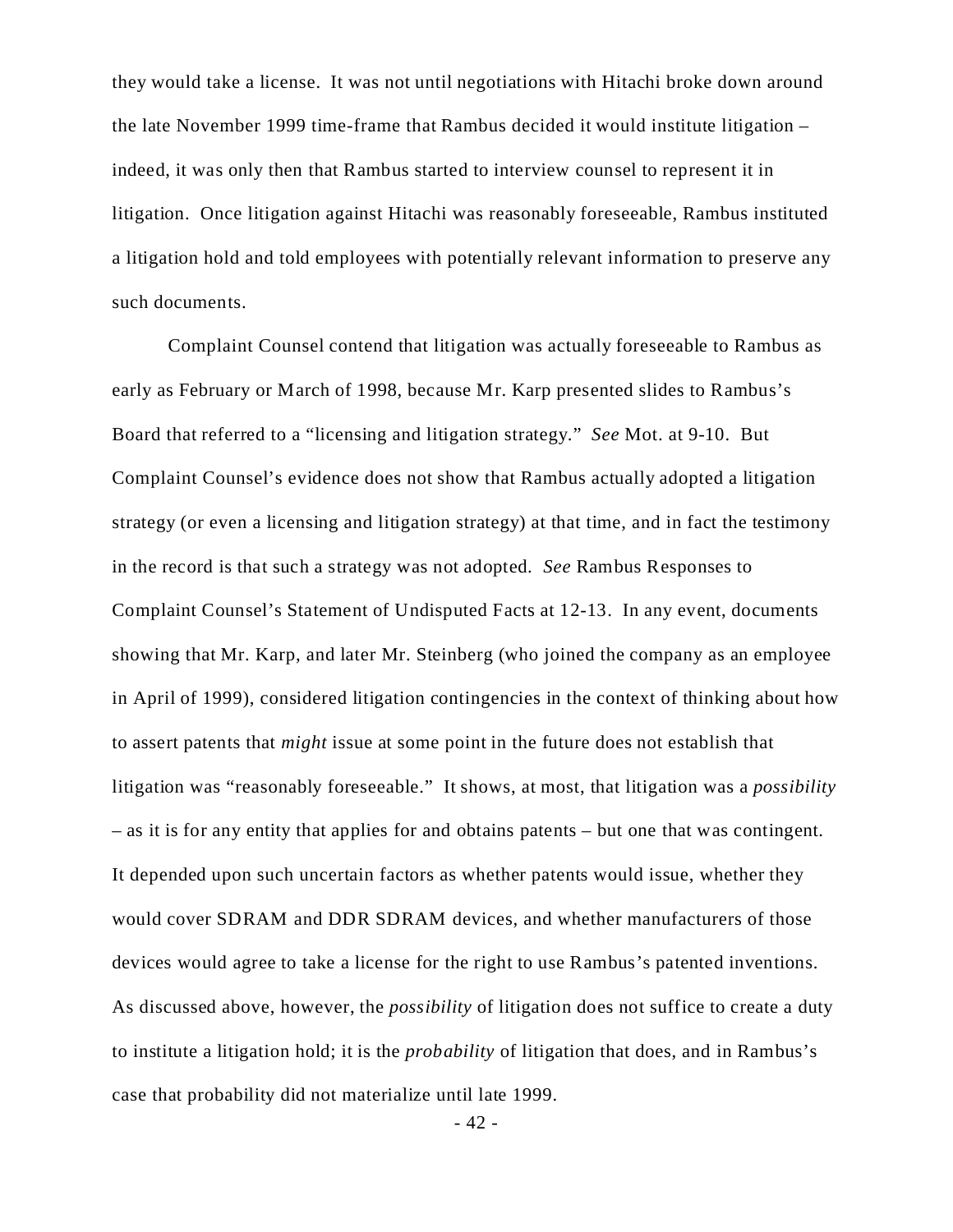they would take a license. It was not until negotiations with Hitachi broke down around the late November 1999 time-frame that Rambus decided it would institute litigation – indeed, it was only then that Rambus started to interview counsel to represent it in litigation. Once litigation against Hitachi was reasonably foreseeable, Rambus instituted a litigation hold and told employees with potentially relevant information to preserve any such documents.

Complaint Counsel contend that litigation was actually foreseeable to Rambus as early as February or March of 1998, because Mr. Karp presented slides to Rambus's Board that referred to a "licensing and litigation strategy." *See* Mot. at 9-10. But Complaint Counsel's evidence does not show that Rambus actually adopted a litigation strategy (or even a licensing and litigation strategy) at that time, and in fact the testimony in the record is that such a strategy was not adopted. *See* Rambus Responses to Complaint Counsel's Statement of Undisputed Facts at 12-13. In any event, documents showing that Mr. Karp, and later Mr. Steinberg (who joined the company as an employee in April of 1999), considered litigation contingencies in the context of thinking about how to assert patents that *might* issue at some point in the future does not establish that litigation was "reasonably foreseeable." It shows, at most, that litigation was a *possibility* – as it is for any entity that applies for and obtains patents – but one that was contingent. It depended upon such uncertain factors as whether patents would issue, whether they would cover SDRAM and DDR SDRAM devices, and whether manufacturers of those devices would agree to take a license for the right to use Rambus's patented inventions. As discussed above, however, the *possibility* of litigation does not suffice to create a duty to institute a litigation hold; it is the *probability* of litigation that does, and in Rambus's case that probability did not materialize until late 1999.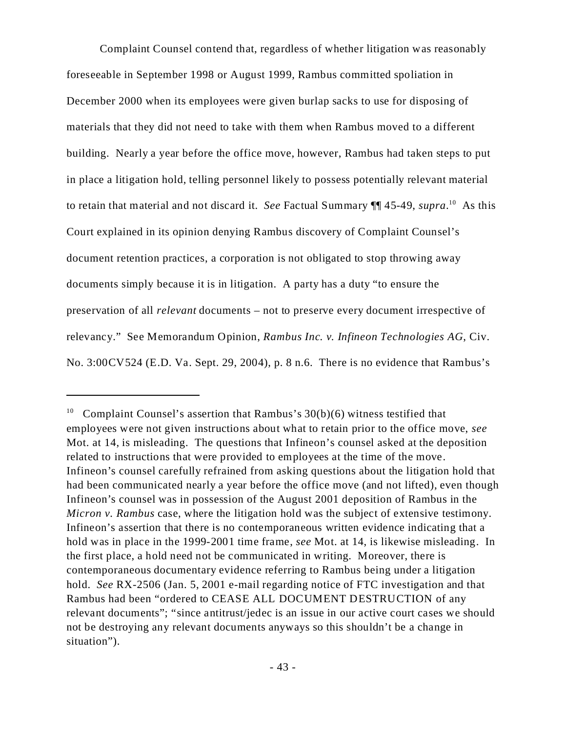Complaint Counsel contend that, regardless of whether litigation was reasonably foreseeable in September 1998 or August 1999, Rambus committed spoliation in December 2000 when its employees were given burlap sacks to use for disposing of materials that they did not need to take with them when Rambus moved to a different building. Nearly a year before the office move, however, Rambus had taken steps to put in place a litigation hold, telling personnel likely to possess potentially relevant material to retain that material and not discard it. *See* Factual Summary ¶¶ 45-49, *supra*.[10] As this Court explained in its opinion denying Rambus discovery of Complaint Counsel's document retention practices, a corporation is not obligated to stop throwing away documents simply because it is in litigation. A party has a duty "to ensure the preservation of all *relevant* documents – not to preserve every document irrespective of relevancy." See Memorandum Opinion, *Rambus Inc. v. Infineon Technologies AG*, Civ. No. 3:00CV524 (E.D. Va. Sept. 29, 2004), p. 8 n.6. There is no evidence that Rambus's

---

[10] Complaint Counsel's assertion that Rambus's 30(b)(6) witness testified that employees were not given instructions about what to retain prior to the office move, *see* Mot. at 14, is misleading. The questions that Infineon's counsel asked at the deposition related to instructions that were provided to employees at the time of the move. Infineon's counsel carefully refrained from asking questions about the litigation hold that had been communicated nearly a year before the office move (and not lifted), even though Infineon's counsel was in possession of the August 2001 deposition of Rambus in the *Micron v. Rambus* case, where the litigation hold was the subject of extensive testimony. Infineon's assertion that there is no contemporaneous written evidence indicating that a hold was in place in the 1999-2001 time frame, *see* Mot. at 14, is likewise misleading. In the first place, a hold need not be communicated in writing. Moreover, there is contemporaneous documentary evidence referring to Rambus being under a litigation hold. *See* RX-2506 (Jan. 5, 2001 e-mail regarding notice of FTC investigation and that Rambus had been "ordered to CEASE ALL DOCUMENT DESTRUCTION of any relevant documents"; "since antitrust/jedec is an issue in our active court cases we should not be destroying any relevant documents anyways so this shouldn't be a change in situation").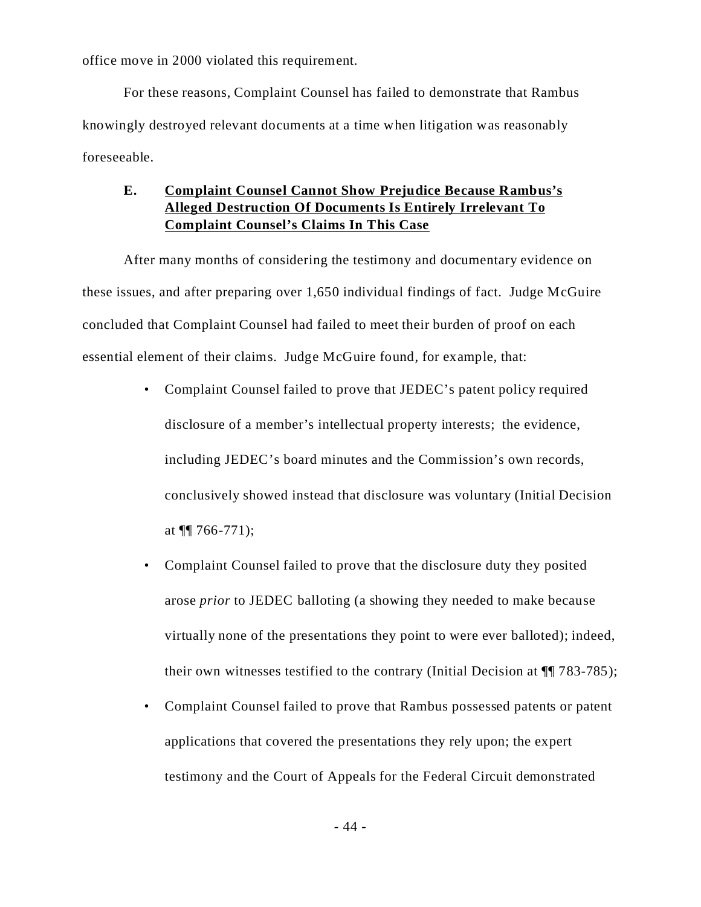office move in 2000 violated this requirement.

For these reasons, Complaint Counsel has failed to demonstrate that Rambus knowingly destroyed relevant documents at a time when litigation was reasonably foreseeable.

### E. Complaint Counsel Cannot Show Prejudice Because Rambus's Alleged Destruction Of Documents Is Entirely Irrelevant To Complaint Counsel's Claims In This Case

After many months of considering the testimony and documentary evidence on these issues, and after preparing over 1,650 individual findings of fact. Judge McGuire concluded that Complaint Counsel had failed to meet their burden of proof on each essential element of their claims. Judge McGuire found, for example, that:

- Complaint Counsel failed to prove that JEDEC's patent policy required disclosure of a member's intellectual property interests; the evidence, including JEDEC's board minutes and the Commission's own records, conclusively showed instead that disclosure was voluntary (Initial Decision at ¶¶ 766-771);
- Complaint Counsel failed to prove that the disclosure duty they posited arose *prior* to JEDEC balloting (a showing they needed to make because virtually none of the presentations they point to were ever balloted); indeed, their own witnesses testified to the contrary (Initial Decision at ¶¶ 783-785);
- Complaint Counsel failed to prove that Rambus possessed patents or patent applications that covered the presentations they rely upon; the expert testimony and the Court of Appeals for the Federal Circuit demonstrated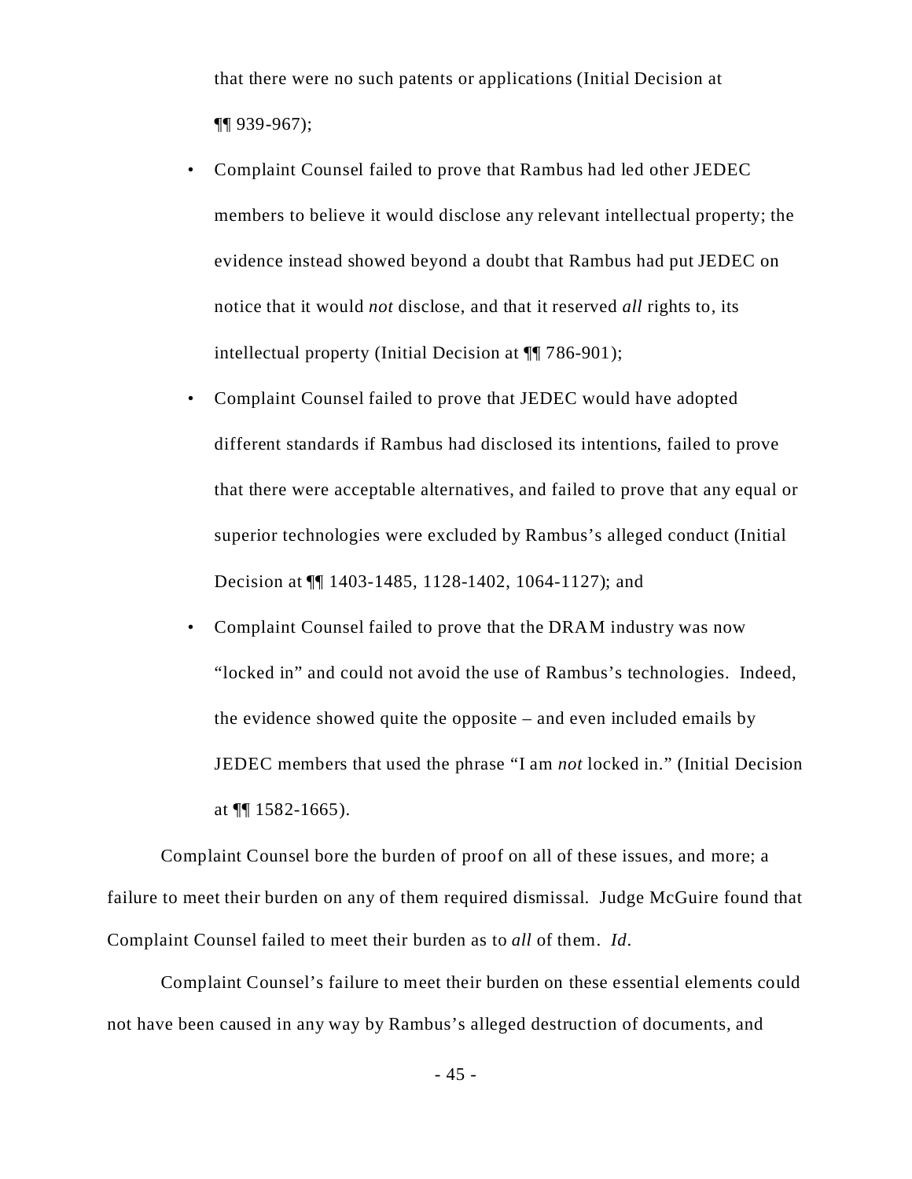that there were no such patents or applications (Initial Decision at ¶¶ 939-967);

- Complaint Counsel failed to prove that Rambus had led other JEDEC members to believe it would disclose any relevant intellectual property; the evidence instead showed beyond a doubt that Rambus had put JEDEC on notice that it would *not* disclose, and that it reserved *all* rights to, its intellectual property (Initial Decision at ¶¶ 786-901);
- Complaint Counsel failed to prove that JEDEC would have adopted different standards if Rambus had disclosed its intentions, failed to prove that there were acceptable alternatives, and failed to prove that any equal or superior technologies were excluded by Rambus's alleged conduct (Initial Decision at ¶¶ 1403-1485, 1128-1402, 1064-1127); and
- Complaint Counsel failed to prove that the DRAM industry was now "locked in" and could not avoid the use of Rambus's technologies. Indeed, the evidence showed quite the opposite – and even included emails by JEDEC members that used the phrase "I am *not* locked in." (Initial Decision at ¶¶ 1582-1665).

Complaint Counsel bore the burden of proof on all of these issues, and more; a failure to meet their burden on any of them required dismissal. Judge McGuire found that Complaint Counsel failed to meet their burden as to *all* of them. *Id*.

Complaint Counsel's failure to meet their burden on these essential elements could not have been caused in any way by Rambus's alleged destruction of documents, and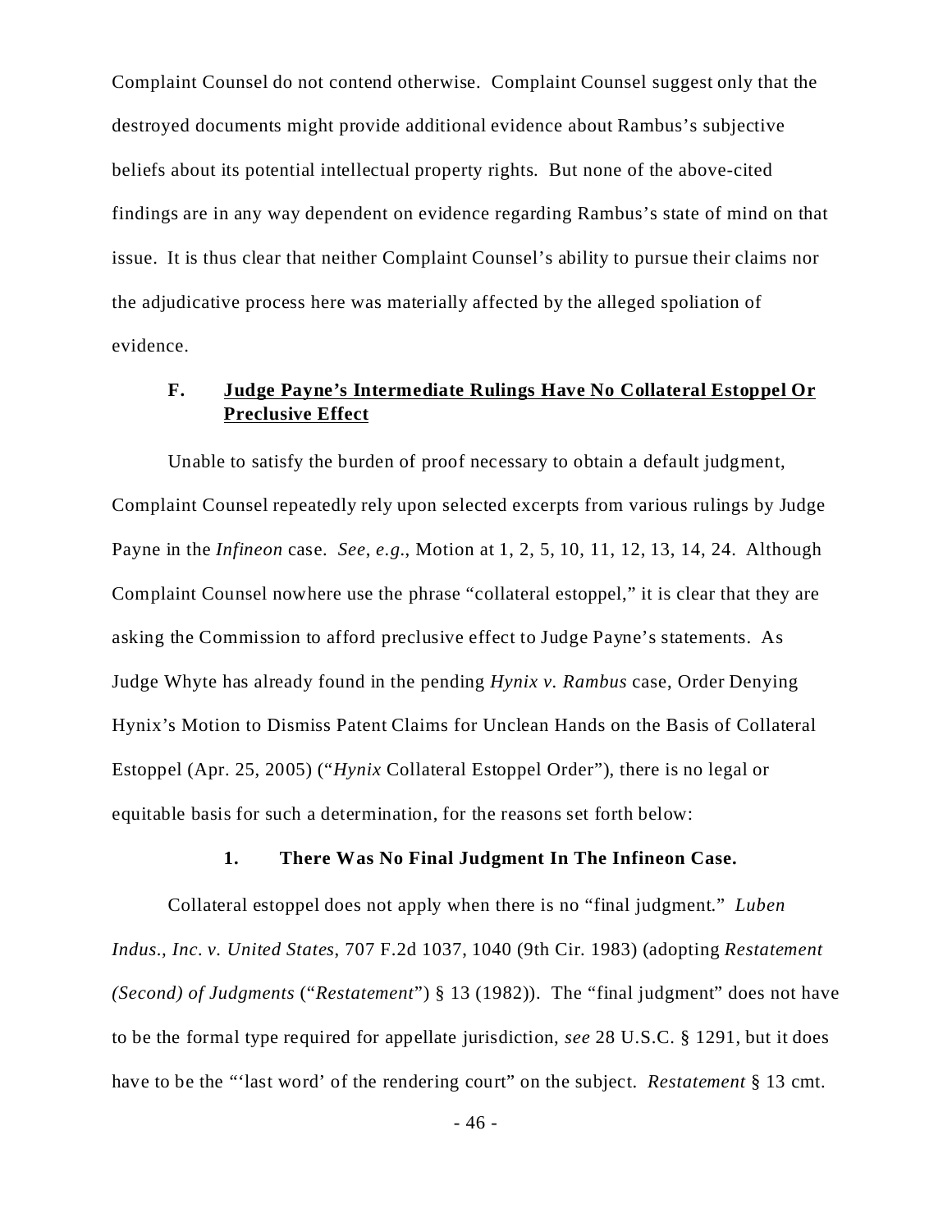Complaint Counsel do not contend otherwise. Complaint Counsel suggest only that the destroyed documents might provide additional evidence about Rambus's subjective beliefs about its potential intellectual property rights. But none of the above-cited findings are in any way dependent on evidence regarding Rambus's state of mind on that issue. It is thus clear that neither Complaint Counsel's ability to pursue their claims nor the adjudicative process here was materially affected by the alleged spoliation of evidence.

### F. Judge Payne's Intermediate Rulings Have No Collateral Estoppel Or Preclusive Effect

Unable to satisfy the burden of proof necessary to obtain a default judgment, Complaint Counsel repeatedly rely upon selected excerpts from various rulings by Judge Payne in the *Infineon* case. *See, e.g.*, Motion at 1, 2, 5, 10, 11, 12, 13, 14, 24. Although Complaint Counsel nowhere use the phrase "collateral estoppel," it is clear that they are asking the Commission to afford preclusive effect to Judge Payne's statements. As Judge Whyte has already found in the pending *Hynix v. Rambus* case, Order Denying Hynix's Motion to Dismiss Patent Claims for Unclean Hands on the Basis of Collateral Estoppel (Apr. 25, 2005) ("*Hynix* Collateral Estoppel Order"), there is no legal or equitable basis for such a determination, for the reasons set forth below:

#### 1. There Was No Final Judgment In The Infineon Case.

Collateral estoppel does not apply when there is no "final judgment." *Luben Indus., Inc. v. United States*, 707 F.2d 1037, 1040 (9th Cir. 1983) (adopting *Restatement (Second) of Judgments* ("*Restatement*") § 13 (1982)). The "final judgment" does not have to be the formal type required for appellate jurisdiction, *see* 28 U.S.C. § 1291, but it does have to be the "'last word' of the rendering court" on the subject. *Restatement* § 13 cmt.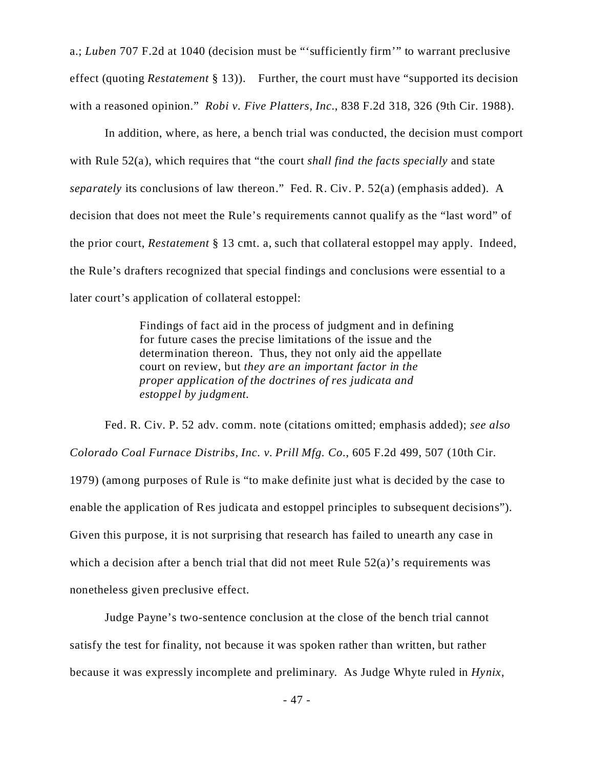a.; *Luben* 707 F.2d at 1040 (decision must be "'sufficiently firm'" to warrant preclusive effect (quoting *Restatement* § 13)). Further, the court must have "supported its decision with a reasoned opinion." *Robi v. Five Platters, Inc.*, 838 F.2d 318, 326 (9th Cir. 1988).

In addition, where, as here, a bench trial was conducted, the decision must comport with Rule 52(a), which requires that "the court *shall find the facts specially* and state *separately* its conclusions of law thereon." Fed. R. Civ. P. 52(a) (emphasis added). A decision that does not meet the Rule's requirements cannot qualify as the "last word" of the prior court, *Restatement* § 13 cmt. a, such that collateral estoppel may apply. Indeed, the Rule's drafters recognized that special findings and conclusions were essential to a later court's application of collateral estoppel:

> Findings of fact aid in the process of judgment and in defining for future cases the precise limitations of the issue and the determination thereon. Thus, they not only aid the appellate court on review, but *they are an important factor in the proper application of the doctrines of res judicata and estoppel by judgment.*

Fed. R. Civ. P. 52 adv. comm. note (citations omitted; emphasis added); *see also Colorado Coal Furnace Distribs, Inc. v. Prill Mfg. Co.*, 605 F.2d 499, 507 (10th Cir. 1979) (among purposes of Rule is "to make definite just what is decided by the case to enable the application of Res judicata and estoppel principles to subsequent decisions"). Given this purpose, it is not surprising that research has failed to unearth any case in which a decision after a bench trial that did not meet Rule 52(a)'s requirements was nonetheless given preclusive effect.

Judge Payne's two-sentence conclusion at the close of the bench trial cannot satisfy the test for finality, not because it was spoken rather than written, but rather because it was expressly incomplete and preliminary. As Judge Whyte ruled in *Hynix*,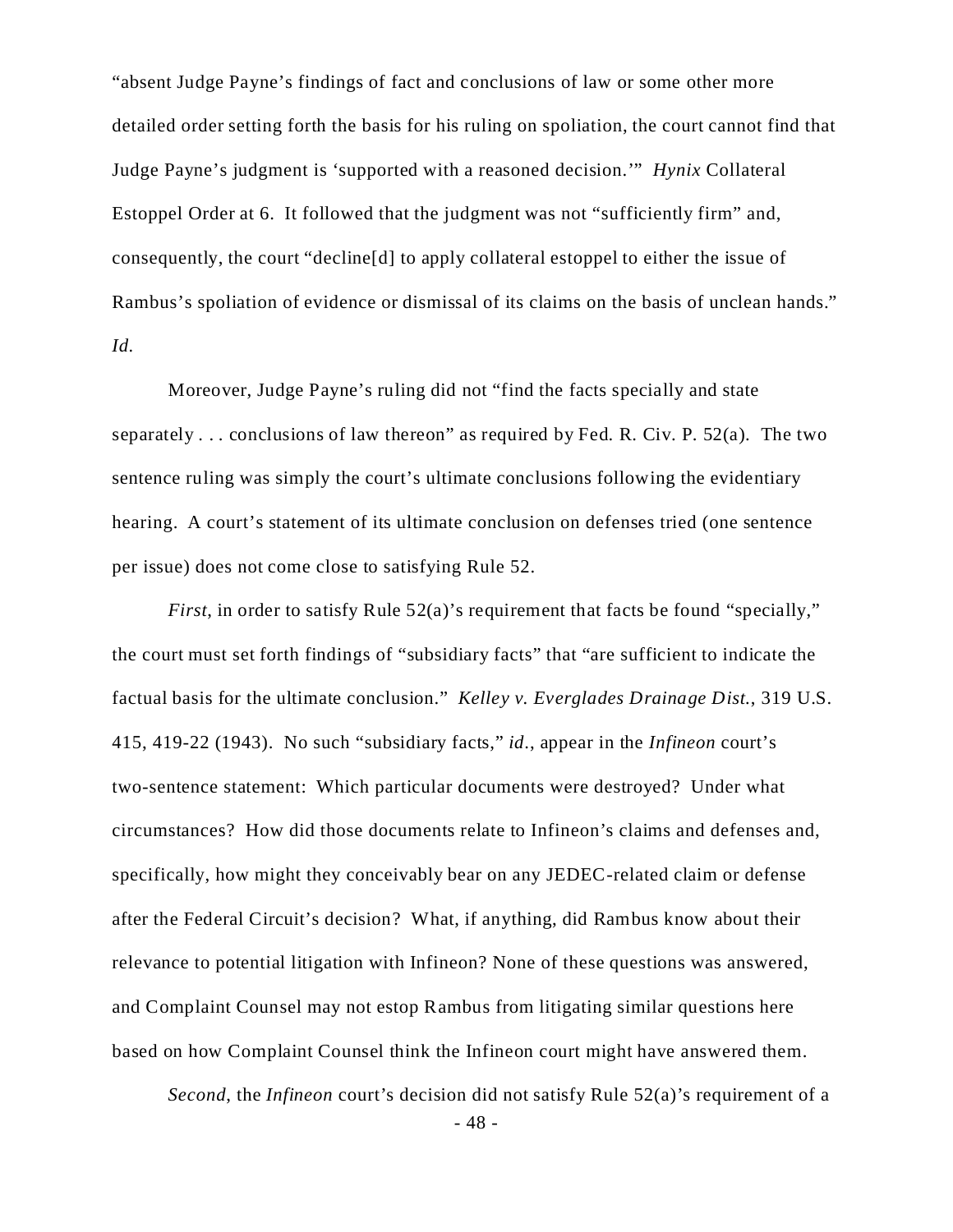"absent Judge Payne's findings of fact and conclusions of law or some other more detailed order setting forth the basis for his ruling on spoliation, the court cannot find that Judge Payne's judgment is 'supported with a reasoned decision.'" *Hynix* Collateral Estoppel Order at 6. It followed that the judgment was not "sufficiently firm" and, consequently, the court "decline[d] to apply collateral estoppel to either the issue of Rambus's spoliation of evidence or dismissal of its claims on the basis of unclean hands." *Id.*

Moreover, Judge Payne's ruling did not "find the facts specially and state separately . . . conclusions of law thereon" as required by Fed. R. Civ. P. 52(a). The two sentence ruling was simply the court's ultimate conclusions following the evidentiary hearing. A court's statement of its ultimate conclusion on defenses tried (one sentence per issue) does not come close to satisfying Rule 52.

*First*, in order to satisfy Rule 52(a)'s requirement that facts be found "specially," the court must set forth findings of "subsidiary facts" that "are sufficient to indicate the factual basis for the ultimate conclusion." *Kelley v. Everglades Drainage Dist.*, 319 U.S. 415, 419-22 (1943). No such "subsidiary facts," *id.*, appear in the *Infineon* court's two-sentence statement: Which particular documents were destroyed? Under what circumstances? How did those documents relate to Infineon's claims and defenses and, specifically, how might they conceivably bear on any JEDEC-related claim or defense after the Federal Circuit's decision? What, if anything, did Rambus know about their relevance to potential litigation with Infineon? None of these questions was answered, and Complaint Counsel may not estop Rambus from litigating similar questions here based on how Complaint Counsel think the Infineon court might have answered them.

*Second*, the *Infineon* court's decision did not satisfy Rule 52(a)'s requirement of a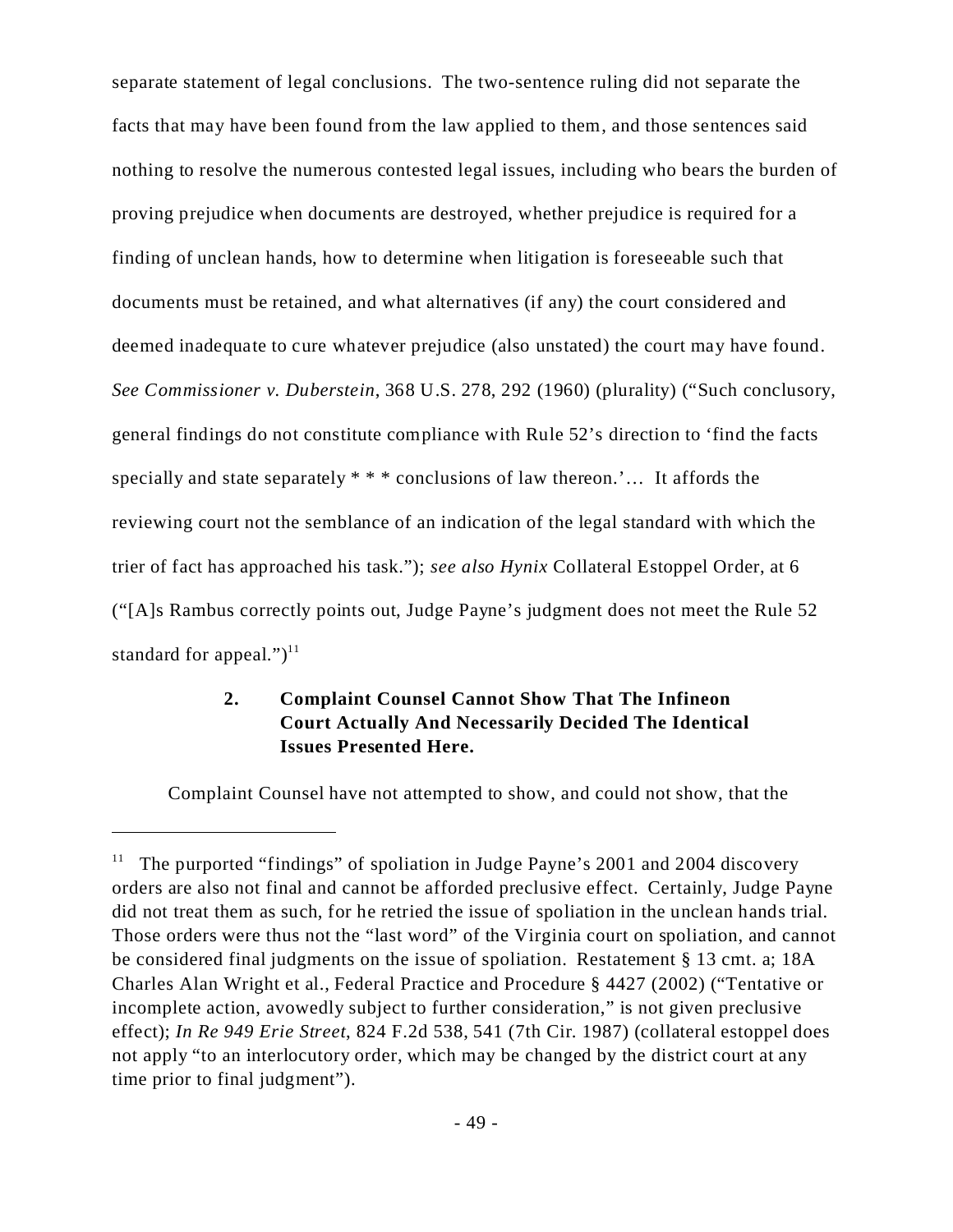separate statement of legal conclusions. The two-sentence ruling did not separate the facts that may have been found from the law applied to them, and those sentences said nothing to resolve the numerous contested legal issues, including who bears the burden of proving prejudice when documents are destroyed, whether prejudice is required for a finding of unclean hands, how to determine when litigation is foreseeable such that documents must be retained, and what alternatives (if any) the court considered and deemed inadequate to cure whatever prejudice (also unstated) the court may have found. *See Commissioner v. Duberstein*, 368 U.S. 278, 292 (1960) (plurality) ("Such conclusory, general findings do not constitute compliance with Rule 52's direction to 'find the facts specially and state separately * * * conclusions of law thereon.'… It affords the reviewing court not the semblance of an indication of the legal standard with which the trier of fact has approached his task."); *see also Hynix* Collateral Estoppel Order, at 6 ("[A]s Rambus correctly points out, Judge Payne's judgment does not meet the Rule 52 standard for appeal.")[11]

### 2. Complaint Counsel Cannot Show That The Infineon Court Actually And Necessarily Decided The Identical Issues Presented Here.

Complaint Counsel have not attempted to show, and could not show, that the

---

[11] The purported "findings" of spoliation in Judge Payne's 2001 and 2004 discovery orders are also not final and cannot be afforded preclusive effect. Certainly, Judge Payne did not treat them as such, for he retried the issue of spoliation in the unclean hands trial. Those orders were thus not the "last word" of the Virginia court on spoliation, and cannot be considered final judgments on the issue of spoliation. Restatement § 13 cmt. a; 18A Charles Alan Wright et al., Federal Practice and Procedure § 4427 (2002) ("Tentative or incomplete action, avowedly subject to further consideration," is not given preclusive effect); *In Re 949 Erie Street*, 824 F.2d 538, 541 (7th Cir. 1987) (collateral estoppel does not apply "to an interlocutory order, which may be changed by the district court at any time prior to final judgment").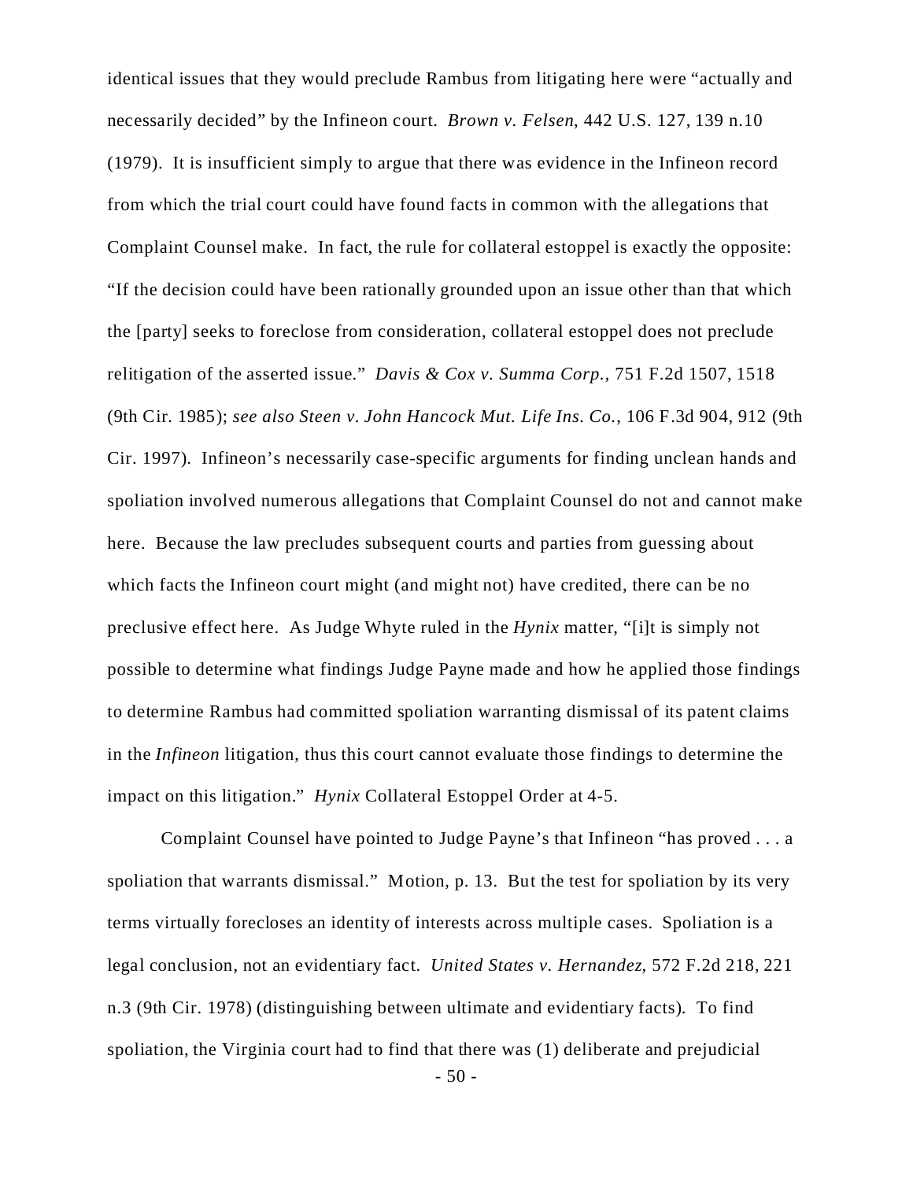identical issues that they would preclude Rambus from litigating here were "actually and necessarily decided" by the Infineon court. *Brown v. Felsen*, 442 U.S. 127, 139 n.10 (1979). It is insufficient simply to argue that there was evidence in the Infineon record from which the trial court could have found facts in common with the allegations that Complaint Counsel make. In fact, the rule for collateral estoppel is exactly the opposite: "If the decision could have been rationally grounded upon an issue other than that which the [party] seeks to foreclose from consideration, collateral estoppel does not preclude relitigation of the asserted issue." *Davis & Cox v. Summa Corp.*, 751 F.2d 1507, 1518 (9th Cir. 1985); *see also Steen v. John Hancock Mut. Life Ins. Co.*, 106 F.3d 904, 912 (9th Cir. 1997). Infineon's necessarily case-specific arguments for finding unclean hands and spoliation involved numerous allegations that Complaint Counsel do not and cannot make here. Because the law precludes subsequent courts and parties from guessing about which facts the Infineon court might (and might not) have credited, there can be no preclusive effect here. As Judge Whyte ruled in the *Hynix* matter, "[i]t is simply not possible to determine what findings Judge Payne made and how he applied those findings to determine Rambus had committed spoliation warranting dismissal of its patent claims in the *Infineon* litigation, thus this court cannot evaluate those findings to determine the impact on this litigation." *Hynix* Collateral Estoppel Order at 4-5.

Complaint Counsel have pointed to Judge Payne's that Infineon "has proved . . . a spoliation that warrants dismissal." Motion, p. 13. But the test for spoliation by its very terms virtually forecloses an identity of interests across multiple cases. Spoliation is a legal conclusion, not an evidentiary fact. *United States v. Hernandez*, 572 F.2d 218, 221 n.3 (9th Cir. 1978) (distinguishing between ultimate and evidentiary facts). To find spoliation, the Virginia court had to find that there was (1) deliberate and prejudicial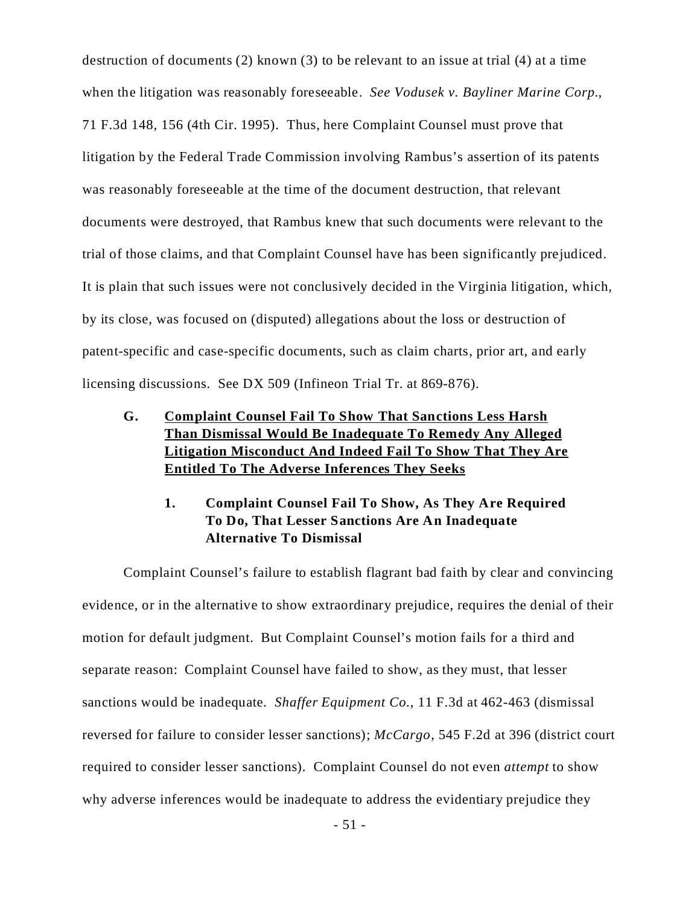destruction of documents (2) known (3) to be relevant to an issue at trial (4) at a time when the litigation was reasonably foreseeable. *See Vodusek v. Bayliner Marine Corp.*, 71 F.3d 148, 156 (4th Cir. 1995). Thus, here Complaint Counsel must prove that litigation by the Federal Trade Commission involving Rambus's assertion of its patents was reasonably foreseeable at the time of the document destruction, that relevant documents were destroyed, that Rambus knew that such documents were relevant to the trial of those claims, and that Complaint Counsel have has been significantly prejudiced. It is plain that such issues were not conclusively decided in the Virginia litigation, which, by its close, was focused on (disputed) allegations about the loss or destruction of patent-specific and case-specific documents, such as claim charts, prior art, and early licensing discussions. See DX 509 (Infineon Trial Tr. at 869-876).

### G. <u>Complaint Counsel Fail To Show That Sanctions Less Harsh Than Dismissal Would Be Inadequate To Remedy Any Alleged Litigation Misconduct And Indeed Fail To Show That They Are Entitled To The Adverse Inferences They Seeks</u>

#### 1. Complaint Counsel Fail To Show, As They Are Required To Do, That Lesser Sanctions Are An Inadequate Alternative To Dismissal

Complaint Counsel's failure to establish flagrant bad faith by clear and convincing evidence, or in the alternative to show extraordinary prejudice, requires the denial of their motion for default judgment. But Complaint Counsel's motion fails for a third and separate reason: Complaint Counsel have failed to show, as they must, that lesser sanctions would be inadequate. *Shaffer Equipment Co.*, 11 F.3d at 462-463 (dismissal reversed for failure to consider lesser sanctions); *McCargo*, 545 F.2d at 396 (district court required to consider lesser sanctions). Complaint Counsel do not even *attempt* to show why adverse inferences would be inadequate to address the evidentiary prejudice they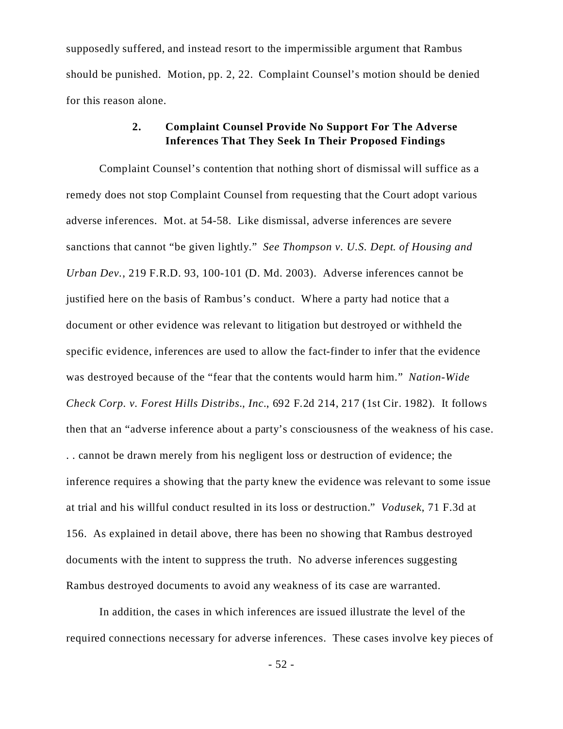supposedly suffered, and instead resort to the impermissible argument that Rambus should be punished. Motion, pp. 2, 22. Complaint Counsel's motion should be denied for this reason alone.

### 2. Complaint Counsel Provide No Support For The Adverse Inferences That They Seek In Their Proposed Findings

Complaint Counsel's contention that nothing short of dismissal will suffice as a remedy does not stop Complaint Counsel from requesting that the Court adopt various adverse inferences. Mot. at 54-58. Like dismissal, adverse inferences are severe sanctions that cannot "be given lightly." *See Thompson v. U.S. Dept. of Housing and Urban Dev.*, 219 F.R.D. 93, 100-101 (D. Md. 2003). Adverse inferences cannot be justified here on the basis of Rambus's conduct. Where a party had notice that a document or other evidence was relevant to litigation but destroyed or withheld the specific evidence, inferences are used to allow the fact-finder to infer that the evidence was destroyed because of the "fear that the contents would harm him." *Nation-Wide Check Corp. v. Forest Hills Distribs., Inc.*, 692 F.2d 214, 217 (1st Cir. 1982). It follows then that an "adverse inference about a party's consciousness of the weakness of his case. . . cannot be drawn merely from his negligent loss or destruction of evidence; the inference requires a showing that the party knew the evidence was relevant to some issue at trial and his willful conduct resulted in its loss or destruction." *Vodusek*, 71 F.3d at 156. As explained in detail above, there has been no showing that Rambus destroyed documents with the intent to suppress the truth. No adverse inferences suggesting Rambus destroyed documents to avoid any weakness of its case are warranted.

In addition, the cases in which inferences are issued illustrate the level of the required connections necessary for adverse inferences. These cases involve key pieces of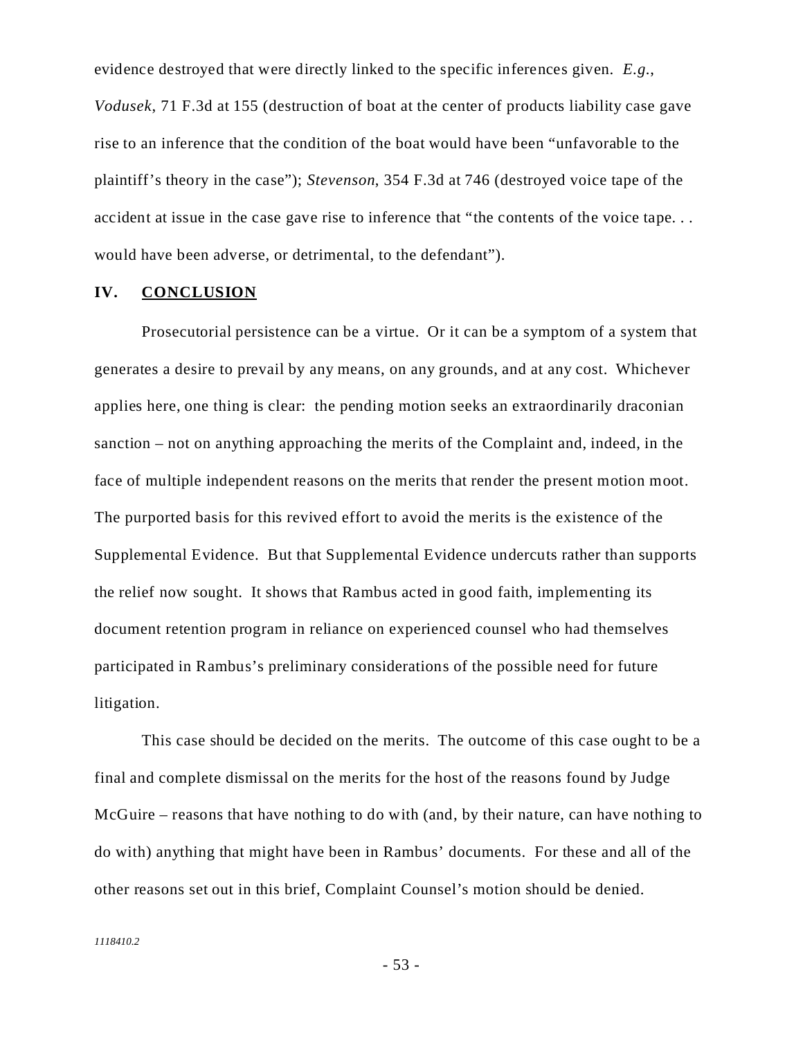evidence destroyed that were directly linked to the specific inferences given. *E.g.*, *Vodusek*, 71 F.3d at 155 (destruction of boat at the center of products liability case gave rise to an inference that the condition of the boat would have been "unfavorable to the plaintiff's theory in the case"); *Stevenson*, 354 F.3d at 746 (destroyed voice tape of the accident at issue in the case gave rise to inference that "the contents of the voice tape. . . would have been adverse, or detrimental, to the defendant").

## IV. <u>CONCLUSION</u>

Prosecutorial persistence can be a virtue. Or it can be a symptom of a system that generates a desire to prevail by any means, on any grounds, and at any cost. Whichever applies here, one thing is clear: the pending motion seeks an extraordinarily draconian sanction – not on anything approaching the merits of the Complaint and, indeed, in the face of multiple independent reasons on the merits that render the present motion moot. The purported basis for this revived effort to avoid the merits is the existence of the Supplemental Evidence. But that Supplemental Evidence undercuts rather than supports the relief now sought. It shows that Rambus acted in good faith, implementing its document retention program in reliance on experienced counsel who had themselves participated in Rambus's preliminary considerations of the possible need for future litigation.

This case should be decided on the merits. The outcome of this case ought to be a final and complete dismissal on the merits for the host of the reasons found by Judge McGuire – reasons that have nothing to do with (and, by their nature, can have nothing to do with) anything that might have been in Rambus' documents. For these and all of the other reasons set out in this brief, Complaint Counsel's motion should be denied.

*1118410.2*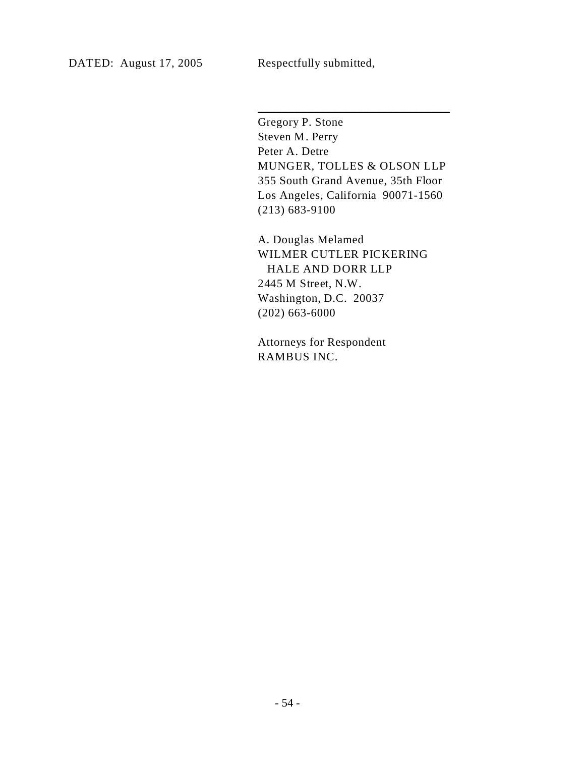DATED: August 17, 2005 Respectfully submitted,

\_\_\_\_\_\_\_\_\_\_\_\_\_\_\_\_\_\_\_\_\_\_\_\_\_\_\_\_\_\_\_\_

Gregory P. Stone
Steven M. Perry
Peter A. Detre
MUNGER, TOLLES & OLSON LLP
355 South Grand Avenue, 35th Floor
Los Angeles, California 90071-1560
(213) 683-9100

A. Douglas Melamed
WILMER CUTLER PICKERING
HALE AND DORR LLP
2445 M Street, N.W.
Washington, D.C. 20037
(202) 663-6000

Attorneys for Respondent
RAMBUS INC.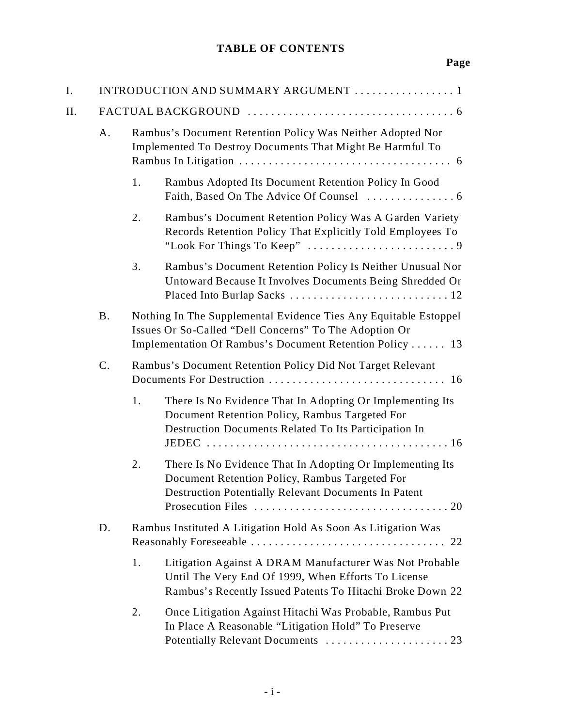# TABLE OF CONTENTS

**Page**

I. INTRODUCTION AND SUMMARY ARGUMENT . . . . . . . . . . . . . . . . . 1

II. FACTUAL BACKGROUND . . . . . . . . . . . . . . . . . . . . . . . . . . . . . . . . . . 6

A. Rambus's Document Retention Policy Was Neither Adopted Nor Implemented To Destroy Documents That Might Be Harmful To Rambus In Litigation . . . . . . . . . . . . . . . . . . . . . . . . . . . . . . . . . . . 6

1. Rambus Adopted Its Document Retention Policy In Good Faith, Based On The Advice Of Counsel . . . . . . . . . . . . . . . 6

2. Rambus's Document Retention Policy Was A Garden Variety Records Retention Policy That Explicitly Told Employees To "Look For Things To Keep" . . . . . . . . . . . . . . . . . . . . . . . . . 9

3. Rambus's Document Retention Policy Is Neither Unusual Nor Untoward Because It Involves Documents Being Shredded Or Placed Into Burlap Sacks . . . . . . . . . . . . . . . . . . . . . . . . . . . 12

B. Nothing In The Supplemental Evidence Ties Any Equitable Estoppel Issues Or So-Called "Dell Concerns" To The Adoption Or Implementation Of Rambus's Document Retention Policy . . . . . . 13

C. Rambus's Document Retention Policy Did Not Target Relevant Documents For Destruction . . . . . . . . . . . . . . . . . . . . . . . . . . . . . . 16

1. There Is No Evidence That In Adopting Or Implementing Its Document Retention Policy, Rambus Targeted For Destruction Documents Related To Its Participation In JEDEC . . . . . . . . . . . . . . . . . . . . . . . . . . . . . . . . . . . . . . . . . 16

2. There Is No Evidence That In Adopting Or Implementing Its Document Retention Policy, Rambus Targeted For Destruction Potentially Relevant Documents In Patent Prosecution Files . . . . . . . . . . . . . . . . . . . . . . . . . . . . . . . . . 20

D. Rambus Instituted A Litigation Hold As Soon As Litigation Was Reasonably Foreseeable . . . . . . . . . . . . . . . . . . . . . . . . . . . . . . . . . 22

1. Litigation Against A DRAM Manufacturer Was Not Probable Until The Very End Of 1999, When Efforts To License Rambus's Recently Issued Patents To Hitachi Broke Down 22

2. Once Litigation Against Hitachi Was Probable, Rambus Put In Place A Reasonable "Litigation Hold" To Preserve Potentially Relevant Documents . . . . . . . . . . . . . . . . . . . . . 23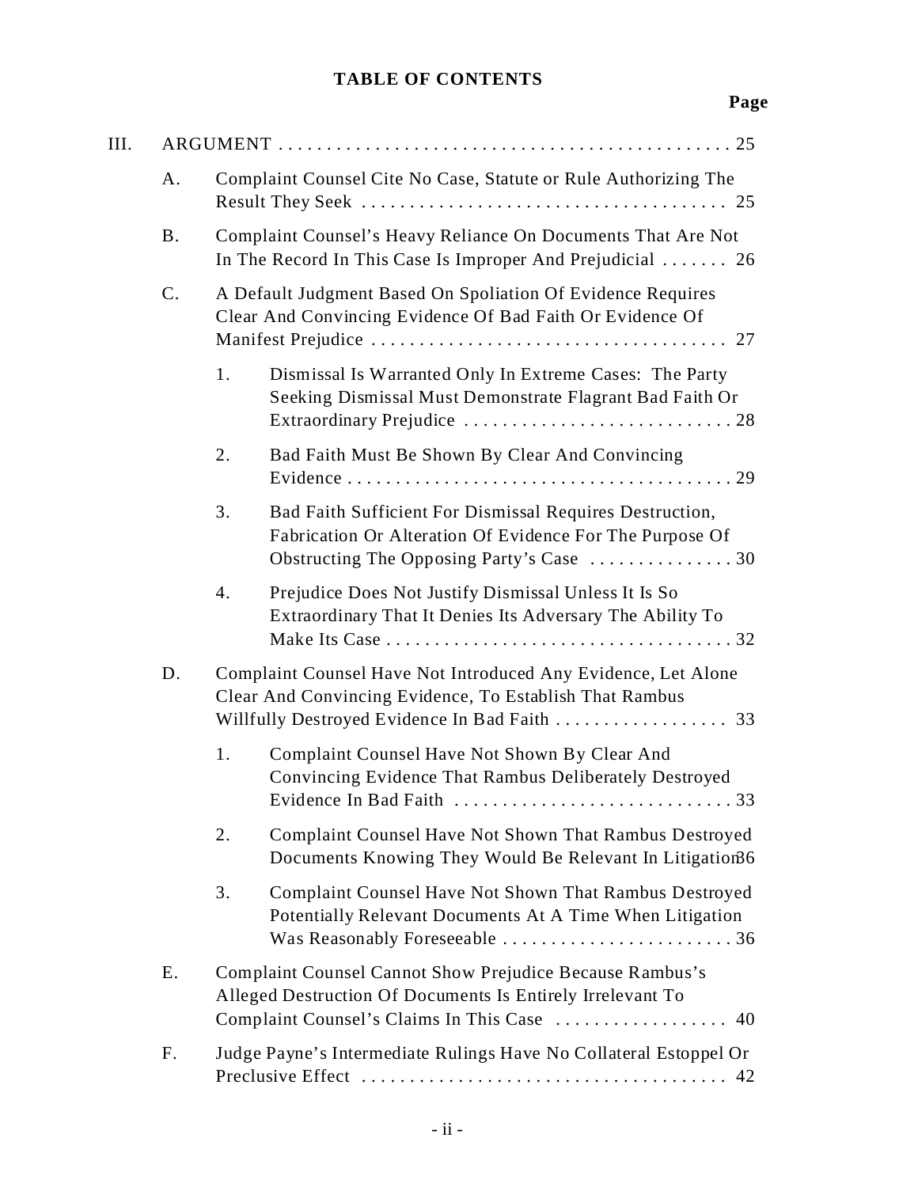## TABLE OF CONTENTS

**Page**

III. ARGUMENT . . . . . . . . . . . . . . . . . . . . . . . . . . . . . . . . . . . . . . . . . . . . . . 25

A. Complaint Counsel Cite No Case, Statute or Rule Authorizing The Result They Seek . . . . . . . . . . . . . . . . . . . . . . . . . . . . . . . . . . . . . 25

B. Complaint Counsel's Heavy Reliance On Documents That Are Not In The Record In This Case Is Improper And Prejudicial . . . . . . . 26

C. A Default Judgment Based On Spoliation Of Evidence Requires Clear And Convincing Evidence Of Bad Faith Or Evidence Of Manifest Prejudice . . . . . . . . . . . . . . . . . . . . . . . . . . . . . . . . . . . . . 27

1. Dismissal Is Warranted Only In Extreme Cases: The Party Seeking Dismissal Must Demonstrate Flagrant Bad Faith Or Extraordinary Prejudice . . . . . . . . . . . . . . . . . . . . . . . . . . . . 28

2. Bad Faith Must Be Shown By Clear And Convincing Evidence . . . . . . . . . . . . . . . . . . . . . . . . . . . . . . . . . . . . . . . . 29

3. Bad Faith Sufficient For Dismissal Requires Destruction, Fabrication Or Alteration Of Evidence For The Purpose Of Obstructing The Opposing Party's Case . . . . . . . . . . . . . . . 30

4. Prejudice Does Not Justify Dismissal Unless It Is So Extraordinary That It Denies Its Adversary The Ability To Make Its Case . . . . . . . . . . . . . . . . . . . . . . . . . . . . . . . . . . . . 32

D. Complaint Counsel Have Not Introduced Any Evidence, Let Alone Clear And Convincing Evidence, To Establish That Rambus Willfully Destroyed Evidence In Bad Faith . . . . . . . . . . . . . . . . . . 33

1. Complaint Counsel Have Not Shown By Clear And Convincing Evidence That Rambus Deliberately Destroyed Evidence In Bad Faith . . . . . . . . . . . . . . . . . . . . . . . . . . . . . 33

2. Complaint Counsel Have Not Shown That Rambus Destroyed Documents Knowing They Would Be Relevant In Litigation 36

3. Complaint Counsel Have Not Shown That Rambus Destroyed Potentially Relevant Documents At A Time When Litigation Was Reasonably Foreseeable . . . . . . . . . . . . . . . . . . . . . . . . 36

E. Complaint Counsel Cannot Show Prejudice Because Rambus's Alleged Destruction Of Documents Is Entirely Irrelevant To Complaint Counsel's Claims In This Case . . . . . . . . . . . . . . . . . . 40

F. Judge Payne's Intermediate Rulings Have No Collateral Estoppel Or Preclusive Effect . . . . . . . . . . . . . . . . . . . . . . . . . . . . . . . . . . . . . . 42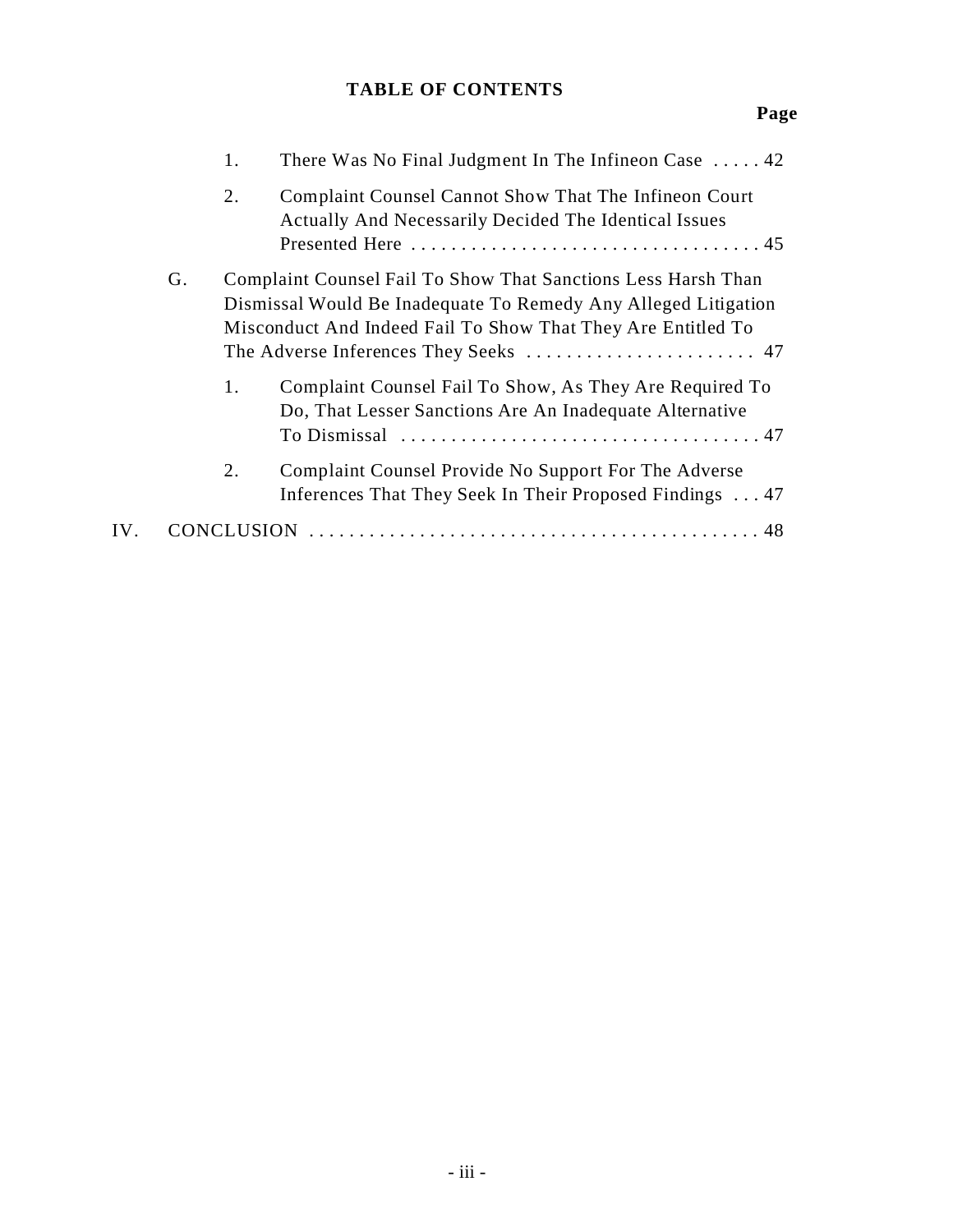**TABLE OF CONTENTS**

**Page**

1. There Was No Final Judgment In The Infineon Case . . . . . 42

2. Complaint Counsel Cannot Show That The Infineon Court Actually And Necessarily Decided The Identical Issues Presented Here . . . . . . . . . . . . . . . . . . . . . . . . . . . . . . . . . . . 45

G. Complaint Counsel Fail To Show That Sanctions Less Harsh Than Dismissal Would Be Inadequate To Remedy Any Alleged Litigation Misconduct And Indeed Fail To Show That They Are Entitled To The Adverse Inferences They Seeks . . . . . . . . . . . . . . . . . . . . . . . 47

1. Complaint Counsel Fail To Show, As They Are Required To Do, That Lesser Sanctions Are An Inadequate Alternative To Dismissal . . . . . . . . . . . . . . . . . . . . . . . . . . . . . . . . . . . . 47

2. Complaint Counsel Provide No Support For The Adverse Inferences That They Seek In Their Proposed Findings . . . 47

IV. CONCLUSION . . . . . . . . . . . . . . . . . . . . . . . . . . . . . . . . . . . . . . . . . . . . . 48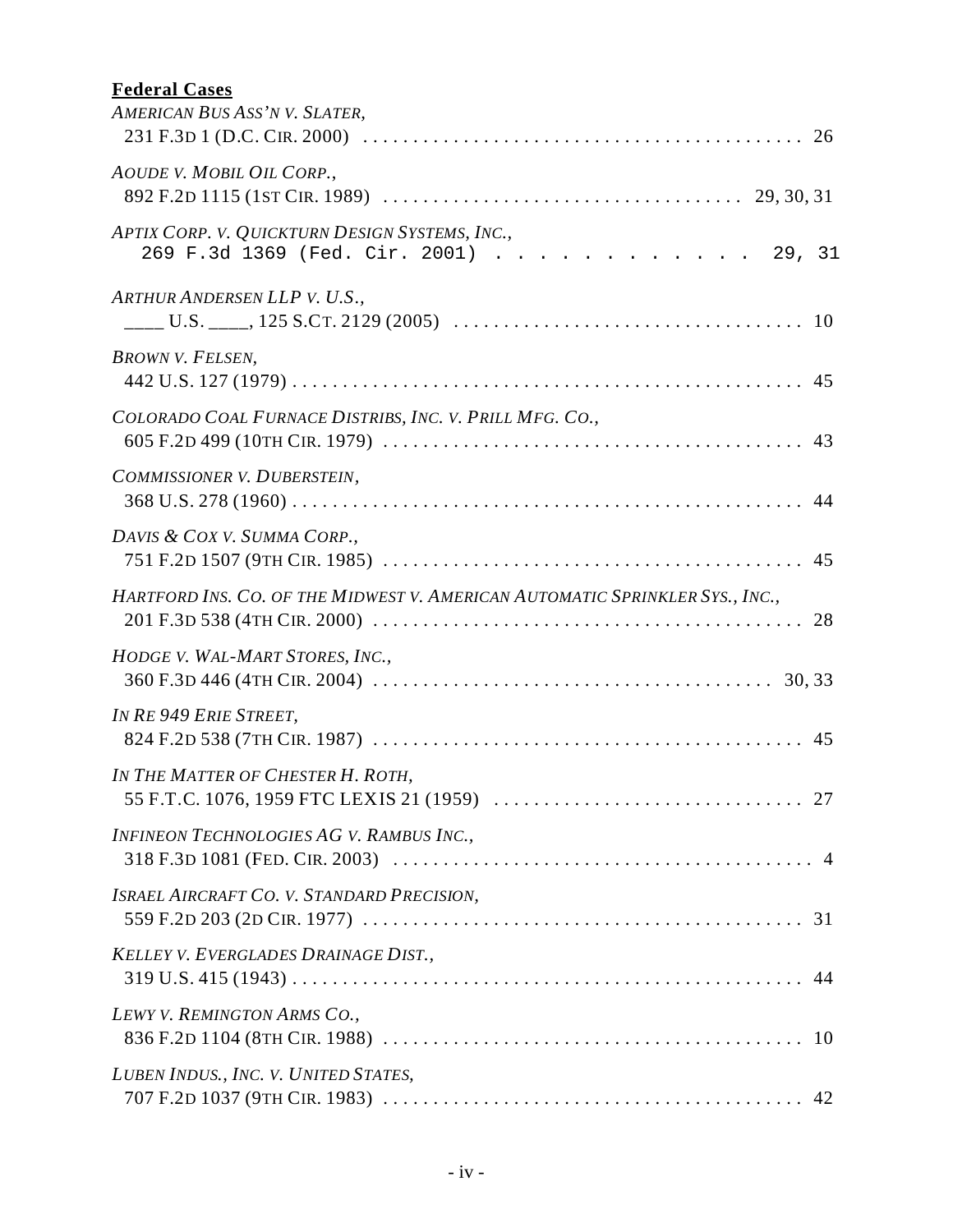**Federal Cases**

*AMERICAN BUS ASS'N V. SLATER*,
231 F.3D 1 (D.C. CIR. 2000) . . . . . . . . . . . . . . . . . . . . . . . . . . . . . . . . . . . . . . . . . . . . 26

*AOUDE V. MOBIL OIL CORP.*,
892 F.2D 1115 (1ST CIR. 1989) . . . . . . . . . . . . . . . . . . . . . . . . . . . . . . . . . . . 29, 30, 31

*APTIX CORP. V. QUICKTURN DESIGN SYSTEMS, INC.*,
269 F.3d 1369 (Fed. Cir. 2001) . . . . . . . . . . . . 29, 31

*ARTHUR ANDERSEN LLP V. U.S.*,
____ U.S. ____, 125 S.CT. 2129 (2005) . . . . . . . . . . . . . . . . . . . . . . . . . . . . . . . . . . 10

*BROWN V. FELSEN*,
442 U.S. 127 (1979) . . . . . . . . . . . . . . . . . . . . . . . . . . . . . . . . . . . . . . . . . . . . . . . . . . 45

*COLORADO COAL FURNACE DISTRIBS, INC. V. PRILL MFG. CO.*,
605 F.2D 499 (10TH CIR. 1979) . . . . . . . . . . . . . . . . . . . . . . . . . . . . . . . . . . . . . . . . . 43

*COMMISSIONER V. DUBERSTEIN*,
368 U.S. 278 (1960) . . . . . . . . . . . . . . . . . . . . . . . . . . . . . . . . . . . . . . . . . . . . . . . . . . 44

*DAVIS & COX V. SUMMA CORP.*,
751 F.2D 1507 (9TH CIR. 1985) . . . . . . . . . . . . . . . . . . . . . . . . . . . . . . . . . . . . . . . . . 45

*HARTFORD INS. CO. OF THE MIDWEST V. AMERICAN AUTOMATIC SPRINKLER SYS., INC.*,
201 F.3D 538 (4TH CIR. 2000) . . . . . . . . . . . . . . . . . . . . . . . . . . . . . . . . . . . . . . . . . . 28

*HODGE V. WAL-MART STORES, INC.*,
360 F.3D 446 (4TH CIR. 2004) . . . . . . . . . . . . . . . . . . . . . . . . . . . . . . . . . . . . . . . 30, 33

*IN RE 949 ERIE STREET*,
824 F.2D 538 (7TH CIR. 1987) . . . . . . . . . . . . . . . . . . . . . . . . . . . . . . . . . . . . . . . . . . 45

*IN THE MATTER OF CHESTER H. ROTH*,
55 F.T.C. 1076, 1959 FTC LEXIS 21 (1959) . . . . . . . . . . . . . . . . . . . . . . . . . . . . . . . 27

*INFINEON TECHNOLOGIES AG V. RAMBUS INC.*,
318 F.3D 1081 (FED. CIR. 2003) . . . . . . . . . . . . . . . . . . . . . . . . . . . . . . . . . . . . . . . . . 4

*ISRAEL AIRCRAFT CO. V. STANDARD PRECISION*,
559 F.2D 203 (2D CIR. 1977) . . . . . . . . . . . . . . . . . . . . . . . . . . . . . . . . . . . . . . . . . . . 31

*KELLEY V. EVERGLADES DRAINAGE DIST.*,
319 U.S. 415 (1943) . . . . . . . . . . . . . . . . . . . . . . . . . . . . . . . . . . . . . . . . . . . . . . . . . . 44

*LEWY V. REMINGTON ARMS CO.*,
836 F.2D 1104 (8TH CIR. 1988) . . . . . . . . . . . . . . . . . . . . . . . . . . . . . . . . . . . . . . . . . 10

*LUBEN INDUS., INC. V. UNITED STATES*,
707 F.2D 1037 (9TH CIR. 1983) . . . . . . . . . . . . . . . . . . . . . . . . . . . . . . . . . . . . . . . . . 42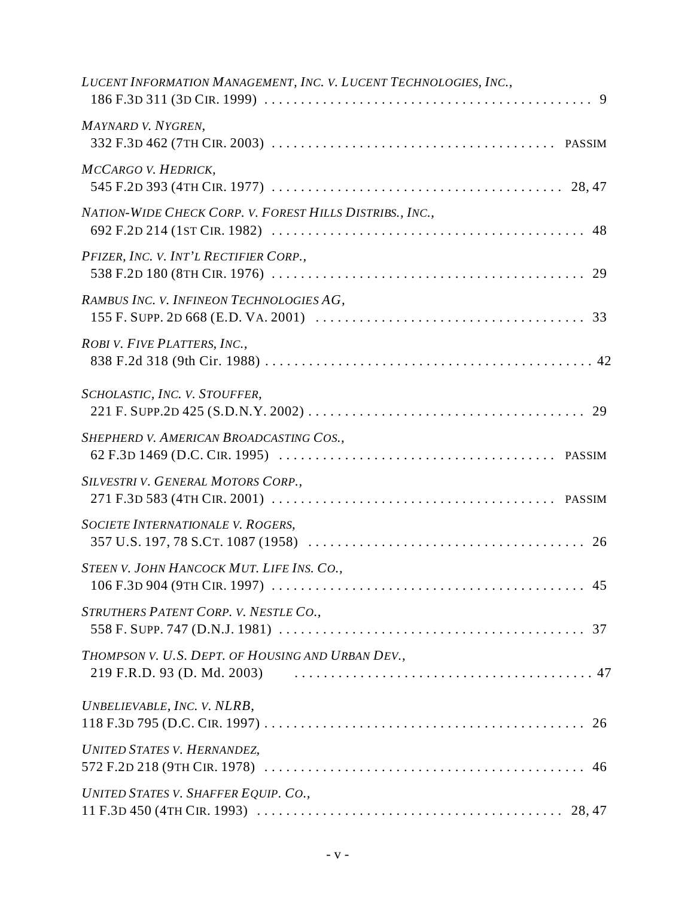*LUCENT INFORMATION MANAGEMENT, INC. V. LUCENT TECHNOLOGIES, INC.*,
186 F.3D 311 (3D CIR. 1999) . . . . . . . . . . . . . . . . . . . . . . . . . . . . . . . . . . . . . . . . . . . . . 9

*MAYNARD V. NYGREN*,
332 F.3D 462 (7TH CIR. 2003) . . . . . . . . . . . . . . . . . . . . . . . . . . . . . . . . . . . . . . PASSIM

*MCCARGO V. HEDRICK*,
545 F.2D 393 (4TH CIR. 1977) . . . . . . . . . . . . . . . . . . . . . . . . . . . . . . . . . . . . . . 28, 47

*NATION-WIDE CHECK CORP. V. FOREST HILLS DISTRIBS., INC.*,
692 F.2D 214 (1ST CIR. 1982) . . . . . . . . . . . . . . . . . . . . . . . . . . . . . . . . . . . . . . . . . 48

*PFIZER, INC. V. INT'L RECTIFIER CORP.*,
538 F.2D 180 (8TH CIR. 1976) . . . . . . . . . . . . . . . . . . . . . . . . . . . . . . . . . . . . . . . . . 29

*RAMBUS INC. V. INFINEON TECHNOLOGIES AG*,
155 F. SUPP. 2D 668 (E.D. VA. 2001) . . . . . . . . . . . . . . . . . . . . . . . . . . . . . . . . . . . 33

*ROBI V. FIVE PLATTERS, INC.*,
838 F.2d 318 (9th Cir. 1988) . . . . . . . . . . . . . . . . . . . . . . . . . . . . . . . . . . . . . . . . . . . . 42

*SCHOLASTIC, INC. V. STOUFFER*,
221 F. SUPP.2D 425 (S.D.N.Y. 2002) . . . . . . . . . . . . . . . . . . . . . . . . . . . . . . . . . . . . . 29

*SHEPHERD V. AMERICAN BROADCASTING COS.*,
62 F.3D 1469 (D.C. CIR. 1995) . . . . . . . . . . . . . . . . . . . . . . . . . . . . . . . . . . . . . PASSIM

*SILVESTRI V. GENERAL MOTORS CORP.*,
271 F.3D 583 (4TH CIR. 2001) . . . . . . . . . . . . . . . . . . . . . . . . . . . . . . . . . . . . . . PASSIM

*SOCIETE INTERNATIONALE V. ROGERS*,
357 U.S. 197, 78 S.CT. 1087 (1958) . . . . . . . . . . . . . . . . . . . . . . . . . . . . . . . . . . . . . 26

*STEEN V. JOHN HANCOCK MUT. LIFE INS. CO.*,
106 F.3D 904 (9TH CIR. 1997) . . . . . . . . . . . . . . . . . . . . . . . . . . . . . . . . . . . . . . . . . . 45

*STRUTHERS PATENT CORP. V. NESTLE CO.*,
558 F. SUPP. 747 (D.N.J. 1981) . . . . . . . . . . . . . . . . . . . . . . . . . . . . . . . . . . . . . . . . . 37

*THOMPSON V. U.S. DEPT. OF HOUSING AND URBAN DEV.*,
219 F.R.D. 93 (D. Md. 2003) . . . . . . . . . . . . . . . . . . . . . . . . . . . . . . . . . . . . . . . . . 47

*UNBELIEVABLE, INC. V. NLRB*,
118 F.3D 795 (D.C. CIR. 1997) . . . . . . . . . . . . . . . . . . . . . . . . . . . . . . . . . . . . . . . . . . . 26

*UNITED STATES V. HERNANDEZ*,
572 F.2D 218 (9TH CIR. 1978) . . . . . . . . . . . . . . . . . . . . . . . . . . . . . . . . . . . . . . . . . . . 46

*UNITED STATES V. SHAFFER EQUIP. CO.*,
11 F.3D 450 (4TH CIR. 1993) . . . . . . . . . . . . . . . . . . . . . . . . . . . . . . . . . . . . . . . . . 28, 47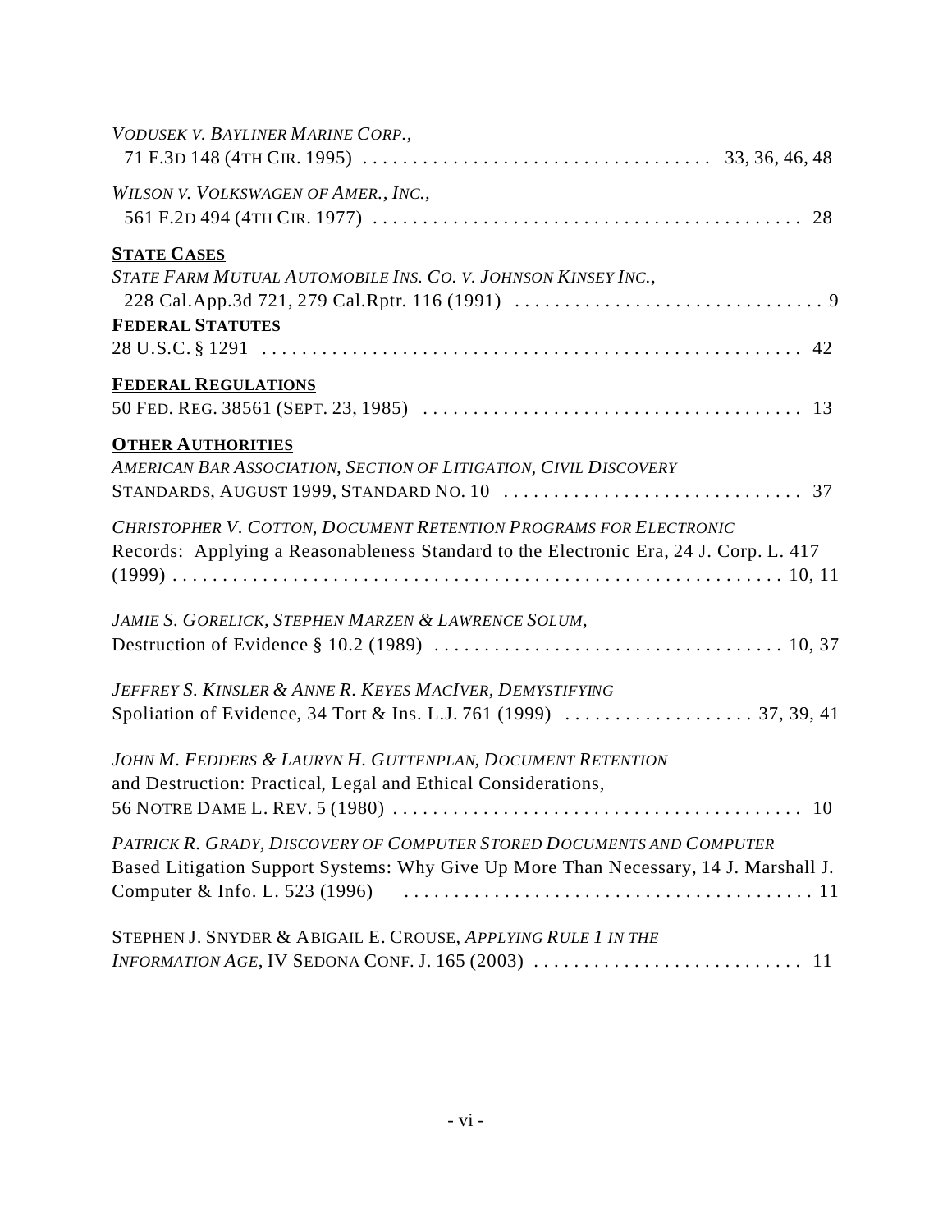*VODUSEK V. BAYLINER MARINE CORP.*,
71 F.3D 148 (4TH CIR. 1995) . . . . . . . . . . . . . . . . . . . . . . . . . . . . . . . . . . . 33, 36, 46, 48

*WILSON V. VOLKSWAGEN OF AMER., INC.*,
561 F.2D 494 (4TH CIR. 1977) . . . . . . . . . . . . . . . . . . . . . . . . . . . . . . . . . . . . . . . . . . 28

**STATE CASES**

*STATE FARM MUTUAL AUTOMOBILE INS. CO. V. JOHNSON KINSEY INC.*,
228 Cal.App.3d 721, 279 Cal.Rptr. 116 (1991) . . . . . . . . . . . . . . . . . . . . . . . . . . . . . . . 9

**FEDERAL STATUTES**

28 U.S.C. § 1291 . . . . . . . . . . . . . . . . . . . . . . . . . . . . . . . . . . . . . . . . . . . . . . . . . . . . . 42

**FEDERAL REGULATIONS**

50 FED. REG. 38561 (SEPT. 23, 1985) . . . . . . . . . . . . . . . . . . . . . . . . . . . . . . . . . . . . . 13

**OTHER AUTHORITIES**

*AMERICAN BAR ASSOCIATION, SECTION OF LITIGATION, CIVIL DISCOVERY*
STANDARDS, AUGUST 1999, STANDARD NO. 10 . . . . . . . . . . . . . . . . . . . . . . . . . . . . . . 37

*CHRISTOPHER V. COTTON, DOCUMENT RETENTION PROGRAMS FOR ELECTRONIC*
Records: Applying a Reasonableness Standard to the Electronic Era, 24 J. Corp. L. 417 (1999) . . . . . . . . . . . . . . . . . . . . . . . . . . . . . . . . . . . . . . . . . . . . . . . . . . . . . . . . . . 10, 11

*JAMIE S. GORELICK, STEPHEN MARZEN & LAWRENCE SOLUM*,
Destruction of Evidence § 10.2 (1989) . . . . . . . . . . . . . . . . . . . . . . . . . . . . . . . . . . . 10, 37

*JEFFREY S. KINSLER & ANNE R. KEYES MACIVER, DEMYSTIFYING*
Spoliation of Evidence, 34 Tort & Ins. L.J. 761 (1999) . . . . . . . . . . . . . . . . . . . 37, 39, 41

*JOHN M. FEDDERS & LAURYN H. GUTTENPLAN, DOCUMENT RETENTION*
and Destruction: Practical, Legal and Ethical Considerations,
56 NOTRE DAME L. REV. 5 (1980) . . . . . . . . . . . . . . . . . . . . . . . . . . . . . . . . . . . . . . . . . 10

*PATRICK R. GRADY, DISCOVERY OF COMPUTER STORED DOCUMENTS AND COMPUTER*
Based Litigation Support Systems: Why Give Up More Than Necessary, 14 J. Marshall J. Computer & Info. L. 523 (1996) . . . . . . . . . . . . . . . . . . . . . . . . . . . . . . . . . . . . . . . . . 11

STEPHEN J. SNYDER & ABIGAIL E. CROUSE, *APPLYING RULE 1 IN THE INFORMATION AGE*, IV SEDONA CONF. J. 165 (2003) . . . . . . . . . . . . . . . . . . . . . . . . . . . 11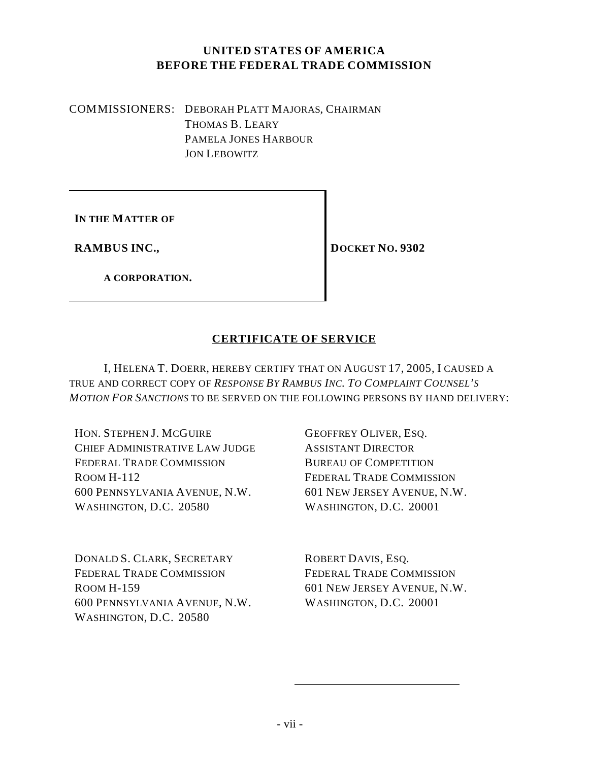**UNITED STATES OF AMERICA**
**BEFORE THE FEDERAL TRADE COMMISSION**

COMMISSIONERS: DEBORAH PLATT MAJORAS, CHAIRMAN
THOMAS B. LEARY
PAMELA JONES HARBOUR
JON LEBOWITZ

**IN THE MATTER OF**

**RAMBUS INC.,**

**A CORPORATION.**

**DOCKET NO. 9302**

## CERTIFICATE OF SERVICE

I, HELENA T. DOERR, HEREBY CERTIFY THAT ON AUGUST 17, 2005, I CAUSED A TRUE AND CORRECT COPY OF *RESPONSE BY RAMBUS INC. TO COMPLAINT COUNSEL'S MOTION FOR SANCTIONS* TO BE SERVED ON THE FOLLOWING PERSONS BY HAND DELIVERY:

HON. STEPHEN J. MCGUIRE
CHIEF ADMINISTRATIVE LAW JUDGE
FEDERAL TRADE COMMISSION
ROOM H-112
600 PENNSYLVANIA AVENUE, N.W.
WASHINGTON, D.C. 20580

GEOFFREY OLIVER, ESQ.
ASSISTANT DIRECTOR
BUREAU OF COMPETITION
FEDERAL TRADE COMMISSION
601 NEW JERSEY AVENUE, N.W.
WASHINGTON, D.C. 20001

DONALD S. CLARK, SECRETARY
FEDERAL TRADE COMMISSION
ROOM H-159
600 PENNSYLVANIA AVENUE, N.W.
WASHINGTON, D.C. 20580

ROBERT DAVIS, ESQ.
FEDERAL TRADE COMMISSION
601 NEW JERSEY AVENUE, N.W.
WASHINGTON, D.C. 20001

\_\_\_\_\_\_\_\_\_\_\_\_\_\_\_\_\_\_\_\_\_\_\_\_\_\_\_\_